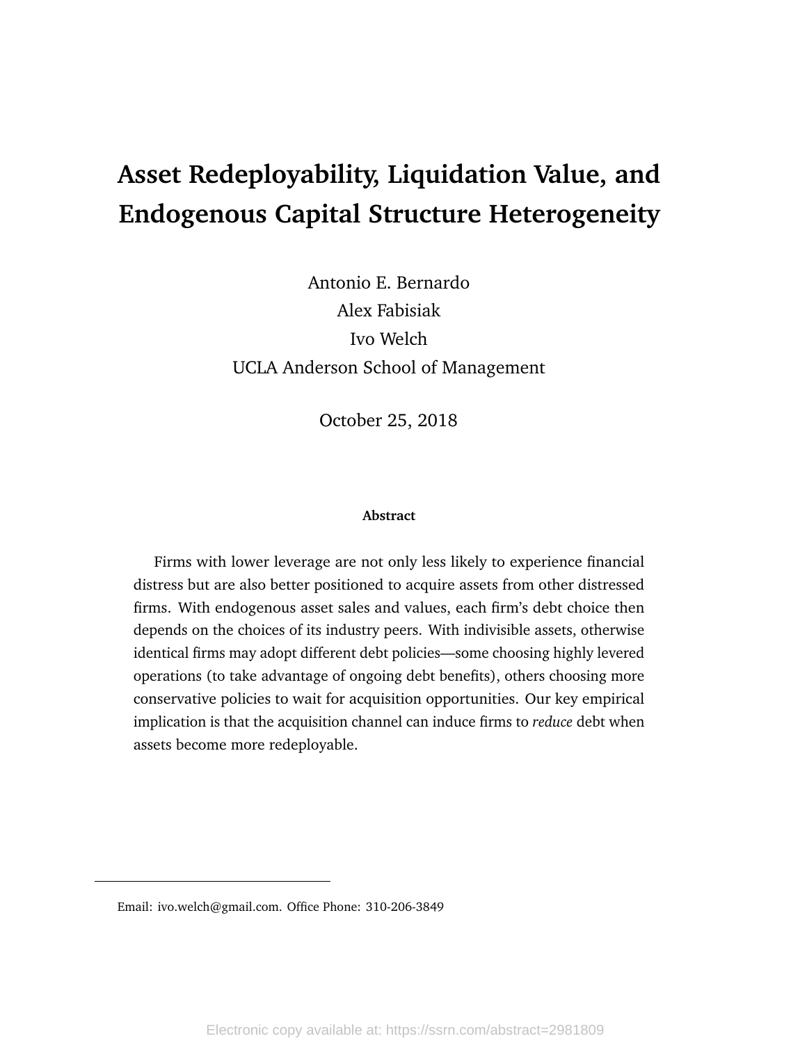# Asset Redeployability, Liquidation Value, and Endogenous Capital Structure Heterogeneity

Antonio E. Bernardo
Alex Fabisiak
Ivo Welch
UCLA Anderson School of Management

October 25, 2018

**Abstract**

Firms with lower leverage are not only less likely to experience financial distress but are also better positioned to acquire assets from other distressed firms. With endogenous asset sales and values, each firm's debt choice then depends on the choices of its industry peers. With indivisible assets, otherwise identical firms may adopt different debt policies—some choosing highly levered operations (to take advantage of ongoing debt benefits), others choosing more conservative policies to wait for acquisition opportunities. Our key empirical implication is that the acquisition channel can induce firms to *reduce* debt when assets become more redeployable.

Email: ivo.welch@gmail.com. Office Phone: 310-206-3849

Electronic copy available at: https://ssrn.com/abstract=2981809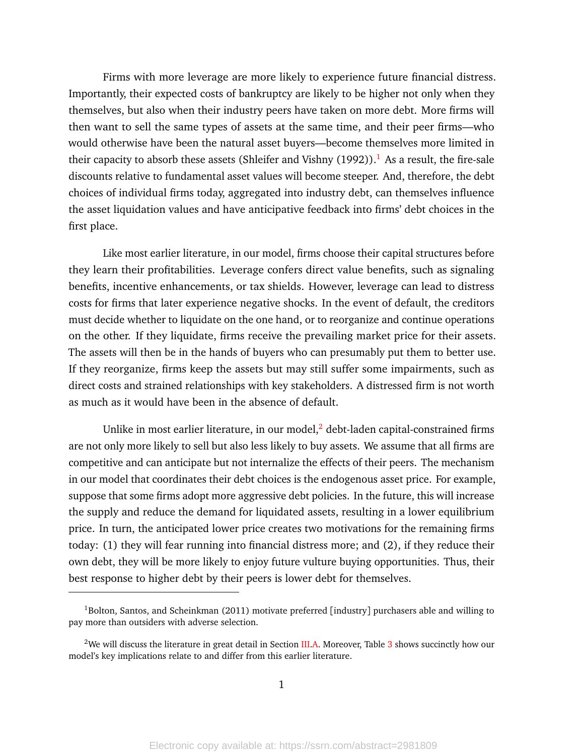Firms with more leverage are more likely to experience future financial distress. Importantly, their expected costs of bankruptcy are likely to be higher not only when they themselves, but also when their industry peers have taken on more debt. More firms will then want to sell the same types of assets at the same time, and their peer firms—who would otherwise have been the natural asset buyers—become themselves more limited in their capacity to absorb these assets (Shleifer and Vishny (1992)).[1] As a result, the fire-sale discounts relative to fundamental asset values will become steeper. And, therefore, the debt choices of individual firms today, aggregated into industry debt, can themselves influence the asset liquidation values and have anticipative feedback into firms' debt choices in the first place.

Like most earlier literature, in our model, firms choose their capital structures before they learn their profitabilities. Leverage confers direct value benefits, such as signaling benefits, incentive enhancements, or tax shields. However, leverage can lead to distress costs for firms that later experience negative shocks. In the event of default, the creditors must decide whether to liquidate on the one hand, or to reorganize and continue operations on the other. If they liquidate, firms receive the prevailing market price for their assets. The assets will then be in the hands of buyers who can presumably put them to better use. If they reorganize, firms keep the assets but may still suffer some impairments, such as direct costs and strained relationships with key stakeholders. A distressed firm is not worth as much as it would have been in the absence of default.

Unlike in most earlier literature, in our model,[2] debt-laden capital-constrained firms are not only more likely to sell but also less likely to buy assets. We assume that all firms are competitive and can anticipate but not internalize the effects of their peers. The mechanism in our model that coordinates their debt choices is the endogenous asset price. For example, suppose that some firms adopt more aggressive debt policies. In the future, this will increase the supply and reduce the demand for liquidated assets, resulting in a lower equilibrium price. In turn, the anticipated lower price creates two motivations for the remaining firms today: (1) they will fear running into financial distress more; and (2), if they reduce their own debt, they will be more likely to enjoy future vulture buying opportunities. Thus, their best response to higher debt by their peers is lower debt for themselves.

---

[1] Bolton, Santos, and Scheinkman (2011) motivate preferred [industry] purchasers able and willing to pay more than outsiders with adverse selection.

[2] We will discuss the literature in great detail in Section III.A. Moreover, Table 3 shows succinctly how our model's key implications relate to and differ from this earlier literature.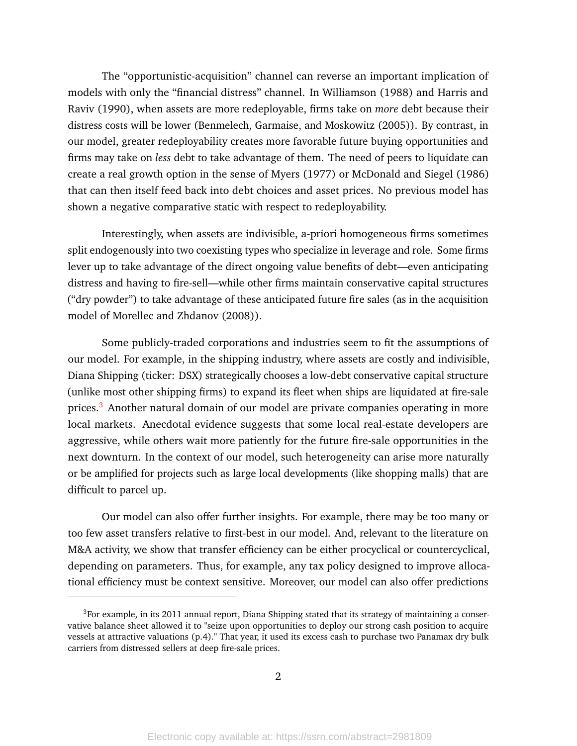The "opportunistic-acquisition" channel can reverse an important implication of models with only the "financial distress" channel. In Williamson (1988) and Harris and Raviv (1990), when assets are more redeployable, firms take on *more* debt because their distress costs will be lower (Benmelech, Garmaise, and Moskowitz (2005)). By contrast, in our model, greater redeployability creates more favorable future buying opportunities and firms may take on *less* debt to take advantage of them. The need of peers to liquidate can create a real growth option in the sense of Myers (1977) or McDonald and Siegel (1986) that can then itself feed back into debt choices and asset prices. No previous model has shown a negative comparative static with respect to redeployability.

Interestingly, when assets are indivisible, a-priori homogeneous firms sometimes split endogenously into two coexisting types who specialize in leverage and role. Some firms lever up to take advantage of the direct ongoing value benefits of debt—even anticipating distress and having to fire-sell—while other firms maintain conservative capital structures ("dry powder") to take advantage of these anticipated future fire sales (as in the acquisition model of Morellec and Zhdanov (2008)).

Some publicly-traded corporations and industries seem to fit the assumptions of our model. For example, in the shipping industry, where assets are costly and indivisible, Diana Shipping (ticker: DSX) strategically chooses a low-debt conservative capital structure (unlike most other shipping firms) to expand its fleet when ships are liquidated at fire-sale prices.[3] Another natural domain of our model are private companies operating in more local markets. Anecdotal evidence suggests that some local real-estate developers are aggressive, while others wait more patiently for the future fire-sale opportunities in the next downturn. In the context of our model, such heterogeneity can arise more naturally or be amplified for projects such as large local developments (like shopping malls) that are difficult to parcel up.

Our model can also offer further insights. For example, there may be too many or too few asset transfers relative to first-best in our model. And, relevant to the literature on M&A activity, we show that transfer efficiency can be either procyclical or countercyclical, depending on parameters. Thus, for example, any tax policy designed to improve allocational efficiency must be context sensitive. Moreover, our model can also offer predictions

[3] For example, in its 2011 annual report, Diana Shipping stated that its strategy of maintaining a conservative balance sheet allowed it to "seize upon opportunities to deploy our strong cash position to acquire vessels at attractive valuations (p.4)." That year, it used its excess cash to purchase two Panamax dry bulk carriers from distressed sellers at deep fire-sale prices.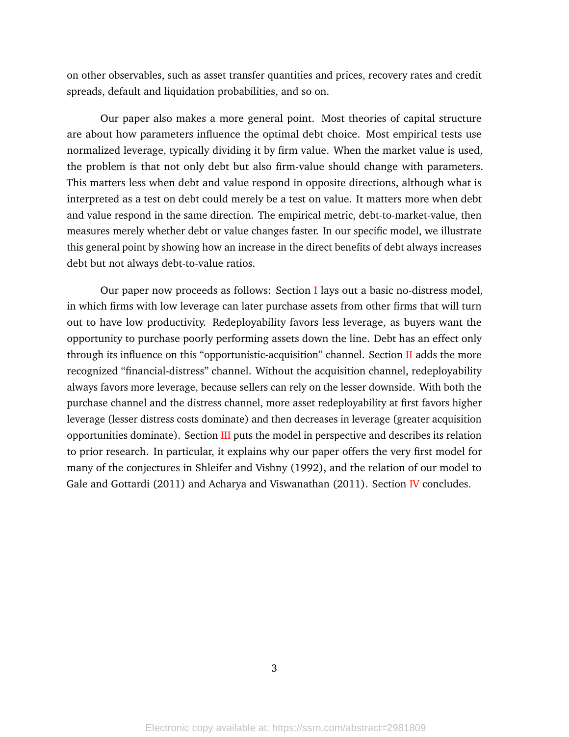on other observables, such as asset transfer quantities and prices, recovery rates and credit spreads, default and liquidation probabilities, and so on.

Our paper also makes a more general point. Most theories of capital structure are about how parameters influence the optimal debt choice. Most empirical tests use normalized leverage, typically dividing it by firm value. When the market value is used, the problem is that not only debt but also firm-value should change with parameters. This matters less when debt and value respond in opposite directions, although what is interpreted as a test on debt could merely be a test on value. It matters more when debt and value respond in the same direction. The empirical metric, debt-to-market-value, then measures merely whether debt or value changes faster. In our specific model, we illustrate this general point by showing how an increase in the direct benefits of debt always increases debt but not always debt-to-value ratios.

Our paper now proceeds as follows: Section I lays out a basic no-distress model, in which firms with low leverage can later purchase assets from other firms that will turn out to have low productivity. Redeployability favors less leverage, as buyers want the opportunity to purchase poorly performing assets down the line. Debt has an effect only through its influence on this "opportunistic-acquisition" channel. Section II adds the more recognized "financial-distress" channel. Without the acquisition channel, redeployability always favors more leverage, because sellers can rely on the lesser downside. With both the purchase channel and the distress channel, more asset redeployability at first favors higher leverage (lesser distress costs dominate) and then decreases in leverage (greater acquisition opportunities dominate). Section III puts the model in perspective and describes its relation to prior research. In particular, it explains why our paper offers the very first model for many of the conjectures in Shleifer and Vishny (1992), and the relation of our model to Gale and Gottardi (2011) and Acharya and Viswanathan (2011). Section IV concludes.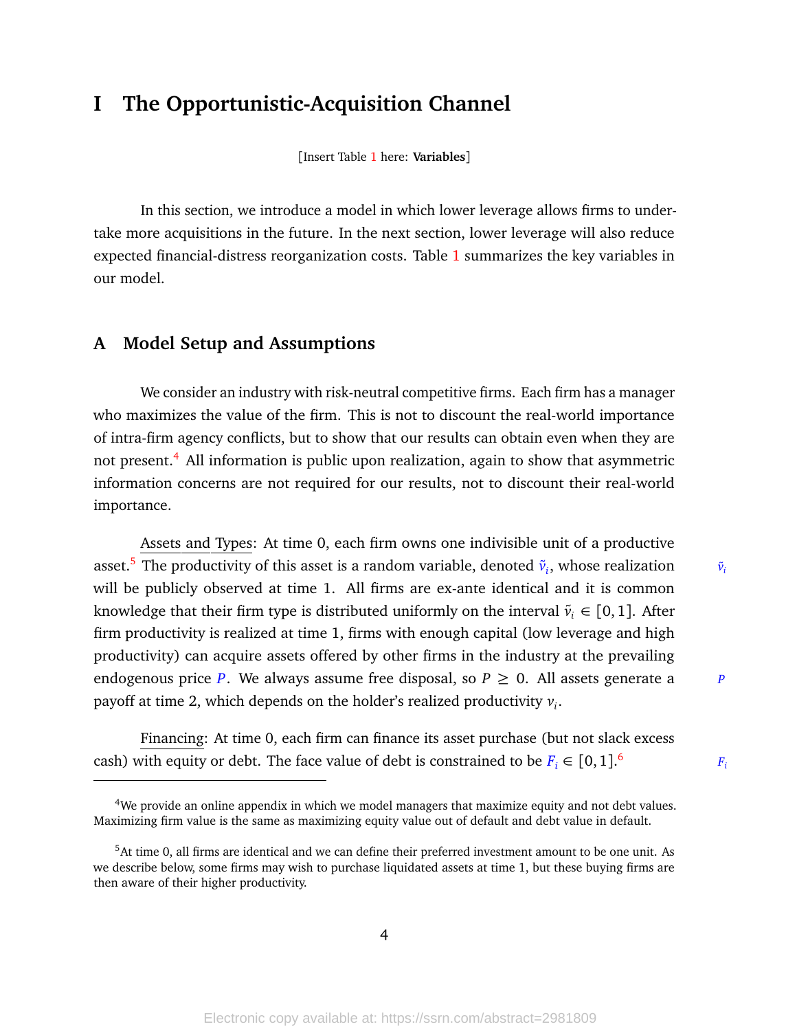# I The Opportunistic-Acquisition Channel

[Insert Table 1 here: **Variables**]

In this section, we introduce a model in which lower leverage allows firms to undertake more acquisitions in the future. In the next section, lower leverage will also reduce expected financial-distress reorganization costs. Table 1 summarizes the key variables in our model.

## A Model Setup and Assumptions

We consider an industry with risk-neutral competitive firms. Each firm has a manager who maximizes the value of the firm. This is not to discount the real-world importance of intra-firm agency conflicts, but to show that our results can obtain even when they are not present.[4] All information is public upon realization, again to show that asymmetric information concerns are not required for our results, not to discount their real-world importance.

Assets and Types: At time 0, each firm owns one indivisible unit of a productive asset.[5] The productivity of this asset is a random variable, denoted $\tilde{v}_i$, whose realization will be publicly observed at time 1. All firms are ex-ante identical and it is common knowledge that their firm type is distributed uniformly on the interval $\tilde{v}_i \in [0,1]$. After firm productivity is realized at time 1, firms with enough capital (low leverage and high productivity) can acquire assets offered by other firms in the industry at the prevailing endogenous price $P$. We always assume free disposal, so $P \geq 0$. All assets generate a payoff at time 2, which depends on the holder's realized productivity $v_i$.

Financing: At time 0, each firm can finance its asset purchase (but not slack excess cash) with equity or debt. The face value of debt is constrained to be $F_i \in [0,1]$.[6]

[4] We provide an online appendix in which we model managers that maximize equity and not debt values. Maximizing firm value is the same as maximizing equity value out of default and debt value in default.

[5] At time 0, all firms are identical and we can define their preferred investment amount to be one unit. As we describe below, some firms may wish to purchase liquidated assets at time 1, but these buying firms are then aware of their higher productivity.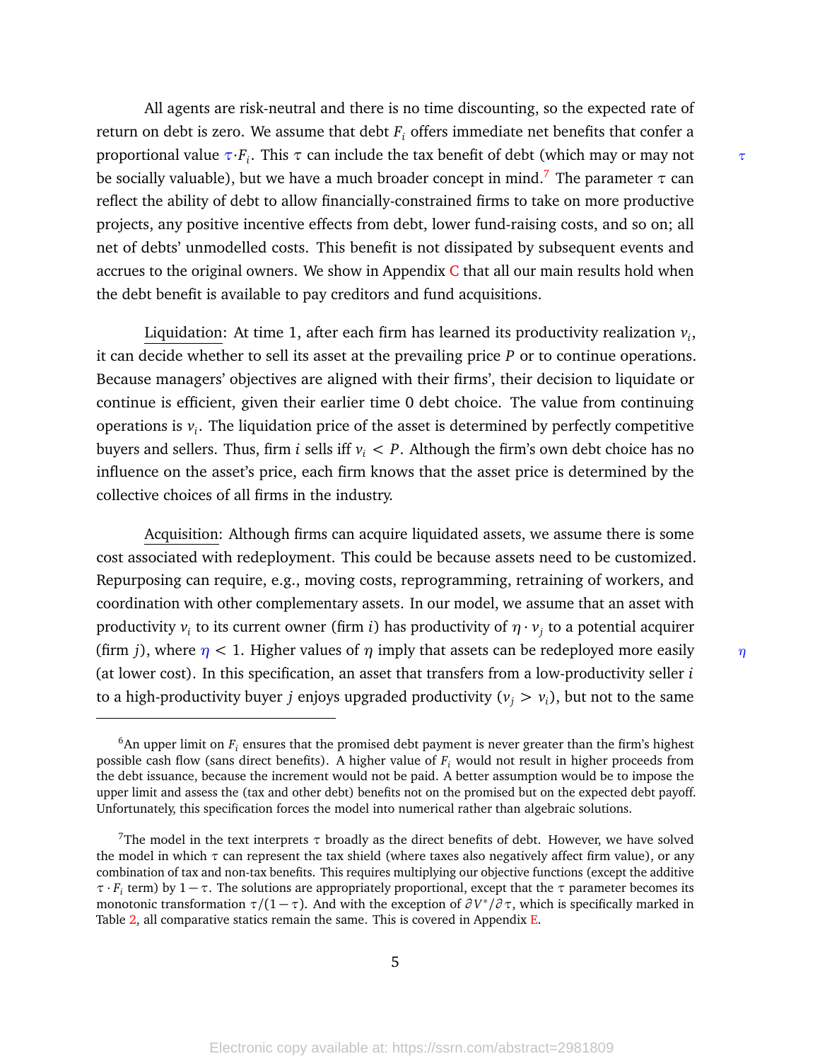All agents are risk-neutral and there is no time discounting, so the expected rate of return on debt is zero. We assume that debt $F_i$ offers immediate net benefits that confer a proportional value $\tau \cdot F_i$. This $\tau$ can include the tax benefit of debt (which may or may not be socially valuable), but we have a much broader concept in mind.[7] The parameter $\tau$ can reflect the ability of debt to allow financially-constrained firms to take on more productive projects, any positive incentive effects from debt, lower fund-raising costs, and so on; all net of debts' unmodelled costs. This benefit is not dissipated by subsequent events and accrues to the original owners. We show in Appendix C that all our main results hold when the debt benefit is available to pay creditors and fund acquisitions.

Liquidation: At time 1, after each firm has learned its productivity realization $v_i$, it can decide whether to sell its asset at the prevailing price $P$ or to continue operations. Because managers' objectives are aligned with their firms', their decision to liquidate or continue is efficient, given their earlier time 0 debt choice. The value from continuing operations is $v_i$. The liquidation price of the asset is determined by perfectly competitive buyers and sellers. Thus, firm $i$ sells iff $v_i < P$. Although the firm's own debt choice has no influence on the asset's price, each firm knows that the asset price is determined by the collective choices of all firms in the industry.

Acquisition: Although firms can acquire liquidated assets, we assume there is some cost associated with redeployment. This could be because assets need to be customized. Repurposing can require, e.g., moving costs, reprogramming, retraining of workers, and coordination with other complementary assets. In our model, we assume that an asset with productivity $v_i$ to its current owner (firm $i$) has productivity of $\eta \cdot v_j$ to a potential acquirer (firm $j$), where $\eta < 1$. Higher values of $\eta$ imply that assets can be redeployed more easily (at lower cost). In this specification, an asset that transfers from a low-productivity seller $i$ to a high-productivity buyer $j$ enjoys upgraded productivity ($v_j > v_i$), but not to the same

[6] An upper limit on $F_i$ ensures that the promised debt payment is never greater than the firm's highest possible cash flow (sans direct benefits). A higher value of $F_i$ would not result in higher proceeds from the debt issuance, because the increment would not be paid. A better assumption would be to impose the upper limit and assess the (tax and other debt) benefits not on the promised but on the expected debt payoff. Unfortunately, this specification forces the model into numerical rather than algebraic solutions.

[7] The model in the text interprets $\tau$ broadly as the direct benefits of debt. However, we have solved the model in which $\tau$ can represent the tax shield (where taxes also negatively affect firm value), or any combination of tax and non-tax benefits. This requires multiplying our objective functions (except the additive $\tau \cdot F_i$ term) by $1-\tau$. The solutions are appropriately proportional, except that the $\tau$ parameter becomes its monotonic transformation $\tau/(1-\tau)$. And with the exception of $\partial V^*/\partial \tau$, which is specifically marked in Table 2, all comparative statics remain the same. This is covered in Appendix E.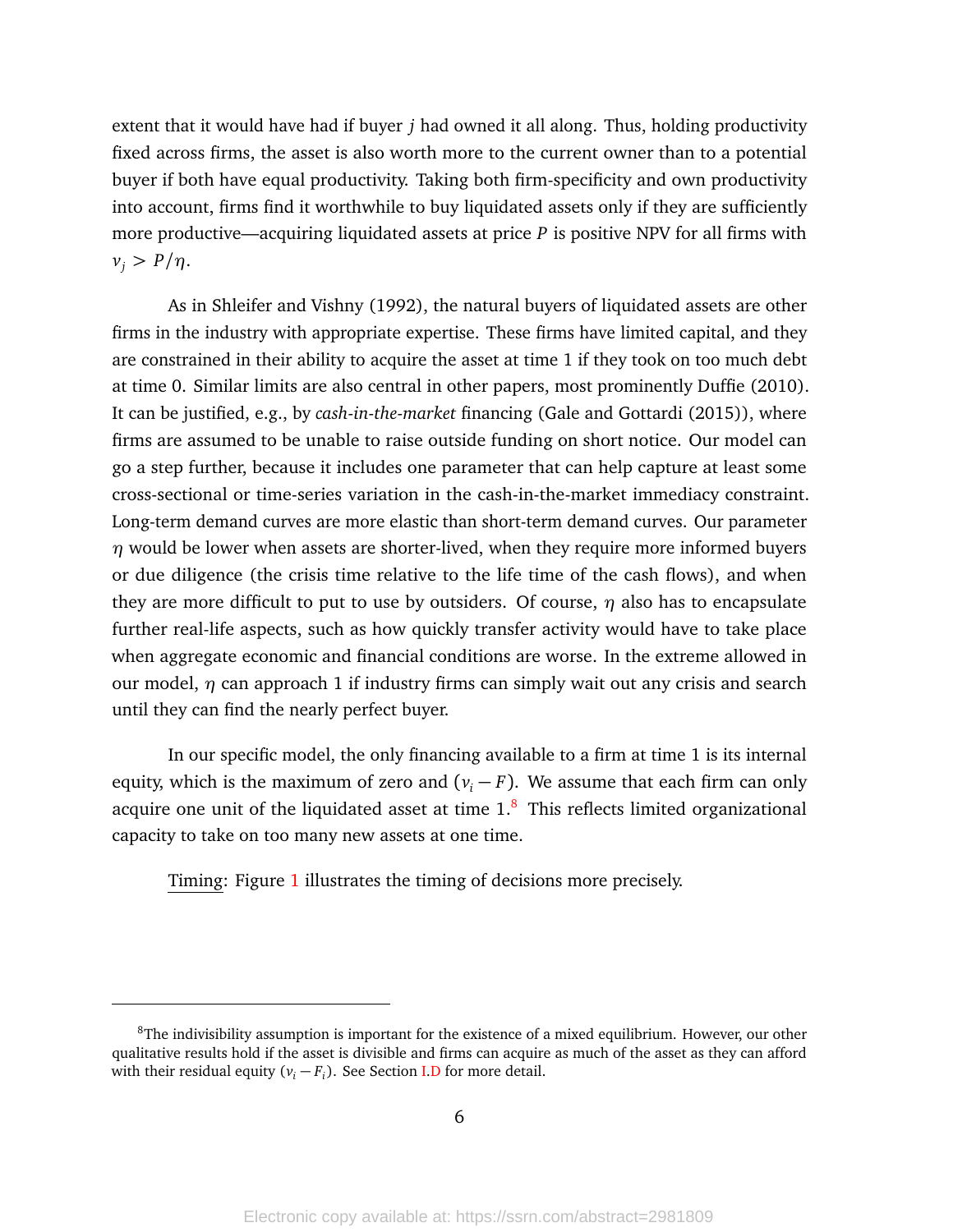extent that it would have had if buyer $j$ had owned it all along. Thus, holding productivity fixed across firms, the asset is also worth more to the current owner than to a potential buyer if both have equal productivity. Taking both firm-specificity and own productivity into account, firms find it worthwhile to buy liquidated assets only if they are sufficiently more productive—acquiring liquidated assets at price $P$ is positive NPV for all firms with $v_j > P/\eta$.

As in Shleifer and Vishny (1992), the natural buyers of liquidated assets are other firms in the industry with appropriate expertise. These firms have limited capital, and they are constrained in their ability to acquire the asset at time 1 if they took on too much debt at time 0. Similar limits are also central in other papers, most prominently Duffie (2010). It can be justified, e.g., by *cash-in-the-market* financing (Gale and Gottardi (2015)), where firms are assumed to be unable to raise outside funding on short notice. Our model can go a step further, because it includes one parameter that can help capture at least some cross-sectional or time-series variation in the cash-in-the-market immediacy constraint. Long-term demand curves are more elastic than short-term demand curves. Our parameter $\eta$ would be lower when assets are shorter-lived, when they require more informed buyers or due diligence (the crisis time relative to the life time of the cash flows), and when they are more difficult to put to use by outsiders. Of course, $\eta$ also has to encapsulate further real-life aspects, such as how quickly transfer activity would have to take place when aggregate economic and financial conditions are worse. In the extreme allowed in our model, $\eta$ can approach 1 if industry firms can simply wait out any crisis and search until they can find the nearly perfect buyer.

In our specific model, the only financing available to a firm at time 1 is its internal equity, which is the maximum of zero and $(v_i - F)$. We assume that each firm can only acquire one unit of the liquidated asset at time 1.[8] This reflects limited organizational capacity to take on too many new assets at one time.

Timing: Figure 1 illustrates the timing of decisions more precisely.

---

[8] The indivisibility assumption is important for the existence of a mixed equilibrium. However, our other qualitative results hold if the asset is divisible and firms can acquire as much of the asset as they can afford with their residual equity $(v_i - F_i)$. See Section I.D for more detail.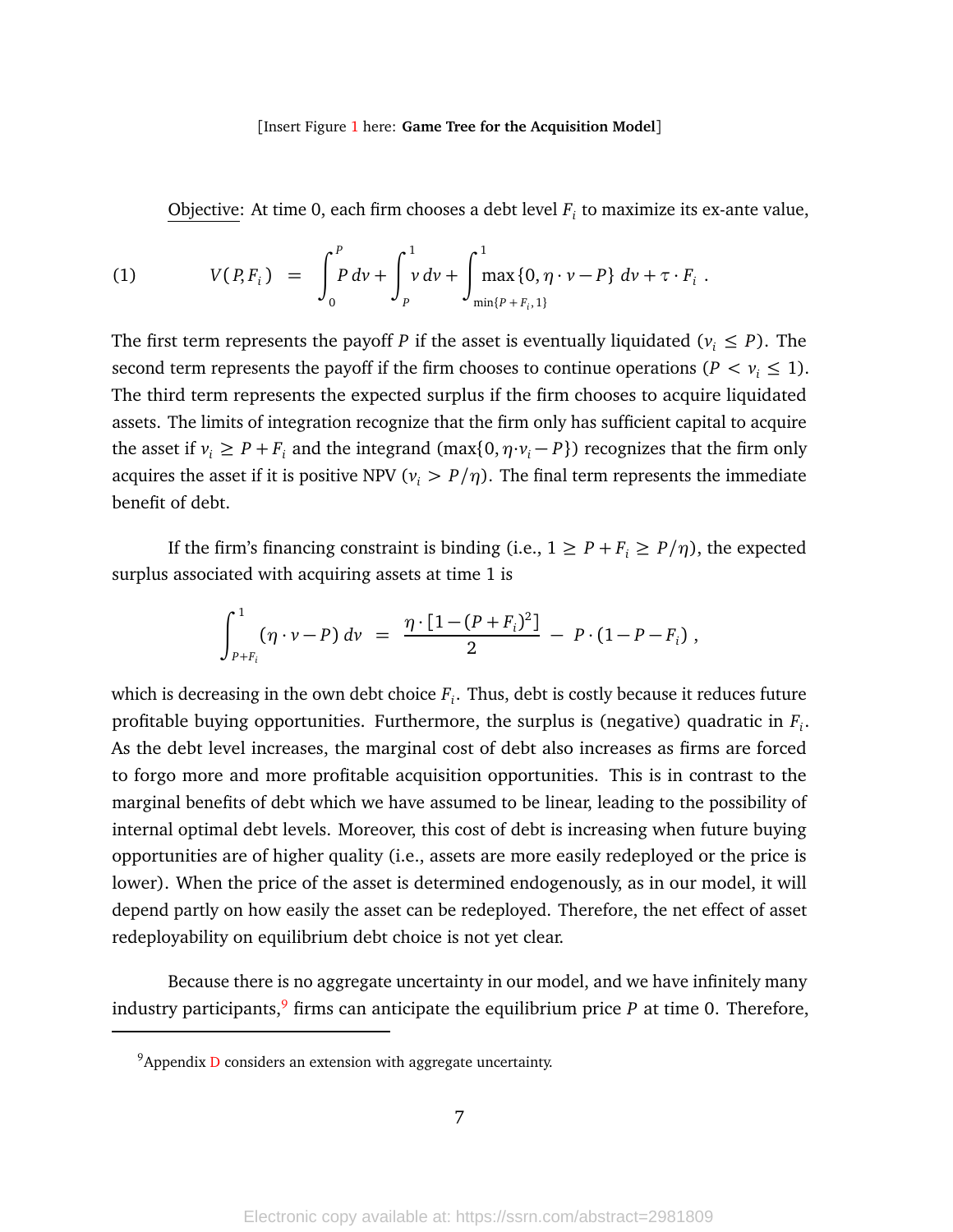[Insert Figure 1 here: **Game Tree for the Acquisition Model**]

<u>Objective</u>: At time 0, each firm chooses a debt level $F_i$ to maximize its ex-ante value,

$$V(P, F_i) \;=\; \int_0^P P\,dv + \int_P^1 v\,dv + \int_{\min\{P+F_i,1\}}^1 \max\{0, \eta\cdot v - P\}\,dv + \tau\cdot F_i\;. \tag{1}$$

The first term represents the payoff $P$ if the asset is eventually liquidated ($v_i \le P$). The second term represents the payoff if the firm chooses to continue operations ($P < v_i \le 1$). The third term represents the expected surplus if the firm chooses to acquire liquidated assets. The limits of integration recognize that the firm only has sufficient capital to acquire the asset if $v_i \ge P + F_i$ and the integrand ($\max\{0, \eta\cdot v_i - P\}$) recognizes that the firm only acquires the asset if it is positive NPV ($v_i > P/\eta$). The final term represents the immediate benefit of debt.

If the firm's financing constraint is binding (i.e., $1 \ge P + F_i \ge P/\eta$), the expected surplus associated with acquiring assets at time 1 is

$$\int_{P+F_i}^1 (\eta\cdot v - P)\,dv \;=\; \frac{\eta\cdot[1-(P+F_i)^2]}{2} \;-\; P\cdot(1-P-F_i)\;,$$

which is decreasing in the own debt choice $F_i$. Thus, debt is costly because it reduces future profitable buying opportunities. Furthermore, the surplus is (negative) quadratic in $F_i$. As the debt level increases, the marginal cost of debt also increases as firms are forced to forgo more and more profitable acquisition opportunities. This is in contrast to the marginal benefits of debt which we have assumed to be linear, leading to the possibility of internal optimal debt levels. Moreover, this cost of debt is increasing when future buying opportunities are of higher quality (i.e., assets are more easily redeployed or the price is lower). When the price of the asset is determined endogenously, as in our model, it will depend partly on how easily the asset can be redeployed. Therefore, the net effect of asset redeployability on equilibrium debt choice is not yet clear.

Because there is no aggregate uncertainty in our model, and we have infinitely many industry participants,[9] firms can anticipate the equilibrium price $P$ at time 0. Therefore,

[9] Appendix D considers an extension with aggregate uncertainty.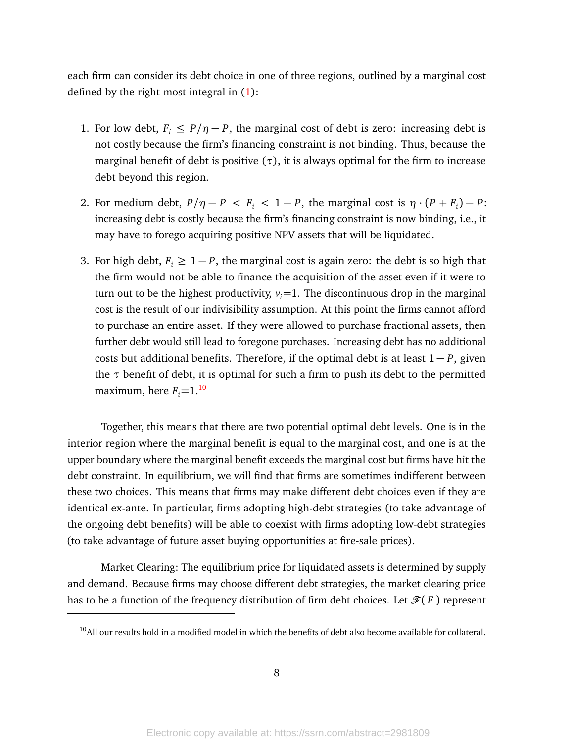each firm can consider its debt choice in one of three regions, outlined by a marginal cost defined by the right-most integral in (1):

1. For low debt, $F_i \leq P/\eta - P$, the marginal cost of debt is zero: increasing debt is not costly because the firm's financing constraint is not binding. Thus, because the marginal benefit of debt is positive ($\tau$), it is always optimal for the firm to increase debt beyond this region.
2. For medium debt, $P/\eta - P < F_i < 1 - P$, the marginal cost is $\eta \cdot (P + F_i) - P$: increasing debt is costly because the firm's financing constraint is now binding, i.e., it may have to forego acquiring positive NPV assets that will be liquidated.
3. For high debt, $F_i \geq 1 - P$, the marginal cost is again zero: the debt is so high that the firm would not be able to finance the acquisition of the asset even if it were to turn out to be the highest productivity, $v_i$=1. The discontinuous drop in the marginal cost is the result of our indivisibility assumption. At this point the firms cannot afford to purchase an entire asset. If they were allowed to purchase fractional assets, then further debt would still lead to foregone purchases. Increasing debt has no additional costs but additional benefits. Therefore, if the optimal debt is at least $1 - P$, given the $\tau$ benefit of debt, it is optimal for such a firm to push its debt to the permitted maximum, here $F_i$=1.[10]

Together, this means that there are two potential optimal debt levels. One is in the interior region where the marginal benefit is equal to the marginal cost, and one is at the upper boundary where the marginal benefit exceeds the marginal cost but firms have hit the debt constraint. In equilibrium, we will find that firms are sometimes indifferent between these two choices. This means that firms may make different debt choices even if they are identical ex-ante. In particular, firms adopting high-debt strategies (to take advantage of the ongoing debt benefits) will be able to coexist with firms adopting low-debt strategies (to take advantage of future asset buying opportunities at fire-sale prices).

Market Clearing: The equilibrium price for liquidated assets is determined by supply and demand. Because firms may choose different debt strategies, the market clearing price has to be a function of the frequency distribution of firm debt choices. Let $\mathscr{F}(F)$ represent

[10] All our results hold in a modified model in which the benefits of debt also become available for collateral.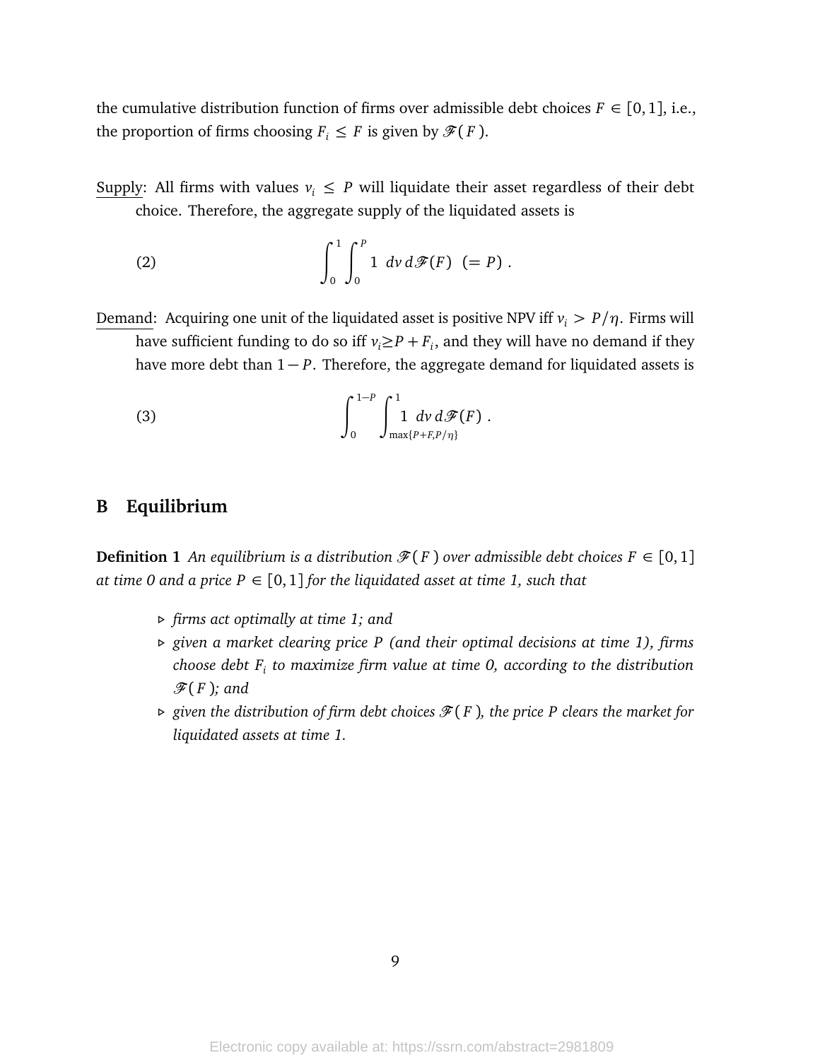the cumulative distribution function of firms over admissible debt choices $F \in [0,1]$, i.e., the proportion of firms choosing $F_i \leq F$ is given by $\mathscr{F}(F)$.

Supply: All firms with values $v_i \leq P$ will liquidate their asset regardless of their debt choice. Therefore, the aggregate supply of the liquidated assets is

$$\int_0^1 \int_0^P 1 \; dv \, d\mathscr{F}(F) \;\; (= P) \; . \tag{2}$$

Demand: Acquiring one unit of the liquidated asset is positive NPV iff $v_i > P/\eta$. Firms will have sufficient funding to do so iff $v_i \geq P + F_i$, and they will have no demand if they have more debt than $1 - P$. Therefore, the aggregate demand for liquidated assets is

$$\int_0^{1-P} \int_{\max\{P+F,P/\eta\}}^1 1 \; dv \, d\mathscr{F}(F) \; . \tag{3}$$

## B Equilibrium

**Definition 1** *An equilibrium is a distribution $\mathscr{F}(F)$ over admissible debt choices $F \in [0,1]$ at time 0 and a price $P \in [0,1]$ for the liquidated asset at time 1, such that*

- *firms act optimally at time 1; and*
- *given a market clearing price $P$ (and their optimal decisions at time 1), firms choose debt $F_i$ to maximize firm value at time 0, according to the distribution $\mathscr{F}(F)$; and*
- *given the distribution of firm debt choices $\mathscr{F}(F)$, the price $P$ clears the market for liquidated assets at time 1.*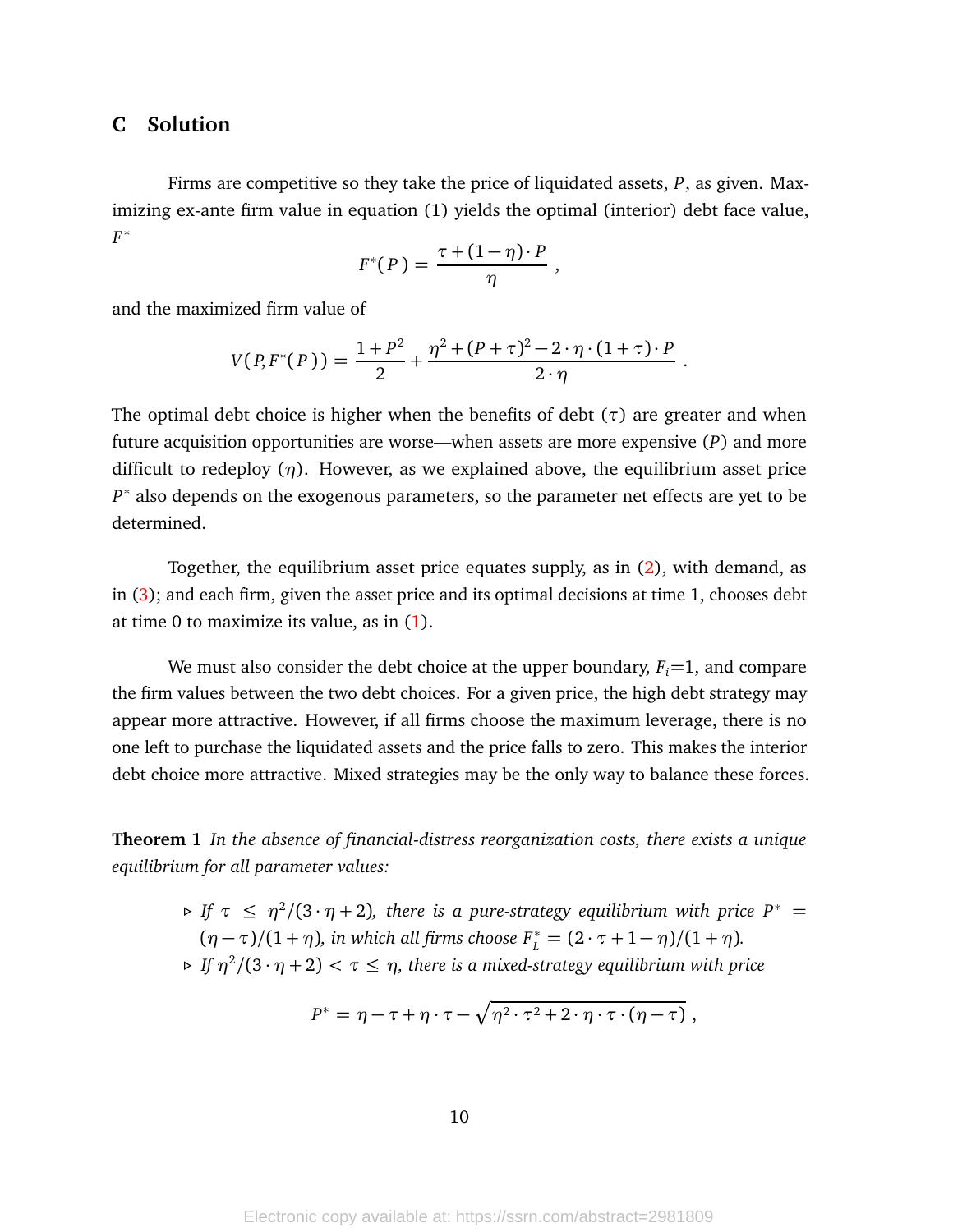## C Solution

Firms are competitive so they take the price of liquidated assets, $P$, as given. Maximizing ex-ante firm value in equation (1) yields the optimal (interior) debt face value, $F^*$

$$F^*(P) = \frac{\tau + (1-\eta) \cdot P}{\eta} \ ,$$

and the maximized firm value of

$$V(P, F^*(P)) = \frac{1+P^2}{2} + \frac{\eta^2 + (P+\tau)^2 - 2 \cdot \eta \cdot (1+\tau) \cdot P}{2 \cdot \eta} \ .$$

The optimal debt choice is higher when the benefits of debt ($\tau$) are greater and when future acquisition opportunities are worse—when assets are more expensive ($P$) and more difficult to redeploy ($\eta$). However, as we explained above, the equilibrium asset price $P^*$ also depends on the exogenous parameters, so the parameter net effects are yet to be determined.

Together, the equilibrium asset price equates supply, as in (2), with demand, as in (3); and each firm, given the asset price and its optimal decisions at time 1, chooses debt at time 0 to maximize its value, as in (1).

We must also consider the debt choice at the upper boundary, $F_i$=1, and compare the firm values between the two debt choices. For a given price, the high debt strategy may appear more attractive. However, if all firms choose the maximum leverage, there is no one left to purchase the liquidated assets and the price falls to zero. This makes the interior debt choice more attractive. Mixed strategies may be the only way to balance these forces.

**Theorem 1** *In the absence of financial-distress reorganization costs, there exists a unique equilibrium for all parameter values:*

- *If $\tau \leq \eta^2/(3 \cdot \eta + 2)$, there is a pure-strategy equilibrium with price $P^* = (\eta - \tau)/(1+\eta)$, in which all firms choose $F_L^* = (2 \cdot \tau + 1 - \eta)/(1+\eta)$.*
- *If $\eta^2/(3 \cdot \eta + 2) < \tau \leq \eta$, there is a mixed-strategy equilibrium with price*

$$P^* = \eta - \tau + \eta \cdot \tau - \sqrt{\eta^2 \cdot \tau^2 + 2 \cdot \eta \cdot \tau \cdot (\eta - \tau)} \ ,$$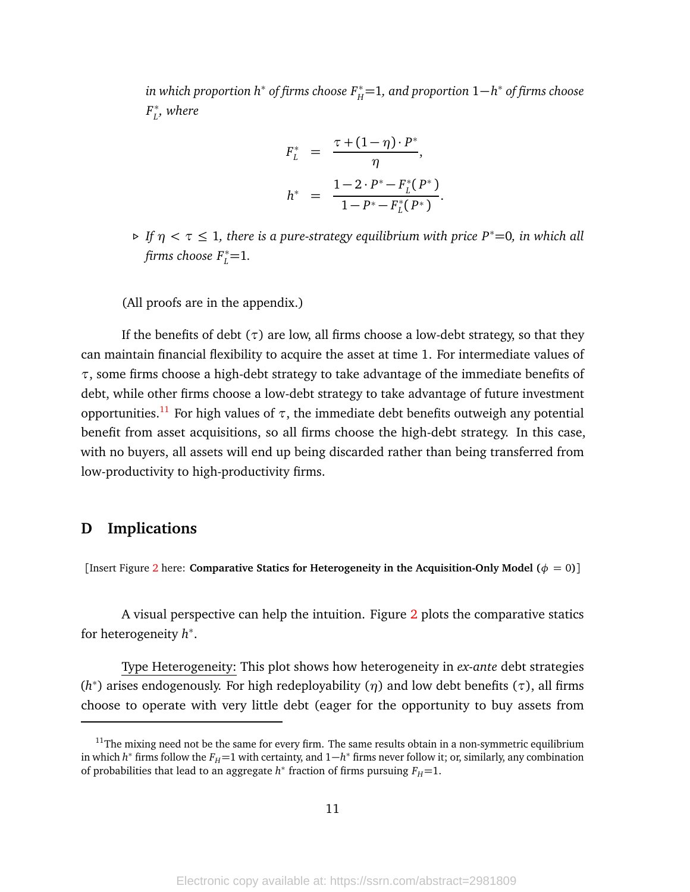*in which proportion $h^*$ of firms choose $F_H^*{=}1$, and proportion $1{-}h^*$ of firms choose $F_L^*$, where*

$$
\begin{aligned}
F_L^* &= \frac{\tau + (1-\eta)\cdot P^*}{\eta}, \\
h^* &= \frac{1 - 2\cdot P^* - F_L^*(P^*)}{1 - P^* - F_L^*(P^*)}.
\end{aligned}
$$

▹ *If $\eta < \tau \leq 1$, there is a pure-strategy equilibrium with price $P^*{=}0$, in which all firms choose $F_L^*{=}1$.*

(All proofs are in the appendix.)

If the benefits of debt ($\tau$) are low, all firms choose a low-debt strategy, so that they can maintain financial flexibility to acquire the asset at time 1. For intermediate values of $\tau$, some firms choose a high-debt strategy to take advantage of the immediate benefits of debt, while other firms choose a low-debt strategy to take advantage of future investment opportunities.[11] For high values of $\tau$, the immediate debt benefits outweigh any potential benefit from asset acquisitions, so all firms choose the high-debt strategy. In this case, with no buyers, all assets will end up being discarded rather than being transferred from low-productivity to high-productivity firms.

## D Implications

[Insert Figure 2 here: **Comparative Statics for Heterogeneity in the Acquisition-Only Model ($\phi$ = 0)**]

A visual perspective can help the intuition. Figure 2 plots the comparative statics for heterogeneity $h^*$.

Type Heterogeneity: This plot shows how heterogeneity in *ex-ante* debt strategies ($h^*$) arises endogenously. For high redeployability ($\eta$) and low debt benefits ($\tau$), all firms choose to operate with very little debt (eager for the opportunity to buy assets from

---

[11] The mixing need not be the same for every firm. The same results obtain in a non-symmetric equilibrium in which $h^*$ firms follow the $F_H{=}1$ with certainty, and $1{-}h^*$ firms never follow it; or, similarly, any combination of probabilities that lead to an aggregate $h^*$ fraction of firms pursuing $F_H{=}1$.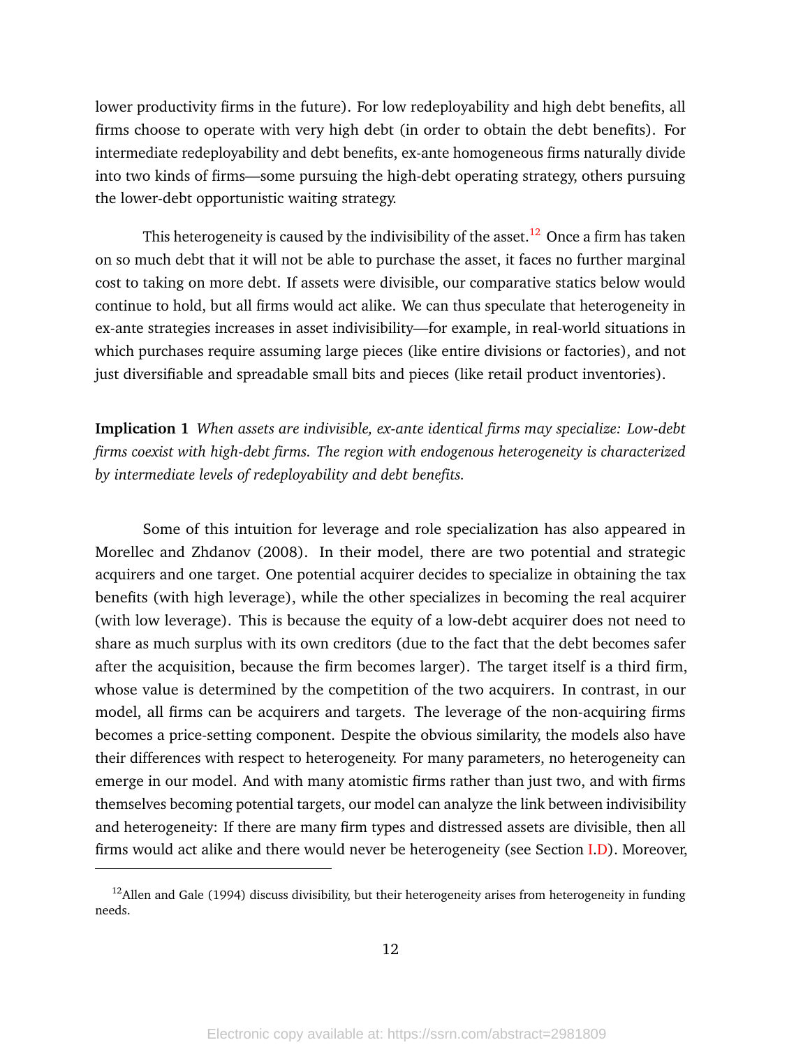lower productivity firms in the future). For low redeployability and high debt benefits, all firms choose to operate with very high debt (in order to obtain the debt benefits). For intermediate redeployability and debt benefits, ex-ante homogeneous firms naturally divide into two kinds of firms—some pursuing the high-debt operating strategy, others pursuing the lower-debt opportunistic waiting strategy.

This heterogeneity is caused by the indivisibility of the asset.[12] Once a firm has taken on so much debt that it will not be able to purchase the asset, it faces no further marginal cost to taking on more debt. If assets were divisible, our comparative statics below would continue to hold, but all firms would act alike. We can thus speculate that heterogeneity in ex-ante strategies increases in asset indivisibility—for example, in real-world situations in which purchases require assuming large pieces (like entire divisions or factories), and not just diversifiable and spreadable small bits and pieces (like retail product inventories).

**Implication 1** *When assets are indivisible, ex-ante identical firms may specialize: Low-debt firms coexist with high-debt firms. The region with endogenous heterogeneity is characterized by intermediate levels of redeployability and debt benefits.*

Some of this intuition for leverage and role specialization has also appeared in Morellec and Zhdanov (2008). In their model, there are two potential and strategic acquirers and one target. One potential acquirer decides to specialize in obtaining the tax benefits (with high leverage), while the other specializes in becoming the real acquirer (with low leverage). This is because the equity of a low-debt acquirer does not need to share as much surplus with its own creditors (due to the fact that the debt becomes safer after the acquisition, because the firm becomes larger). The target itself is a third firm, whose value is determined by the competition of the two acquirers. In contrast, in our model, all firms can be acquirers and targets. The leverage of the non-acquiring firms becomes a price-setting component. Despite the obvious similarity, the models also have their differences with respect to heterogeneity. For many parameters, no heterogeneity can emerge in our model. And with many atomistic firms rather than just two, and with firms themselves becoming potential targets, our model can analyze the link between indivisibility and heterogeneity: If there are many firm types and distressed assets are divisible, then all firms would act alike and there would never be heterogeneity (see Section I.D). Moreover,

[12] Allen and Gale (1994) discuss divisibility, but their heterogeneity arises from heterogeneity in funding needs.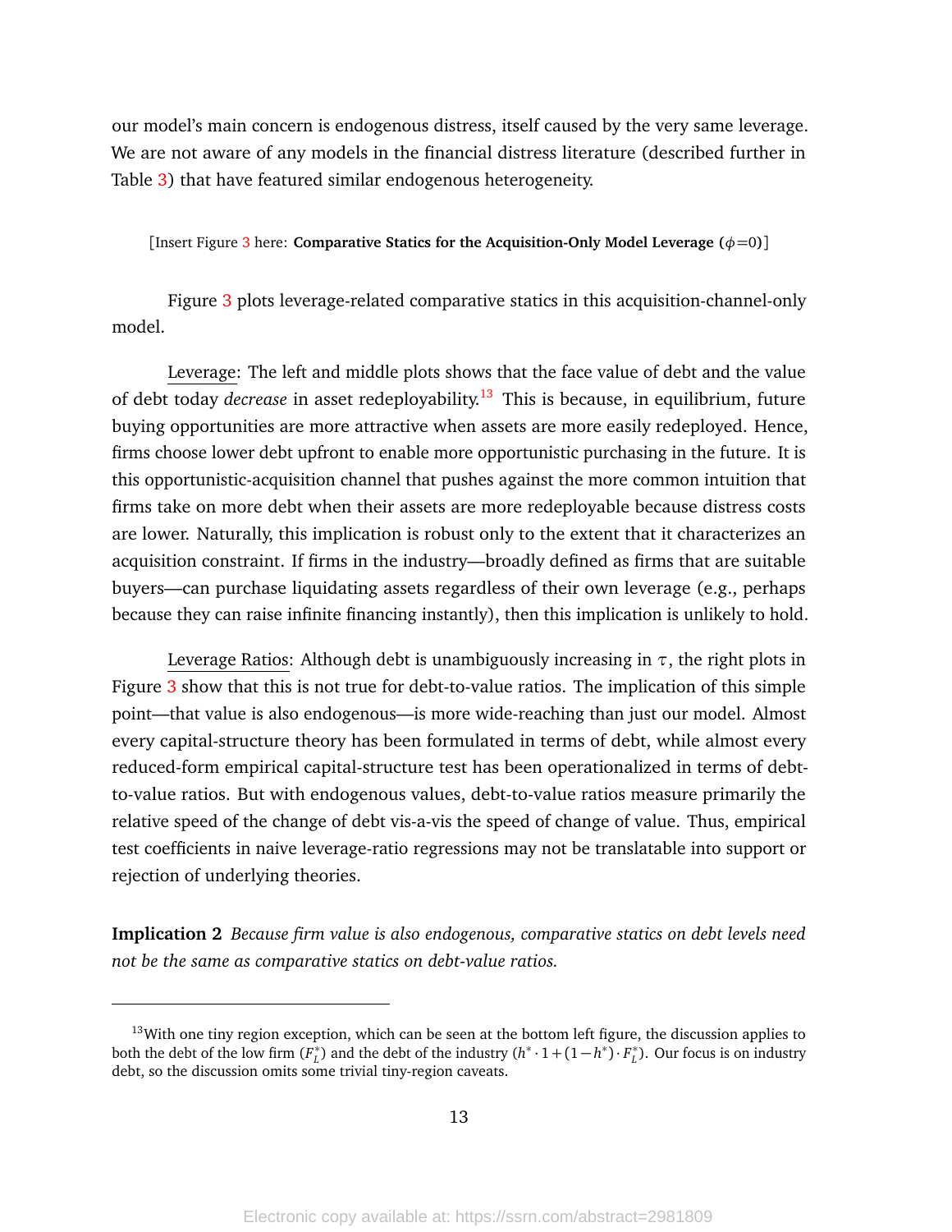our model's main concern is endogenous distress, itself caused by the very same leverage. We are not aware of any models in the financial distress literature (described further in Table 3) that have featured similar endogenous heterogeneity.

[Insert Figure 3 here: **Comparative Statics for the Acquisition-Only Model Leverage ($\phi$=0)**]

Figure 3 plots leverage-related comparative statics in this acquisition-channel-only model.

Leverage: The left and middle plots shows that the face value of debt and the value of debt today *decrease* in asset redeployability.[13] This is because, in equilibrium, future buying opportunities are more attractive when assets are more easily redeployed. Hence, firms choose lower debt upfront to enable more opportunistic purchasing in the future. It is this opportunistic-acquisition channel that pushes against the more common intuition that firms take on more debt when their assets are more redeployable because distress costs are lower. Naturally, this implication is robust only to the extent that it characterizes an acquisition constraint. If firms in the industry—broadly defined as firms that are suitable buyers—can purchase liquidating assets regardless of their own leverage (e.g., perhaps because they can raise infinite financing instantly), then this implication is unlikely to hold.

Leverage Ratios: Although debt is unambiguously increasing in $\tau$, the right plots in Figure 3 show that this is not true for debt-to-value ratios. The implication of this simple point—that value is also endogenous—is more wide-reaching than just our model. Almost every capital-structure theory has been formulated in terms of debt, while almost every reduced-form empirical capital-structure test has been operationalized in terms of debt-to-value ratios. But with endogenous values, debt-to-value ratios measure primarily the relative speed of the change of debt vis-a-vis the speed of change of value. Thus, empirical test coefficients in naive leverage-ratio regressions may not be translatable into support or rejection of underlying theories.

**Implication 2** *Because firm value is also endogenous, comparative statics on debt levels need not be the same as comparative statics on debt-value ratios.*

---

[13] With one tiny region exception, which can be seen at the bottom left figure, the discussion applies to both the debt of the low firm ($F_L^*$) and the debt of the industry ($h^* \cdot 1 + (1-h^*) \cdot F_L^*$). Our focus is on industry debt, so the discussion omits some trivial tiny-region caveats.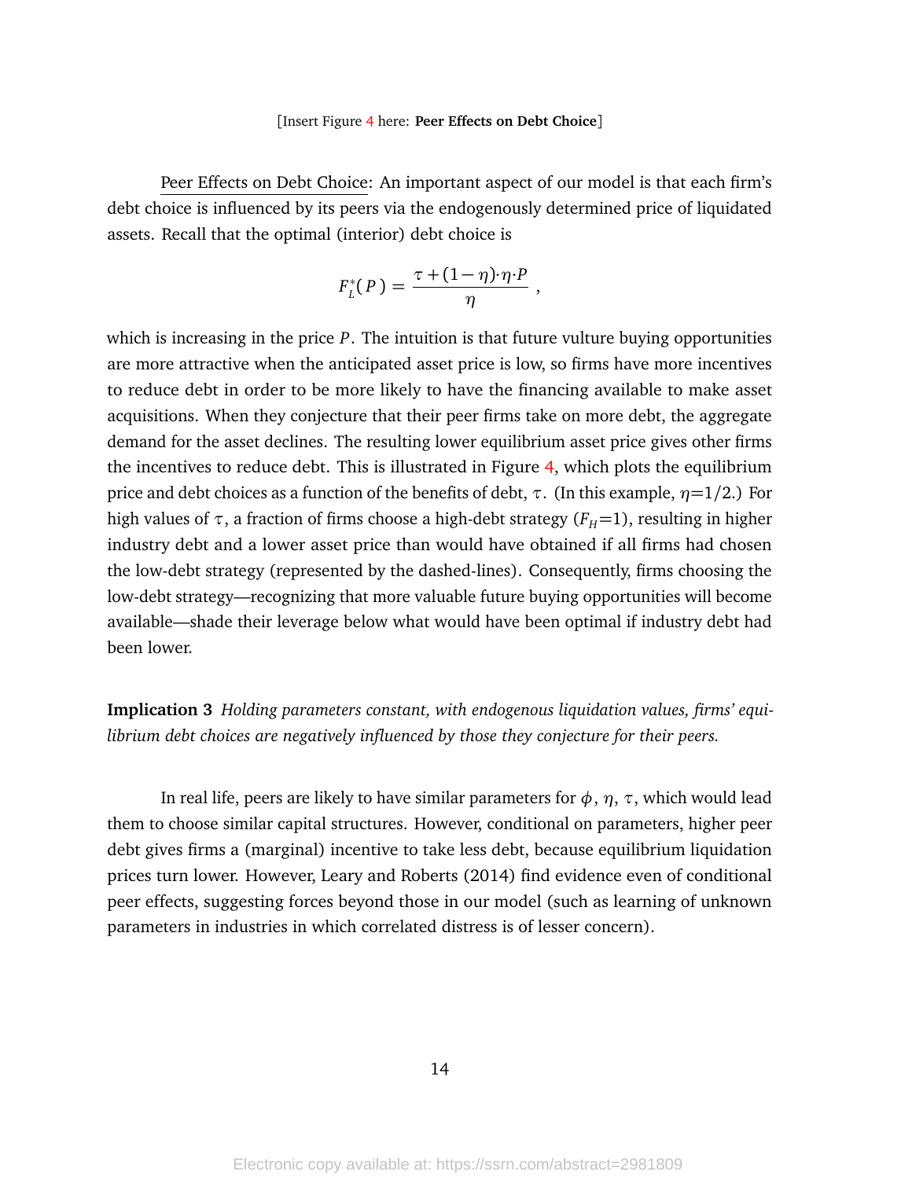[Insert Figure 4 here: **Peer Effects on Debt Choice**]

Peer Effects on Debt Choice: An important aspect of our model is that each firm's debt choice is influenced by its peers via the endogenously determined price of liquidated assets. Recall that the optimal (interior) debt choice is

$$F_L^*(P) = \frac{\tau + (1-\eta)\cdot\eta\cdot P}{\eta} \ ,$$

which is increasing in the price $P$. The intuition is that future vulture buying opportunities are more attractive when the anticipated asset price is low, so firms have more incentives to reduce debt in order to be more likely to have the financing available to make asset acquisitions. When they conjecture that their peer firms take on more debt, the aggregate demand for the asset declines. The resulting lower equilibrium asset price gives other firms the incentives to reduce debt. This is illustrated in Figure 4, which plots the equilibrium price and debt choices as a function of the benefits of debt, $\tau$. (In this example, $\eta$=1/2.) For high values of $\tau$, a fraction of firms choose a high-debt strategy ($F_H$=1), resulting in higher industry debt and a lower asset price than would have obtained if all firms had chosen the low-debt strategy (represented by the dashed-lines). Consequently, firms choosing the low-debt strategy—recognizing that more valuable future buying opportunities will become available—shade their leverage below what would have been optimal if industry debt had been lower.

**Implication 3** *Holding parameters constant, with endogenous liquidation values, firms' equilibrium debt choices are negatively influenced by those they conjecture for their peers.*

In real life, peers are likely to have similar parameters for $\phi$, $\eta$, $\tau$, which would lead them to choose similar capital structures. However, conditional on parameters, higher peer debt gives firms a (marginal) incentive to take less debt, because equilibrium liquidation prices turn lower. However, Leary and Roberts (2014) find evidence even of conditional peer effects, suggesting forces beyond those in our model (such as learning of unknown parameters in industries in which correlated distress is of lesser concern).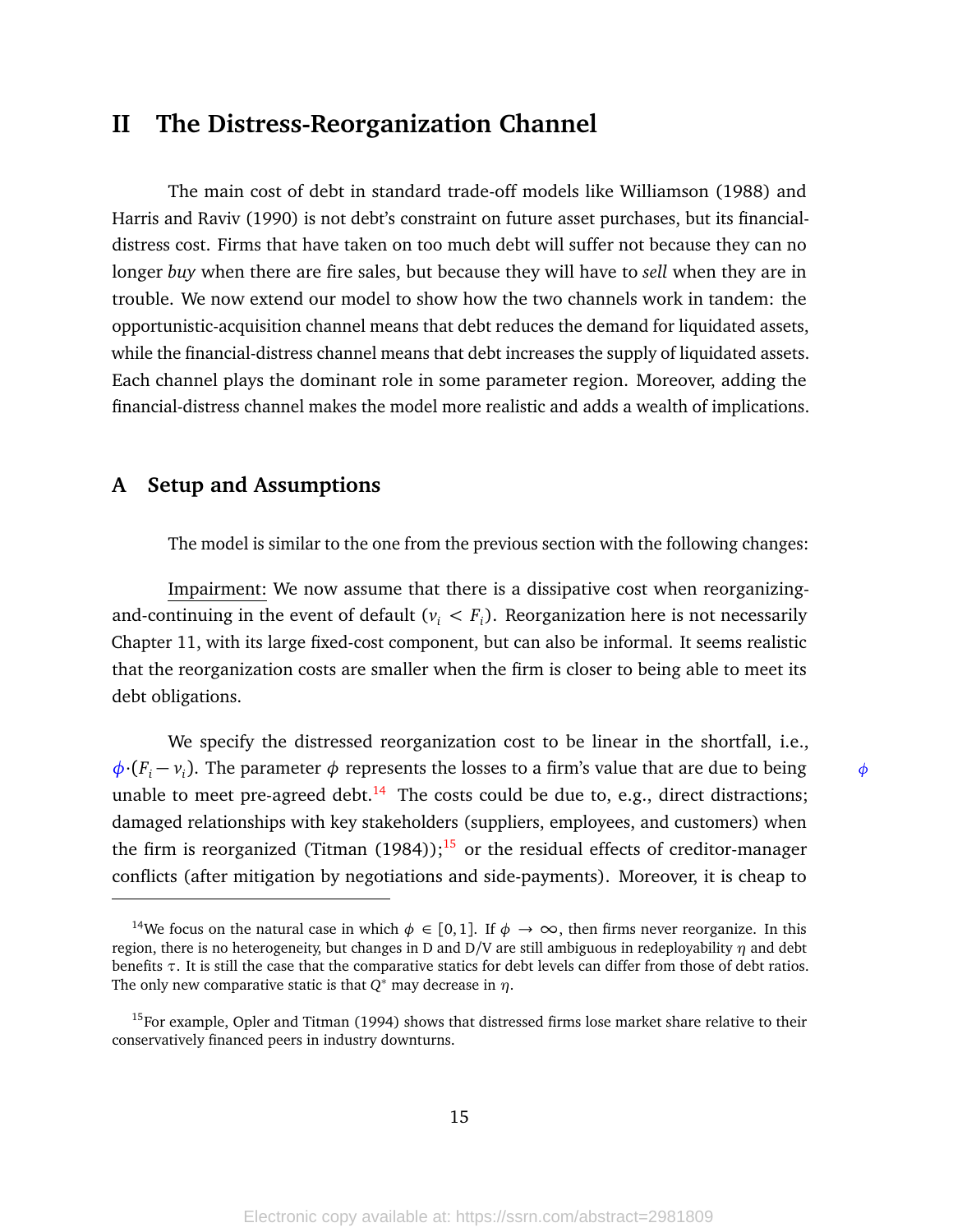# II The Distress-Reorganization Channel

The main cost of debt in standard trade-off models like Williamson (1988) and Harris and Raviv (1990) is not debt's constraint on future asset purchases, but its financial-distress cost. Firms that have taken on too much debt will suffer not because they can no longer *buy* when there are fire sales, but because they will have to *sell* when they are in trouble. We now extend our model to show how the two channels work in tandem: the opportunistic-acquisition channel means that debt reduces the demand for liquidated assets, while the financial-distress channel means that debt increases the supply of liquidated assets. Each channel plays the dominant role in some parameter region. Moreover, adding the financial-distress channel makes the model more realistic and adds a wealth of implications.

## A Setup and Assumptions

The model is similar to the one from the previous section with the following changes:

Impairment: We now assume that there is a dissipative cost when reorganizing-and-continuing in the event of default ($v_i < F_i$). Reorganization here is not necessarily Chapter 11, with its large fixed-cost component, but can also be informal. It seems realistic that the reorganization costs are smaller when the firm is closer to being able to meet its debt obligations.

We specify the distressed reorganization cost to be linear in the shortfall, i.e., $\phi \cdot (F_i - v_i)$. The parameter $\phi$ represents the losses to a firm's value that are due to being unable to meet pre-agreed debt.[14] The costs could be due to, e.g., direct distractions; damaged relationships with key stakeholders (suppliers, employees, and customers) when the firm is reorganized (Titman (1984));[15] or the residual effects of creditor-manager conflicts (after mitigation by negotiations and side-payments). Moreover, it is cheap to

[14] We focus on the natural case in which $\phi \in [0,1]$. If $\phi \to \infty$, then firms never reorganize. In this region, there is no heterogeneity, but changes in D and D/V are still ambiguous in redeployability $\eta$ and debt benefits $\tau$. It is still the case that the comparative statics for debt levels can differ from those of debt ratios. The only new comparative static is that $Q^*$ may decrease in $\eta$.

[15] For example, Opler and Titman (1994) shows that distressed firms lose market share relative to their conservatively financed peers in industry downturns.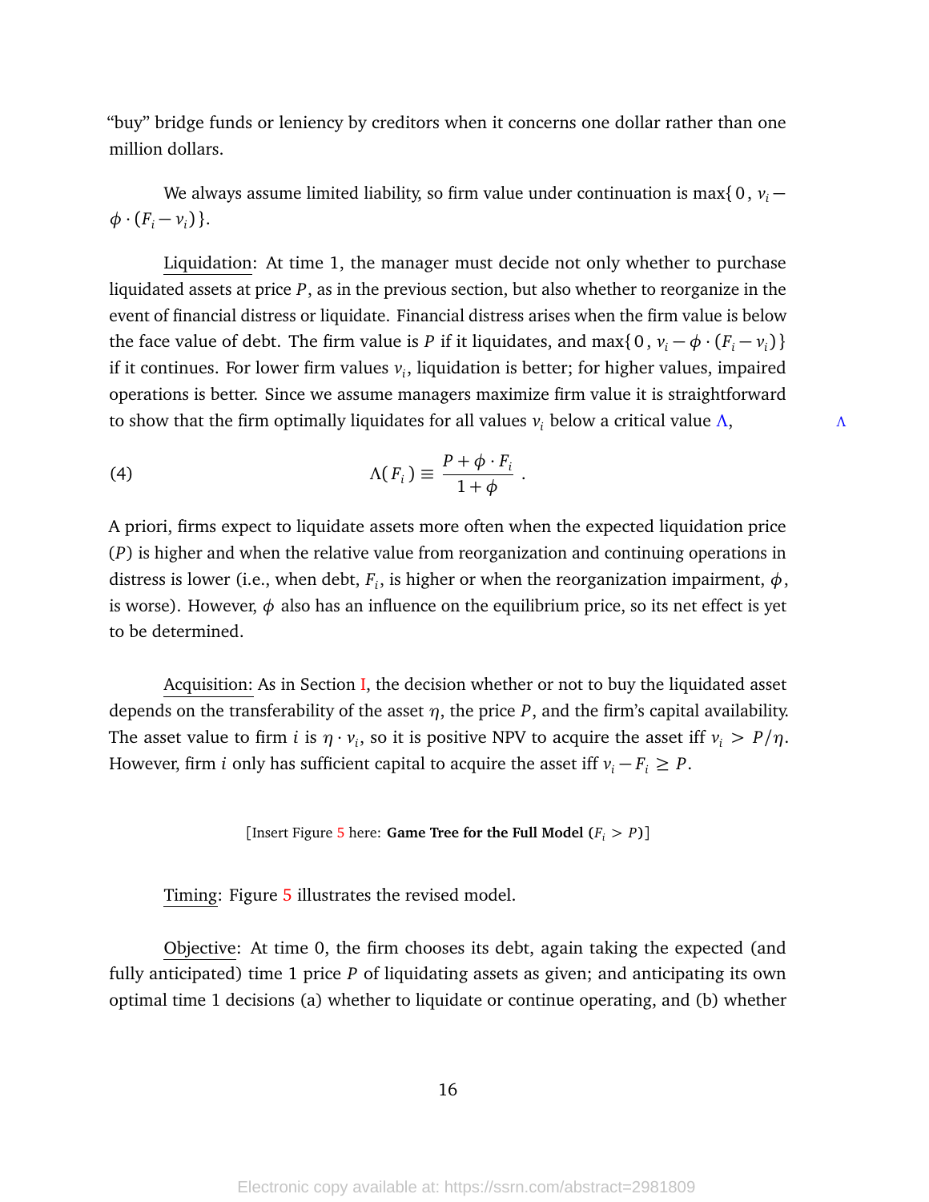"buy" bridge funds or leniency by creditors when it concerns one dollar rather than one million dollars.

We always assume limited liability, so firm value under continuation is $\max\{0, v_i - \phi \cdot (F_i - v_i)\}$.

Liquidation: At time 1, the manager must decide not only whether to purchase liquidated assets at price $P$, as in the previous section, but also whether to reorganize in the event of financial distress or liquidate. Financial distress arises when the firm value is below the face value of debt. The firm value is $P$ if it liquidates, and $\max\{0, v_i - \phi \cdot (F_i - v_i)\}$ if it continues. For lower firm values $v_i$, liquidation is better; for higher values, impaired operations is better. Since we assume managers maximize firm value it is straightforward to show that the firm optimally liquidates for all values $v_i$ below a critical value $\Lambda$,

$$\Lambda(F_i) \equiv \frac{P + \phi \cdot F_i}{1 + \phi} . \tag{4}$$

A priori, firms expect to liquidate assets more often when the expected liquidation price ($P$) is higher and when the relative value from reorganization and continuing operations in distress is lower (i.e., when debt, $F_i$, is higher or when the reorganization impairment, $\phi$, is worse). However, $\phi$ also has an influence on the equilibrium price, so its net effect is yet to be determined.

Acquisition: As in Section I, the decision whether or not to buy the liquidated asset depends on the transferability of the asset $\eta$, the price $P$, and the firm's capital availability. The asset value to firm $i$ is $\eta \cdot v_i$, so it is positive NPV to acquire the asset iff $v_i > P/\eta$. However, firm $i$ only has sufficient capital to acquire the asset iff $v_i - F_i \geq P$.

[Insert Figure 5 here: **Game Tree for the Full Model ($F_i > P$)**]

Timing: Figure 5 illustrates the revised model.

Objective: At time 0, the firm chooses its debt, again taking the expected (and fully anticipated) time 1 price $P$ of liquidating assets as given; and anticipating its own optimal time 1 decisions (a) whether to liquidate or continue operating, and (b) whether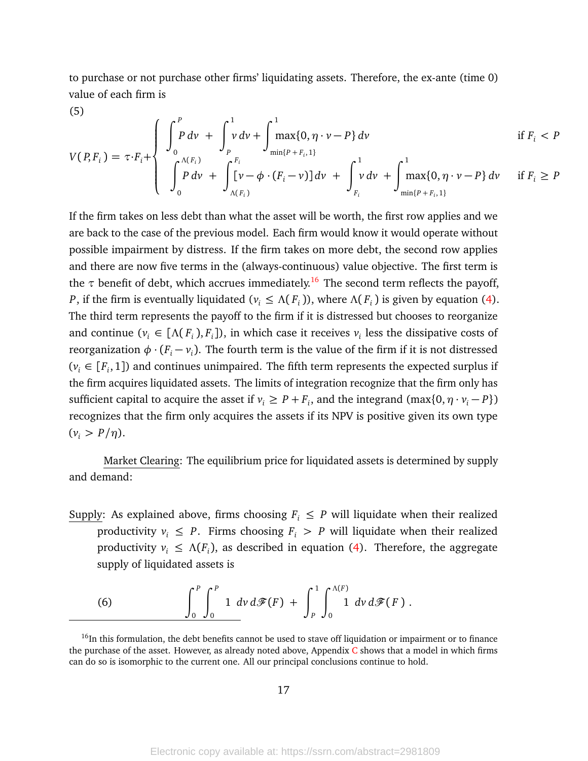to purchase or not purchase other firms' liquidating assets. Therefore, the ex-ante (time 0) value of each firm is

(5)

$$
V(P,F_i) = \tau \cdot F_i + \begin{cases} \displaystyle\int_0^P P\,dv \;+\; \int_P^1 v\,dv + \int_{\min\{P+F_i,1\}}^1 \max\{0,\eta\cdot v - P\}\,dv & \text{if } F_i < P \\[2ex] \displaystyle\int_0^{\Lambda(F_i)} P\,dv \;+\; \int_{\Lambda(F_i)}^{F_i} [v - \phi\cdot(F_i - v)]\,dv \;+\; \int_{F_i}^1 v\,dv \;+\; \int_{\min\{P+F_i,1\}}^1 \max\{0,\eta\cdot v - P\}\,dv & \text{if } F_i \geq P \end{cases}
$$

If the firm takes on less debt than what the asset will be worth, the first row applies and we are back to the case of the previous model. Each firm would know it would operate without possible impairment by distress. If the firm takes on more debt, the second row applies and there are now five terms in the (always-continuous) value objective. The first term is the $\tau$ benefit of debt, which accrues immediately.[16] The second term reflects the payoff, $P$, if the firm is eventually liquidated ($v_i \leq \Lambda(F_i)$), where $\Lambda(F_i)$ is given by equation (4). The third term represents the payoff to the firm if it is distressed but chooses to reorganize and continue ($v_i \in [\Lambda(F_i), F_i]$), in which case it receives $v_i$ less the dissipative costs of reorganization $\phi \cdot (F_i - v_i)$. The fourth term is the value of the firm if it is not distressed ($v_i \in [F_i, 1]$) and continues unimpaired. The fifth term represents the expected surplus if the firm acquires liquidated assets. The limits of integration recognize that the firm only has sufficient capital to acquire the asset if $v_i \geq P + F_i$, and the integrand ($\max\{0, \eta \cdot v_i - P\}$) recognizes that the firm only acquires the assets if its NPV is positive given its own type ($v_i > P/\eta$).

Market Clearing: The equilibrium price for liquidated assets is determined by supply and demand:

Supply: As explained above, firms choosing $F_i \leq P$ will liquidate when their realized productivity $v_i \leq P$. Firms choosing $F_i > P$ will liquidate when their realized productivity $v_i \leq \Lambda(F_i)$, as described in equation (4). Therefore, the aggregate supply of liquidated assets is

$$
(6) \qquad \int_0^P \int_0^P 1 \; dv\, d\mathscr{F}(F) \;+\; \int_P^1 \int_0^{\Lambda(F)} 1 \; dv\, d\mathscr{F}(F)\,.
$$

[16] In this formulation, the debt benefits cannot be used to stave off liquidation or impairment or to finance the purchase of the asset. However, as already noted above, Appendix C shows that a model in which firms can do so is isomorphic to the current one. All our principal conclusions continue to hold.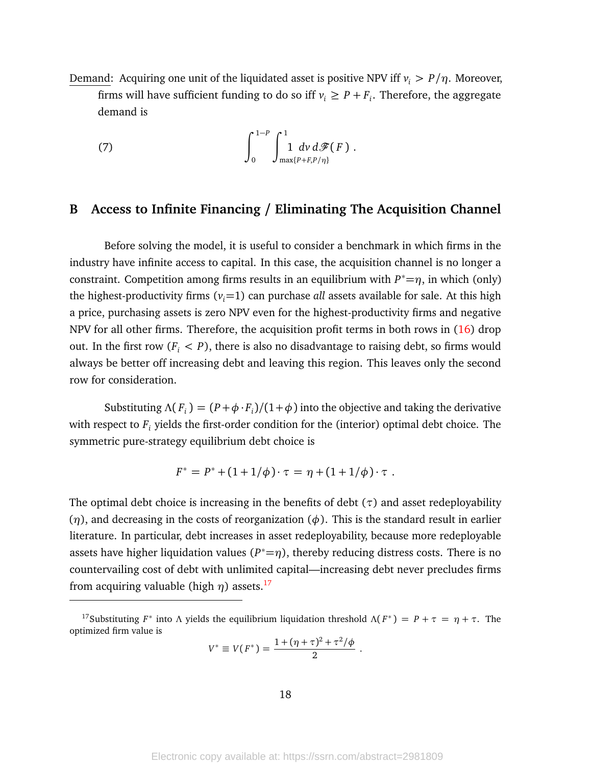Demand: Acquiring one unit of the liquidated asset is positive NPV iff $v_i > P/\eta$. Moreover, firms will have sufficient funding to do so iff $v_i \geq P + F_i$. Therefore, the aggregate demand is

$$\int_0^{1-P} \int_{\max\{P+F,P/\eta\}}^{1} 1 \; dv \, d\mathscr{F}(F) \; . \tag{7}$$

## B Access to Infinite Financing / Eliminating The Acquisition Channel

Before solving the model, it is useful to consider a benchmark in which firms in the industry have infinite access to capital. In this case, the acquisition channel is no longer a constraint. Competition among firms results in an equilibrium with $P^*{=}\eta$, in which (only) the highest-productivity firms ($v_i{=}1$) can purchase *all* assets available for sale. At this high a price, purchasing assets is zero NPV even for the highest-productivity firms and negative NPV for all other firms. Therefore, the acquisition profit terms in both rows in (16) drop out. In the first row ($F_i < P$), there is also no disadvantage to raising debt, so firms would always be better off increasing debt and leaving this region. This leaves only the second row for consideration.

Substituting $\Lambda(F_i) = (P + \phi \cdot F_i)/(1+\phi)$ into the objective and taking the derivative with respect to $F_i$ yields the first-order condition for the (interior) optimal debt choice. The symmetric pure-strategy equilibrium debt choice is

$$F^* = P^* + (1 + 1/\phi) \cdot \tau = \eta + (1 + 1/\phi) \cdot \tau \; .$$

The optimal debt choice is increasing in the benefits of debt ($\tau$) and asset redeployability ($\eta$), and decreasing in the costs of reorganization ($\phi$). This is the standard result in earlier literature. In particular, debt increases in asset redeployability, because more redeployable assets have higher liquidation values ($P^*{=}\eta$), thereby reducing distress costs. There is no countervailing cost of debt with unlimited capital—increasing debt never precludes firms from acquiring valuable (high $\eta$) assets.[17]

[17] Substituting $F^*$ into $\Lambda$ yields the equilibrium liquidation threshold $\Lambda(F^*) = P + \tau = \eta + \tau$. The optimized firm value is

$$V^* \equiv V(F^*) = \frac{1 + (\eta + \tau)^2 + \tau^2/\phi}{2} \; .$$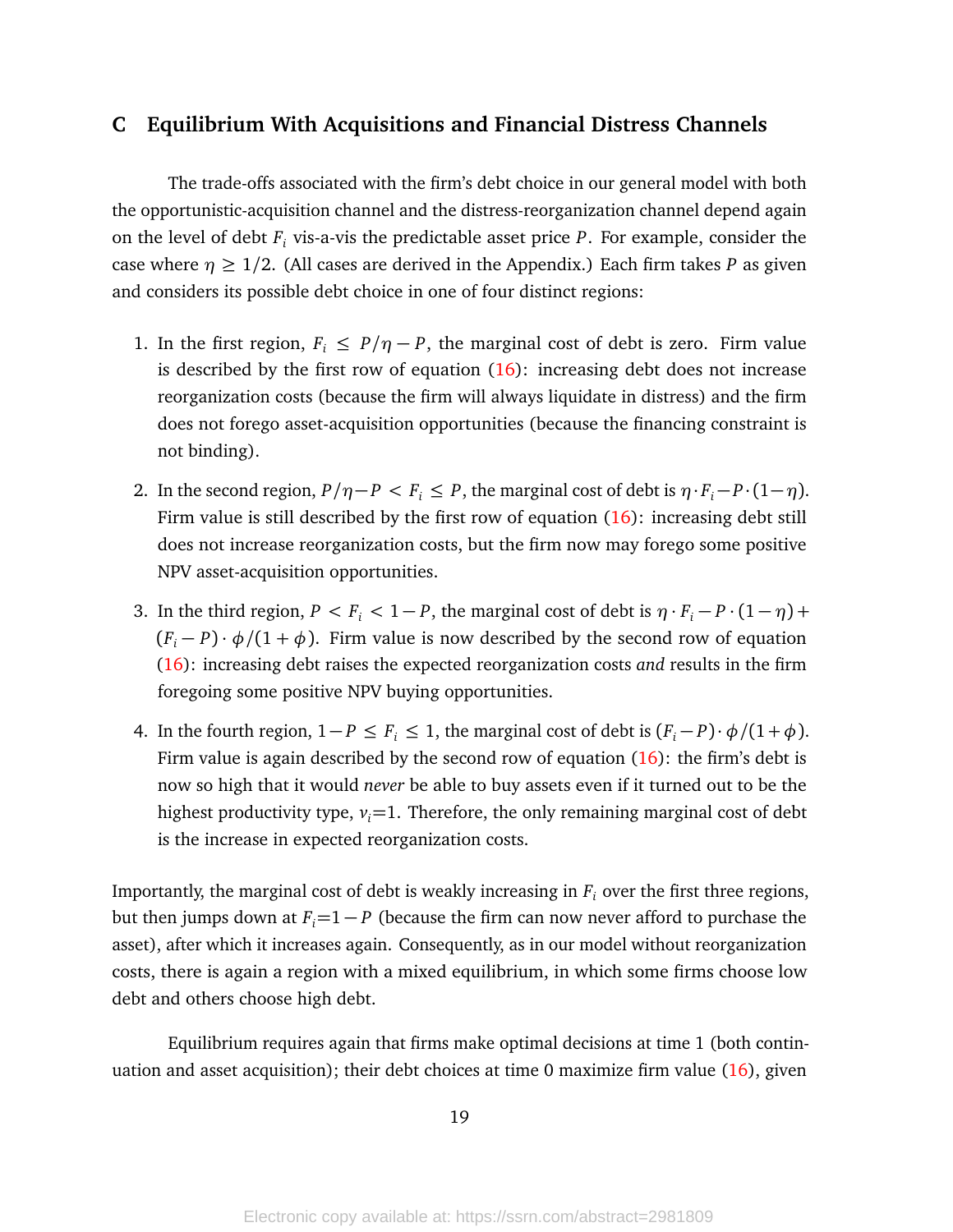## C Equilibrium With Acquisitions and Financial Distress Channels

The trade-offs associated with the firm's debt choice in our general model with both the opportunistic-acquisition channel and the distress-reorganization channel depend again on the level of debt $F_i$ vis-a-vis the predictable asset price $P$. For example, consider the case where $\eta \geq 1/2$. (All cases are derived in the Appendix.) Each firm takes $P$ as given and considers its possible debt choice in one of four distinct regions:

1. In the first region, $F_i \leq P/\eta - P$, the marginal cost of debt is zero. Firm value is described by the first row of equation (16): increasing debt does not increase reorganization costs (because the firm will always liquidate in distress) and the firm does not forego asset-acquisition opportunities (because the financing constraint is not binding).
2. In the second region, $P/\eta - P < F_i \leq P$, the marginal cost of debt is $\eta \cdot F_i - P \cdot (1-\eta)$. Firm value is still described by the first row of equation (16): increasing debt still does not increase reorganization costs, but the firm now may forego some positive NPV asset-acquisition opportunities.
3. In the third region, $P < F_i < 1 - P$, the marginal cost of debt is $\eta \cdot F_i - P \cdot (1-\eta) + (F_i - P) \cdot \phi/(1+\phi)$. Firm value is now described by the second row of equation (16): increasing debt raises the expected reorganization costs *and* results in the firm foregoing some positive NPV buying opportunities.
4. In the fourth region, $1 - P \leq F_i \leq 1$, the marginal cost of debt is $(F_i - P) \cdot \phi/(1+\phi)$. Firm value is again described by the second row of equation (16): the firm's debt is now so high that it would *never* be able to buy assets even if it turned out to be the highest productivity type, $v_i$=1. Therefore, the only remaining marginal cost of debt is the increase in expected reorganization costs.

Importantly, the marginal cost of debt is weakly increasing in $F_i$ over the first three regions, but then jumps down at $F_i$=$1-P$ (because the firm can now never afford to purchase the asset), after which it increases again. Consequently, as in our model without reorganization costs, there is again a region with a mixed equilibrium, in which some firms choose low debt and others choose high debt.

Equilibrium requires again that firms make optimal decisions at time 1 (both continuation and asset acquisition); their debt choices at time 0 maximize firm value (16), given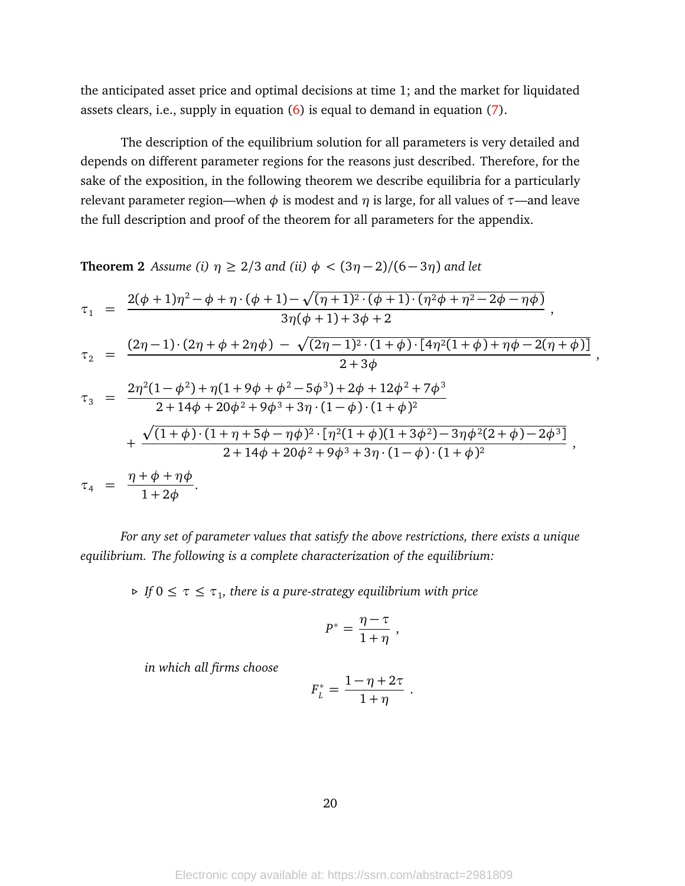the anticipated asset price and optimal decisions at time 1; and the market for liquidated assets clears, i.e., supply in equation (6) is equal to demand in equation (7).

The description of the equilibrium solution for all parameters is very detailed and depends on different parameter regions for the reasons just described. Therefore, for the sake of the exposition, in the following theorem we describe equilibria for a particularly relevant parameter region—when $\phi$ is modest and $\eta$ is large, for all values of $\tau$—and leave the full description and proof of the theorem for all parameters for the appendix.

**Theorem 2** *Assume (i) $\eta \geq 2/3$ and (ii) $\phi < (3\eta - 2)/(6 - 3\eta)$ and let*

$$
\begin{aligned}
\tau_1 &= \frac{2(\phi+1)\eta^2 - \phi + \eta \cdot (\phi+1) - \sqrt{(\eta+1)^2 \cdot (\phi+1) \cdot (\eta^2\phi + \eta^2 - 2\phi - \eta\phi)}}{3\eta(\phi+1) + 3\phi + 2}, \\
\tau_2 &= \frac{(2\eta-1)\cdot(2\eta+\phi+2\eta\phi) \; - \; \sqrt{(2\eta-1)^2 \cdot (1+\phi) \cdot [4\eta^2(1+\phi) + \eta\phi - 2(\eta+\phi)]}}{2+3\phi}, \\
\tau_3 &= \frac{2\eta^2(1-\phi^2) + \eta(1+9\phi+\phi^2-5\phi^3) + 2\phi + 12\phi^2 + 7\phi^3}{2+14\phi+20\phi^2+9\phi^3+3\eta\cdot(1-\phi)\cdot(1+\phi)^2} \\
&\quad + \frac{\sqrt{(1+\phi)\cdot(1+\eta+5\phi-\eta\phi)^2 \cdot [\eta^2(1+\phi)(1+3\phi^2) - 3\eta\phi^2(2+\phi) - 2\phi^3]}}{2+14\phi+20\phi^2+9\phi^3+3\eta\cdot(1-\phi)\cdot(1+\phi)^2}, \\
\tau_4 &= \frac{\eta+\phi+\eta\phi}{1+2\phi}.
\end{aligned}
$$

*For any set of parameter values that satisfy the above restrictions, there exists a unique equilibrium. The following is a complete characterization of the equilibrium:*

- ▹ *If $0 \leq \tau \leq \tau_1$, there is a pure-strategy equilibrium with price*

$$P^* = \frac{\eta - \tau}{1+\eta},$$

*in which all firms choose*

$$F_L^* = \frac{1 - \eta + 2\tau}{1+\eta}.$$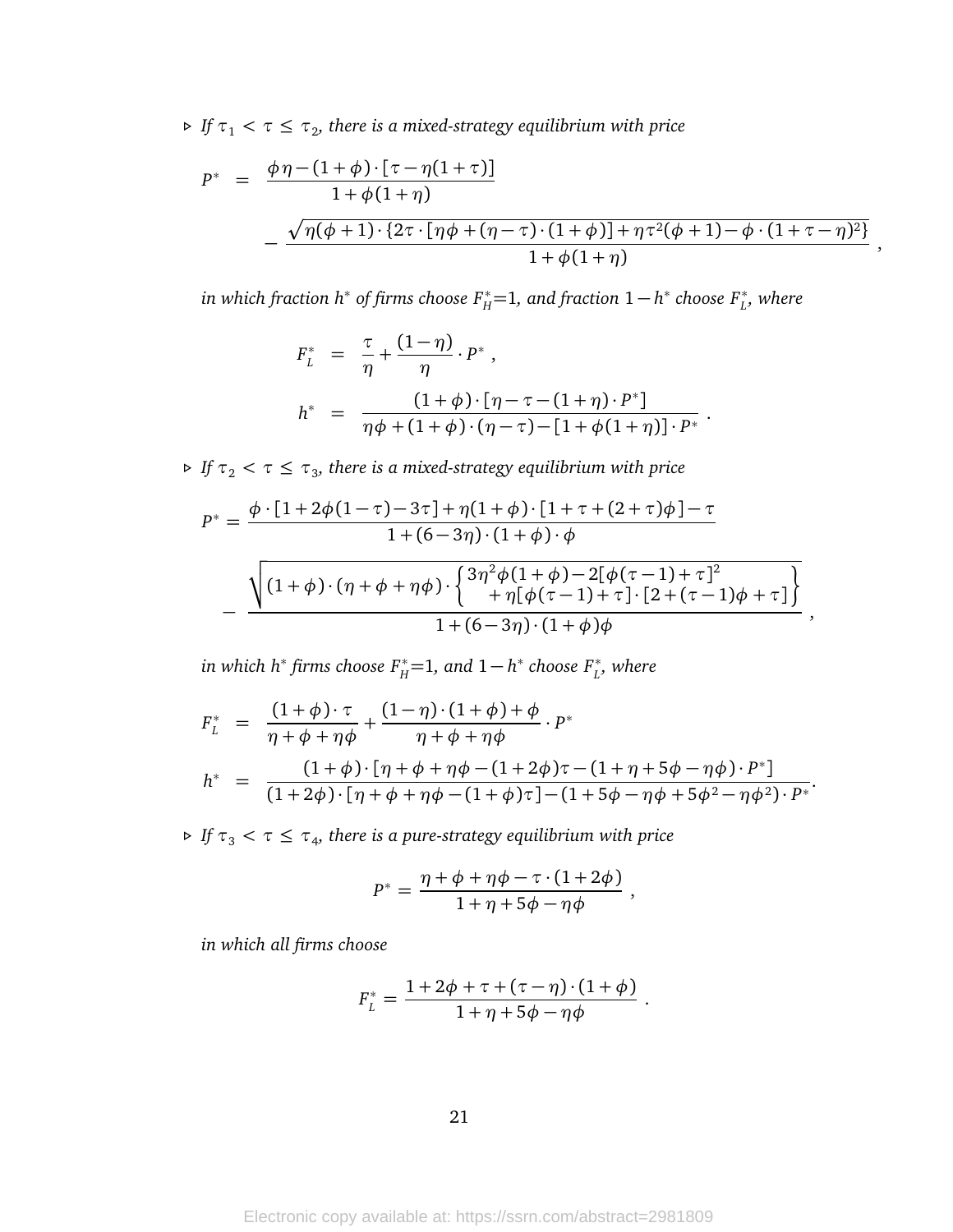▹ *If $\tau_1 < \tau \leq \tau_2$, there is a mixed-strategy equilibrium with price*

$$P^* = \frac{\phi\eta - (1+\phi)\cdot[\tau - \eta(1+\tau)]}{1+\phi(1+\eta)} - \frac{\sqrt{\eta(\phi+1)\cdot\{2\tau\cdot[\eta\phi + (\eta-\tau)\cdot(1+\phi)] + \eta\tau^2(\phi+1) - \phi\cdot(1+\tau-\eta)^2\}}}{1+\phi(1+\eta)} ,$$

*in which fraction $h^*$ of firms choose $F_H^*$=1, and fraction $1-h^*$ choose $F_L^*$, where*

$$F_L^* = \frac{\tau}{\eta} + \frac{(1-\eta)}{\eta}\cdot P^* ,$$

$$h^* = \frac{(1+\phi)\cdot[\eta - \tau - (1+\eta)\cdot P^*]}{\eta\phi + (1+\phi)\cdot(\eta-\tau) - [1+\phi(1+\eta)]\cdot P^*} .$$

▹ *If $\tau_2 < \tau \leq \tau_3$, there is a mixed-strategy equilibrium with price*

$$P^* = \frac{\phi\cdot[1+2\phi(1-\tau)-3\tau] + \eta(1+\phi)\cdot[1+\tau+(2+\tau)\phi] - \tau}{1+(6-3\eta)\cdot(1+\phi)\cdot\phi} - \frac{\sqrt{(1+\phi)\cdot(\eta+\phi+\eta\phi)\cdot\left\{\begin{array}{l} 3\eta^2\phi(1+\phi) - 2[\phi(\tau-1)+\tau]^2 \\ \quad + \eta[\phi(\tau-1)+\tau]\cdot[2+(\tau-1)\phi+\tau] \end{array}\right\}}}{1+(6-3\eta)\cdot(1+\phi)\phi} ,$$

*in which $h^*$ firms choose $F_H^*$=1, and $1-h^*$ choose $F_L^*$, where*

$$F_L^* = \frac{(1+\phi)\cdot\tau}{\eta+\phi+\eta\phi} + \frac{(1-\eta)\cdot(1+\phi)+\phi}{\eta+\phi+\eta\phi}\cdot P^*$$

$$h^* = \frac{(1+\phi)\cdot[\eta+\phi+\eta\phi-(1+2\phi)\tau-(1+\eta+5\phi-\eta\phi)\cdot P^*]}{(1+2\phi)\cdot[\eta+\phi+\eta\phi-(1+\phi)\tau]-(1+5\phi-\eta\phi+5\phi^2-\eta\phi^2)\cdot P^*}.$$

▹ *If $\tau_3 < \tau \leq \tau_4$, there is a pure-strategy equilibrium with price*

$$P^* = \frac{\eta+\phi+\eta\phi-\tau\cdot(1+2\phi)}{1+\eta+5\phi-\eta\phi} ,$$

*in which all firms choose*

$$F_L^* = \frac{1+2\phi+\tau+(\tau-\eta)\cdot(1+\phi)}{1+\eta+5\phi-\eta\phi} .$$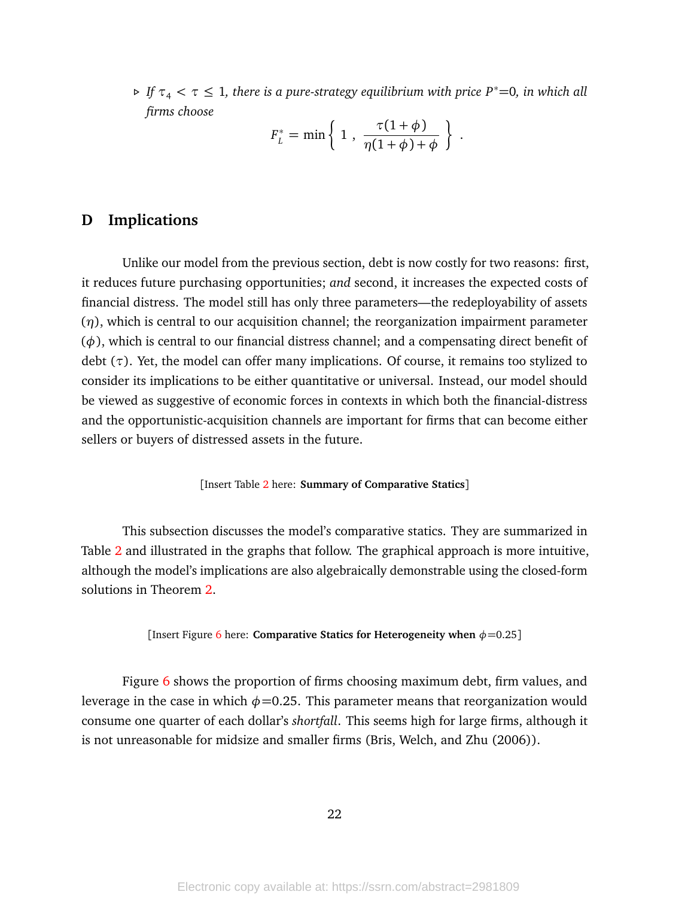▹ *If $\tau_4 < \tau \leq 1$, there is a pure-strategy equilibrium with price $P^*$=0, in which all firms choose*

$$F_L^* = \min\left\{ 1 \ , \ \frac{\tau(1+\phi)}{\eta(1+\phi)+\phi} \right\} .$$

## D Implications

Unlike our model from the previous section, debt is now costly for two reasons: first, it reduces future purchasing opportunities; *and* second, it increases the expected costs of financial distress. The model still has only three parameters—the redeployability of assets ($\eta$), which is central to our acquisition channel; the reorganization impairment parameter ($\phi$), which is central to our financial distress channel; and a compensating direct benefit of debt ($\tau$). Yet, the model can offer many implications. Of course, it remains too stylized to consider its implications to be either quantitative or universal. Instead, our model should be viewed as suggestive of economic forces in contexts in which both the financial-distress and the opportunistic-acquisition channels are important for firms that can become either sellers or buyers of distressed assets in the future.

[Insert Table 2 here: **Summary of Comparative Statics**]

This subsection discusses the model's comparative statics. They are summarized in Table 2 and illustrated in the graphs that follow. The graphical approach is more intuitive, although the model's implications are also algebraically demonstrable using the closed-form solutions in Theorem 2.

[Insert Figure 6 here: **Comparative Statics for Heterogeneity when** $\phi$=0.25]

Figure 6 shows the proportion of firms choosing maximum debt, firm values, and leverage in the case in which $\phi$=0.25. This parameter means that reorganization would consume one quarter of each dollar's *shortfall*. This seems high for large firms, although it is not unreasonable for midsize and smaller firms (Bris, Welch, and Zhu (2006)).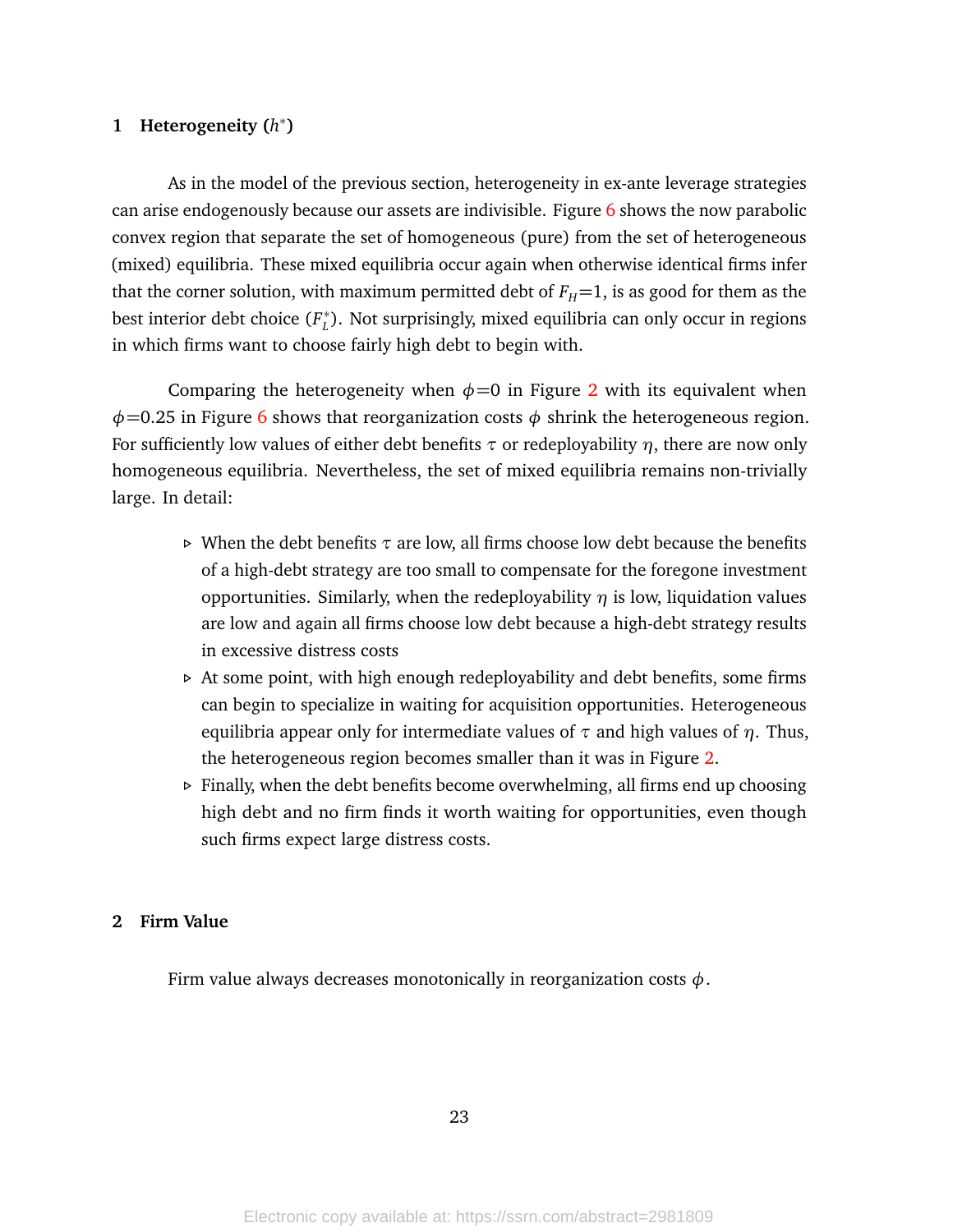## 1 Heterogeneity ($h^*$)

As in the model of the previous section, heterogeneity in ex-ante leverage strategies can arise endogenously because our assets are indivisible. Figure 6 shows the now parabolic convex region that separate the set of homogeneous (pure) from the set of heterogeneous (mixed) equilibria. These mixed equilibria occur again when otherwise identical firms infer that the corner solution, with maximum permitted debt of $F_H$=1, is as good for them as the best interior debt choice ($F_L^*$). Not surprisingly, mixed equilibria can only occur in regions in which firms want to choose fairly high debt to begin with.

Comparing the heterogeneity when $\phi$=0 in Figure 2 with its equivalent when $\phi$=0.25 in Figure 6 shows that reorganization costs $\phi$ shrink the heterogeneous region. For sufficiently low values of either debt benefits $\tau$ or redeployability $\eta$, there are now only homogeneous equilibria. Nevertheless, the set of mixed equilibria remains non-trivially large. In detail:

- When the debt benefits $\tau$ are low, all firms choose low debt because the benefits of a high-debt strategy are too small to compensate for the foregone investment opportunities. Similarly, when the redeployability $\eta$ is low, liquidation values are low and again all firms choose low debt because a high-debt strategy results in excessive distress costs
- At some point, with high enough redeployability and debt benefits, some firms can begin to specialize in waiting for acquisition opportunities. Heterogeneous equilibria appear only for intermediate values of $\tau$ and high values of $\eta$. Thus, the heterogeneous region becomes smaller than it was in Figure 2.
- Finally, when the debt benefits become overwhelming, all firms end up choosing high debt and no firm finds it worth waiting for opportunities, even though such firms expect large distress costs.

## 2 Firm Value

Firm value always decreases monotonically in reorganization costs $\phi$.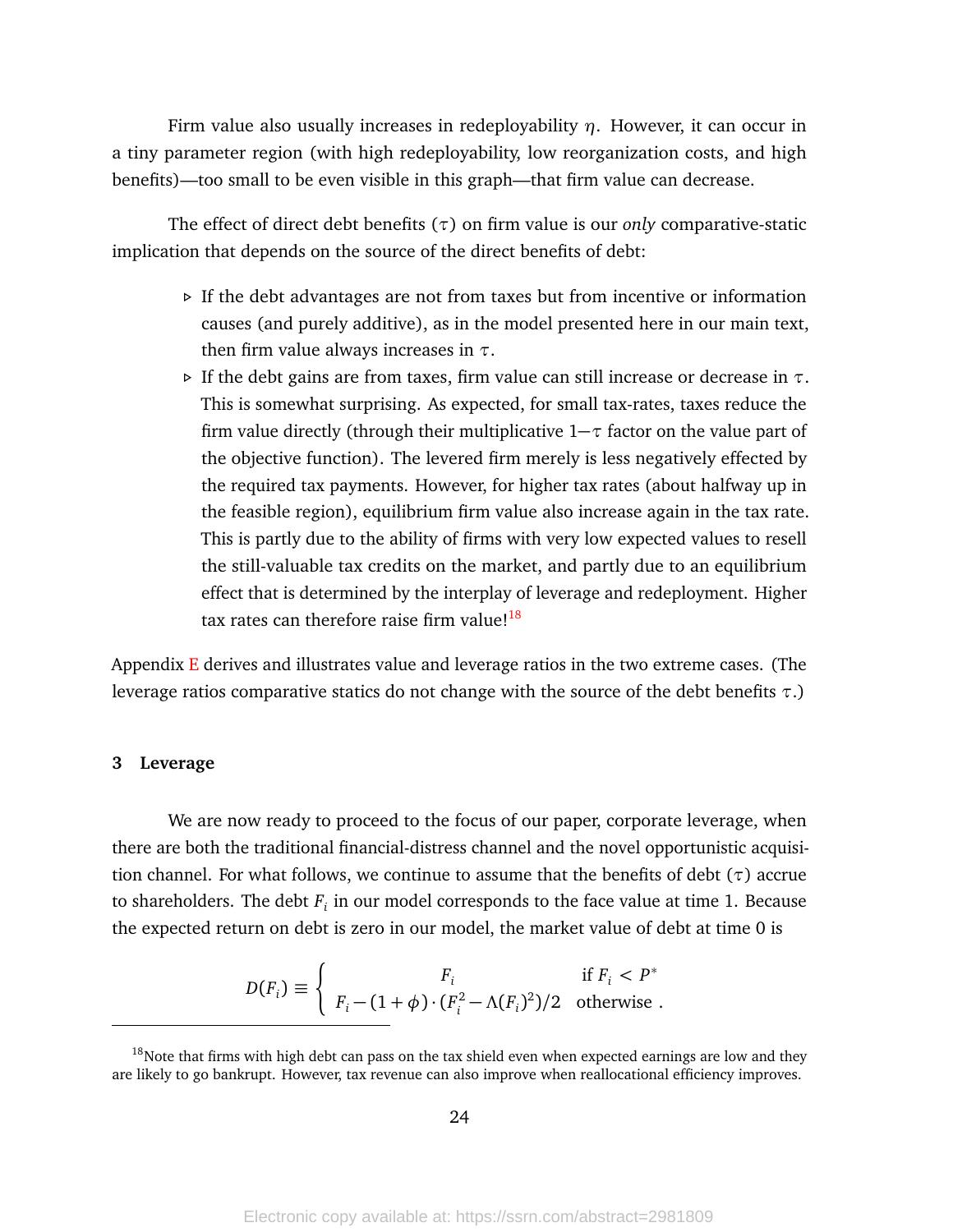Firm value also usually increases in redeployability $\eta$. However, it can occur in a tiny parameter region (with high redeployability, low reorganization costs, and high benefits)—too small to be even visible in this graph—that firm value can decrease.

The effect of direct debt benefits ($\tau$) on firm value is our *only* comparative-static implication that depends on the source of the direct benefits of debt:

- ▹ If the debt advantages are not from taxes but from incentive or information causes (and purely additive), as in the model presented here in our main text, then firm value always increases in $\tau$.
- ▹ If the debt gains are from taxes, firm value can still increase or decrease in $\tau$. This is somewhat surprising. As expected, for small tax-rates, taxes reduce the firm value directly (through their multiplicative $1-\tau$ factor on the value part of the objective function). The levered firm merely is less negatively effected by the required tax payments. However, for higher tax rates (about halfway up in the feasible region), equilibrium firm value also increase again in the tax rate. This is partly due to the ability of firms with very low expected values to resell the still-valuable tax credits on the market, and partly due to an equilibrium effect that is determined by the interplay of leverage and redeployment. Higher tax rates can therefore raise firm value![18]

Appendix E derives and illustrates value and leverage ratios in the two extreme cases. (The leverage ratios comparative statics do not change with the source of the debt benefits $\tau$.)

## 3 Leverage

We are now ready to proceed to the focus of our paper, corporate leverage, when there are both the traditional financial-distress channel and the novel opportunistic acquisition channel. For what follows, we continue to assume that the benefits of debt ($\tau$) accrue to shareholders. The debt $F_i$ in our model corresponds to the face value at time 1. Because the expected return on debt is zero in our model, the market value of debt at time 0 is

$$D(F_i) \equiv \begin{cases} F_i & \text{if } F_i < P^* \\ F_i - (1+\phi)\cdot(F_i^2 - \Lambda(F_i)^2)/2 & \text{otherwise} \end{cases}.$$

[18] Note that firms with high debt can pass on the tax shield even when expected earnings are low and they are likely to go bankrupt. However, tax revenue can also improve when reallocational efficiency improves.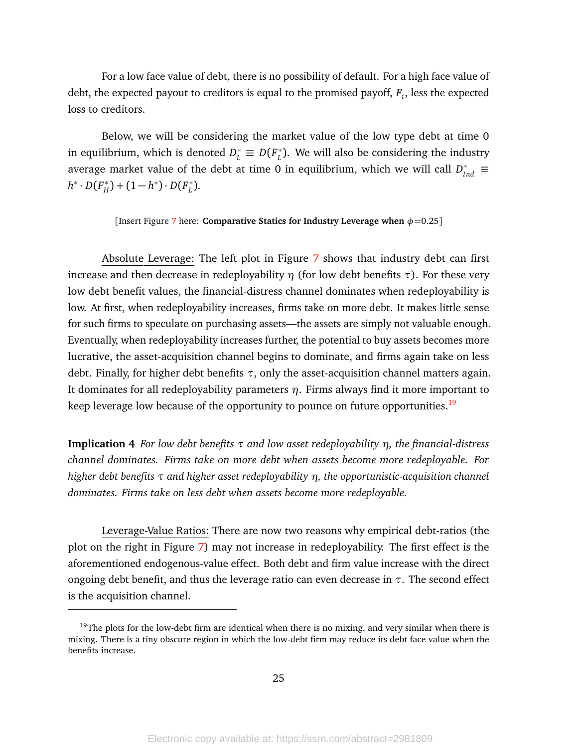For a low face value of debt, there is no possibility of default. For a high face value of debt, the expected payout to creditors is equal to the promised payoff, $F_i$, less the expected loss to creditors.

Below, we will be considering the market value of the low type debt at time 0 in equilibrium, which is denoted $D_L^* \equiv D(F_L^*)$. We will also be considering the industry average market value of the debt at time 0 in equilibrium, which we will call $D_{Ind}^* \equiv h^* \cdot D(F_H^*) + (1 - h^*) \cdot D(F_L^*)$.

[Insert Figure 7 here: **Comparative Statics for Industry Leverage when $\phi$=0.25**]

Absolute Leverage: The left plot in Figure 7 shows that industry debt can first increase and then decrease in redeployability $\eta$ (for low debt benefits $\tau$). For these very low debt benefit values, the financial-distress channel dominates when redeployability is low. At first, when redeployability increases, firms take on more debt. It makes little sense for such firms to speculate on purchasing assets—the assets are simply not valuable enough. Eventually, when redeployability increases further, the potential to buy assets becomes more lucrative, the asset-acquisition channel begins to dominate, and firms again take on less debt. Finally, for higher debt benefits $\tau$, only the asset-acquisition channel matters again. It dominates for all redeployability parameters $\eta$. Firms always find it more important to keep leverage low because of the opportunity to pounce on future opportunities.[19]

**Implication 4** *For low debt benefits $\tau$ and low asset redeployability $\eta$, the financial-distress channel dominates. Firms take on more debt when assets become more redeployable. For higher debt benefits $\tau$ and higher asset redeployability $\eta$, the opportunistic-acquisition channel dominates. Firms take on less debt when assets become more redeployable.*

Leverage-Value Ratios: There are now two reasons why empirical debt-ratios (the plot on the right in Figure 7) may not increase in redeployability. The first effect is the aforementioned endogenous-value effect. Both debt and firm value increase with the direct ongoing debt benefit, and thus the leverage ratio can even decrease in $\tau$. The second effect is the acquisition channel.

[19] The plots for the low-debt firm are identical when there is no mixing, and very similar when there is mixing. There is a tiny obscure region in which the low-debt firm may reduce its debt face value when the benefits increase.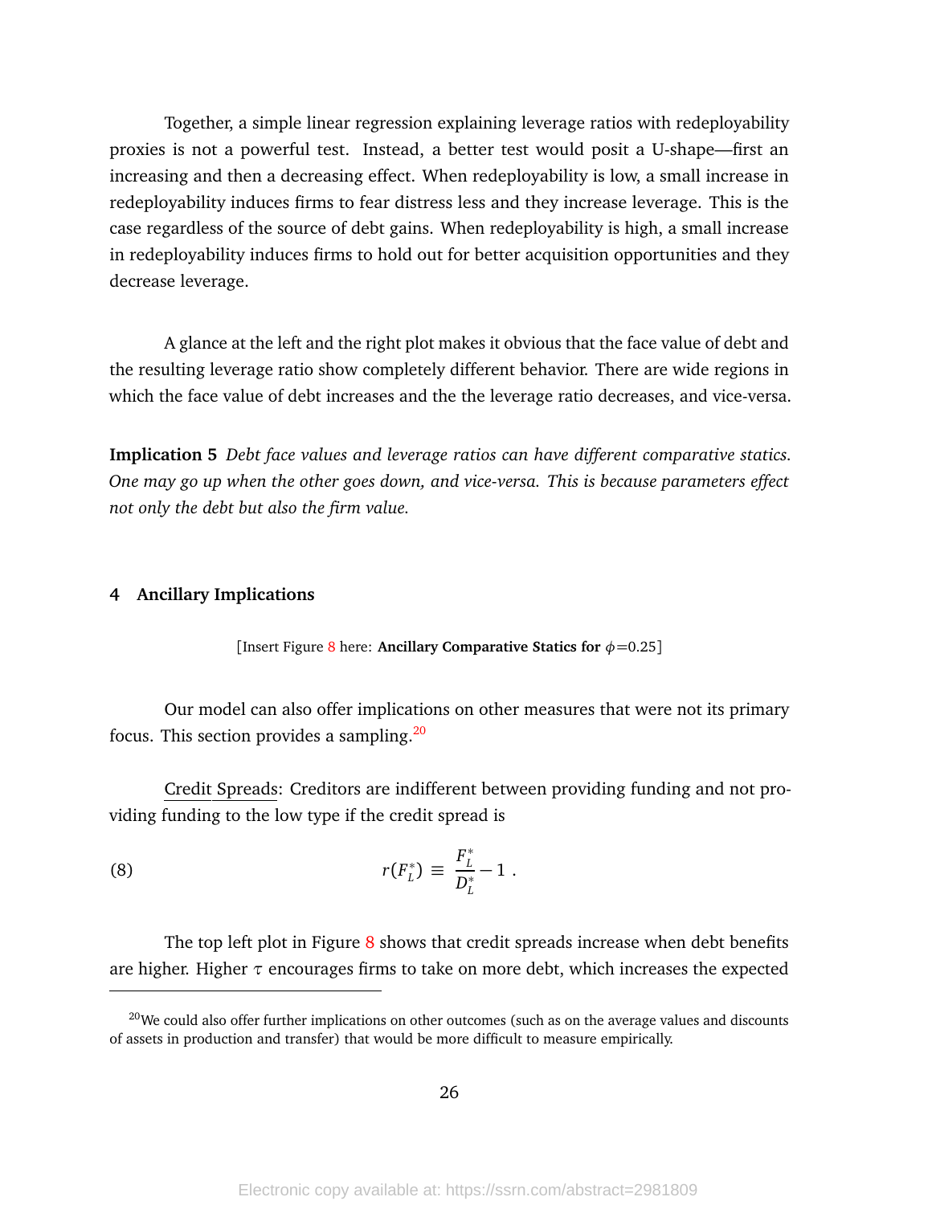Together, a simple linear regression explaining leverage ratios with redeployability proxies is not a powerful test. Instead, a better test would posit a U-shape—first an increasing and then a decreasing effect. When redeployability is low, a small increase in redeployability induces firms to fear distress less and they increase leverage. This is the case regardless of the source of debt gains. When redeployability is high, a small increase in redeployability induces firms to hold out for better acquisition opportunities and they decrease leverage.

A glance at the left and the right plot makes it obvious that the face value of debt and the resulting leverage ratio show completely different behavior. There are wide regions in which the face value of debt increases and the the leverage ratio decreases, and vice-versa.

**Implication 5** *Debt face values and leverage ratios can have different comparative statics. One may go up when the other goes down, and vice-versa. This is because parameters effect not only the debt but also the firm value.*

## 4 Ancillary Implications

[Insert Figure 8 here: **Ancillary Comparative Statics for** $\phi$=0.25]

Our model can also offer implications on other measures that were not its primary focus. This section provides a sampling.[20]

Credit Spreads: Creditors are indifferent between providing funding and not providing funding to the low type if the credit spread is

$$r(F_L^*) \equiv \frac{F_L^*}{D_L^*} - 1 \; . \tag{8}$$

The top left plot in Figure 8 shows that credit spreads increase when debt benefits are higher. Higher $\tau$ encourages firms to take on more debt, which increases the expected

[20] We could also offer further implications on other outcomes (such as on the average values and discounts of assets in production and transfer) that would be more difficult to measure empirically.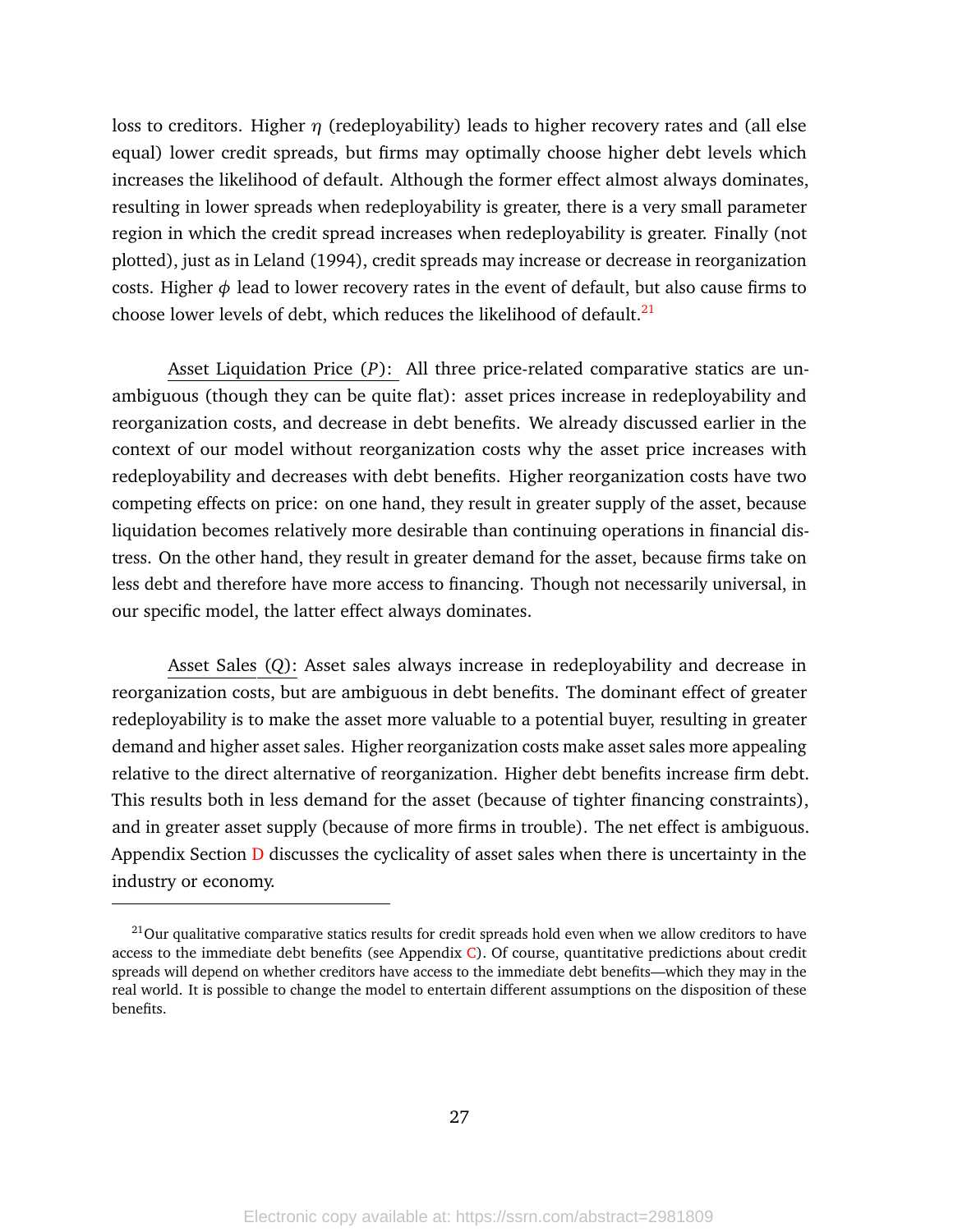loss to creditors. Higher $\eta$ (redeployability) leads to higher recovery rates and (all else equal) lower credit spreads, but firms may optimally choose higher debt levels which increases the likelihood of default. Although the former effect almost always dominates, resulting in lower spreads when redeployability is greater, there is a very small parameter region in which the credit spread increases when redeployability is greater. Finally (not plotted), just as in Leland (1994), credit spreads may increase or decrease in reorganization costs. Higher $\phi$ lead to lower recovery rates in the event of default, but also cause firms to choose lower levels of debt, which reduces the likelihood of default.[21]

Asset Liquidation Price ($P$): All three price-related comparative statics are unambiguous (though they can be quite flat): asset prices increase in redeployability and reorganization costs, and decrease in debt benefits. We already discussed earlier in the context of our model without reorganization costs why the asset price increases with redeployability and decreases with debt benefits. Higher reorganization costs have two competing effects on price: on one hand, they result in greater supply of the asset, because liquidation becomes relatively more desirable than continuing operations in financial distress. On the other hand, they result in greater demand for the asset, because firms take on less debt and therefore have more access to financing. Though not necessarily universal, in our specific model, the latter effect always dominates.

Asset Sales ($Q$): Asset sales always increase in redeployability and decrease in reorganization costs, but are ambiguous in debt benefits. The dominant effect of greater redeployability is to make the asset more valuable to a potential buyer, resulting in greater demand and higher asset sales. Higher reorganization costs make asset sales more appealing relative to the direct alternative of reorganization. Higher debt benefits increase firm debt. This results both in less demand for the asset (because of tighter financing constraints), and in greater asset supply (because of more firms in trouble). The net effect is ambiguous. Appendix Section D discusses the cyclicality of asset sales when there is uncertainty in the industry or economy.

[21] Our qualitative comparative statics results for credit spreads hold even when we allow creditors to have access to the immediate debt benefits (see Appendix C). Of course, quantitative predictions about credit spreads will depend on whether creditors have access to the immediate debt benefits—which they may in the real world. It is possible to change the model to entertain different assumptions on the disposition of these benefits.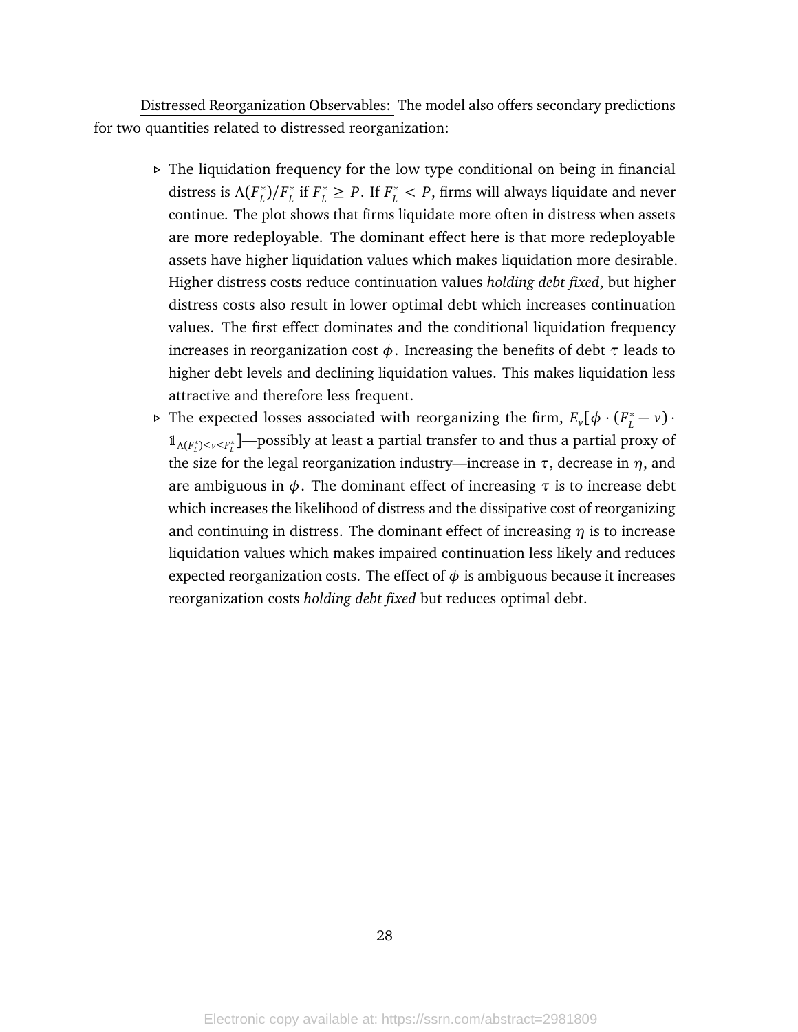Distressed Reorganization Observables: The model also offers secondary predictions for two quantities related to distressed reorganization:

- The liquidation frequency for the low type conditional on being in financial distress is $\Lambda(F_L^*)/F_L^*$ if $F_L^* \geq P$. If $F_L^* < P$, firms will always liquidate and never continue. The plot shows that firms liquidate more often in distress when assets are more redeployable. The dominant effect here is that more redeployable assets have higher liquidation values which makes liquidation more desirable. Higher distress costs reduce continuation values *holding debt fixed*, but higher distress costs also result in lower optimal debt which increases continuation values. The first effect dominates and the conditional liquidation frequency increases in reorganization cost $\phi$. Increasing the benefits of debt $\tau$ leads to higher debt levels and declining liquidation values. This makes liquidation less attractive and therefore less frequent.
- The expected losses associated with reorganizing the firm, $E_v[\phi \cdot (F_L^* - v) \cdot \mathbb{1}_{\Lambda(F_L^*) \leq v \leq F_L^*}]$—possibly at least a partial transfer to and thus a partial proxy of the size for the legal reorganization industry—increase in $\tau$, decrease in $\eta$, and are ambiguous in $\phi$. The dominant effect of increasing $\tau$ is to increase debt which increases the likelihood of distress and the dissipative cost of reorganizing and continuing in distress. The dominant effect of increasing $\eta$ is to increase liquidation values which makes impaired continuation less likely and reduces expected reorganization costs. The effect of $\phi$ is ambiguous because it increases reorganization costs *holding debt fixed* but reduces optimal debt.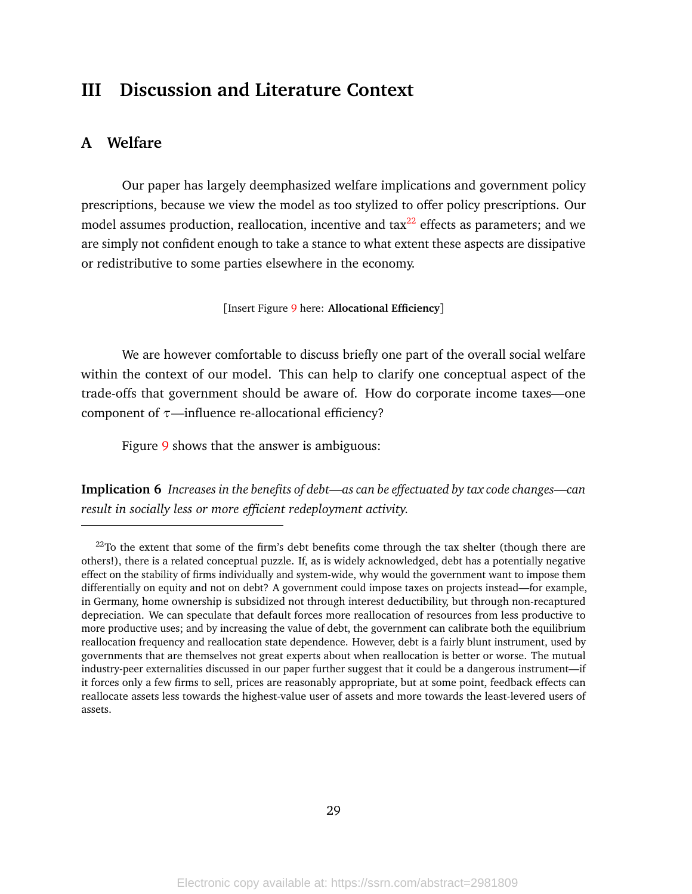# III Discussion and Literature Context

## A Welfare

Our paper has largely deemphasized welfare implications and government policy prescriptions, because we view the model as too stylized to offer policy prescriptions. Our model assumes production, reallocation, incentive and tax[22] effects as parameters; and we are simply not confident enough to take a stance to what extent these aspects are dissipative or redistributive to some parties elsewhere in the economy.

[Insert Figure 9 here: **Allocational Efficiency**]

We are however comfortable to discuss briefly one part of the overall social welfare within the context of our model. This can help to clarify one conceptual aspect of the trade-offs that government should be aware of. How do corporate income taxes—one component of $\tau$—influence re-allocational efficiency?

Figure 9 shows that the answer is ambiguous:

**Implication 6** *Increases in the benefits of debt—as can be effectuated by tax code changes—can result in socially less or more efficient redeployment activity.*

---

[22] To the extent that some of the firm's debt benefits come through the tax shelter (though there are others!), there is a related conceptual puzzle. If, as is widely acknowledged, debt has a potentially negative effect on the stability of firms individually and system-wide, why would the government want to impose them differentially on equity and not on debt? A government could impose taxes on projects instead—for example, in Germany, home ownership is subsidized not through interest deductibility, but through non-recaptured depreciation. We can speculate that default forces more reallocation of resources from less productive to more productive uses; and by increasing the value of debt, the government can calibrate both the equilibrium reallocation frequency and reallocation state dependence. However, debt is a fairly blunt instrument, used by governments that are themselves not great experts about when reallocation is better or worse. The mutual industry-peer externalities discussed in our paper further suggest that it could be a dangerous instrument—if it forces only a few firms to sell, prices are reasonably appropriate, but at some point, feedback effects can reallocate assets less towards the highest-value user of assets and more towards the least-levered users of assets.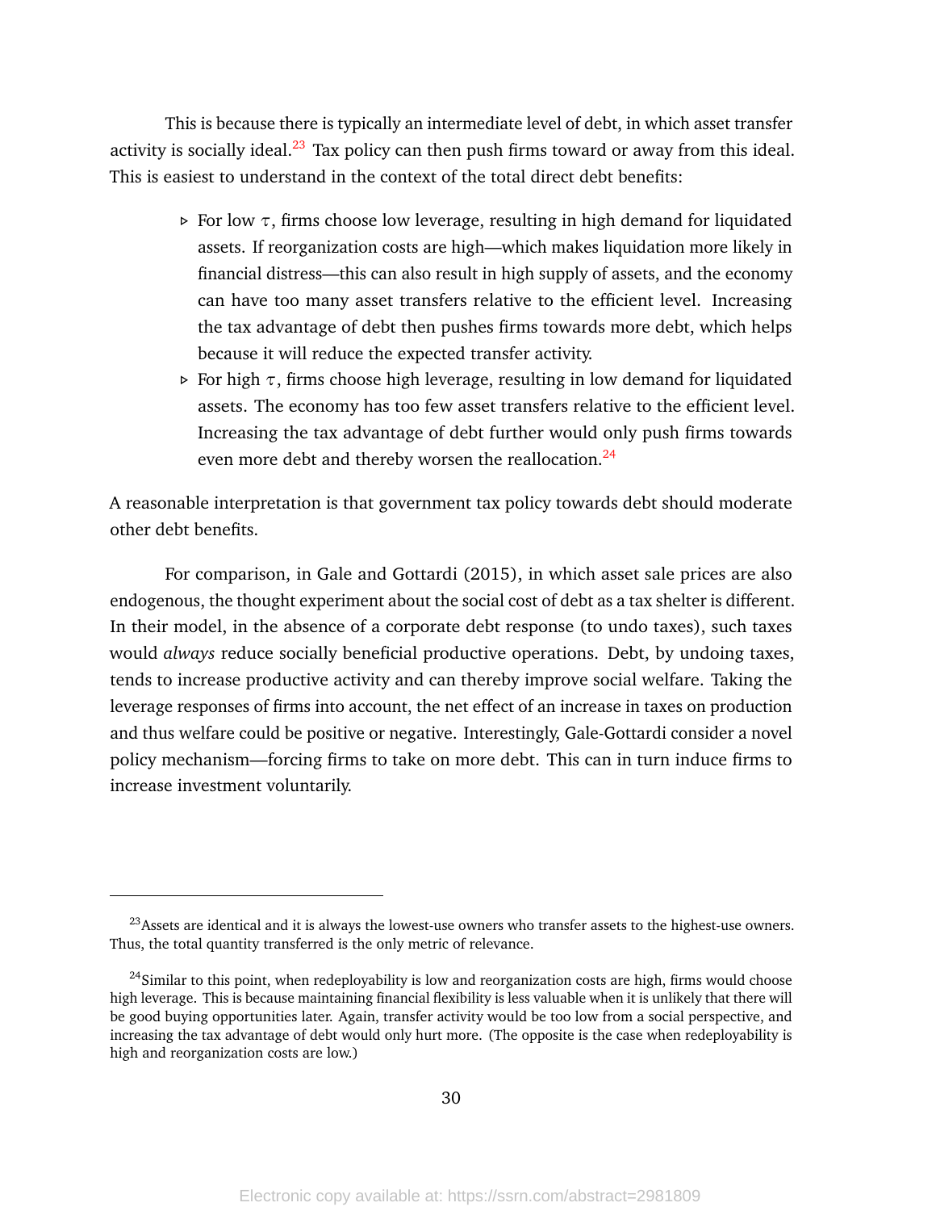This is because there is typically an intermediate level of debt, in which asset transfer activity is socially ideal.[23] Tax policy can then push firms toward or away from this ideal. This is easiest to understand in the context of the total direct debt benefits:

- For low $\tau$, firms choose low leverage, resulting in high demand for liquidated assets. If reorganization costs are high—which makes liquidation more likely in financial distress—this can also result in high supply of assets, and the economy can have too many asset transfers relative to the efficient level. Increasing the tax advantage of debt then pushes firms towards more debt, which helps because it will reduce the expected transfer activity.
- For high $\tau$, firms choose high leverage, resulting in low demand for liquidated assets. The economy has too few asset transfers relative to the efficient level. Increasing the tax advantage of debt further would only push firms towards even more debt and thereby worsen the reallocation.[24]

A reasonable interpretation is that government tax policy towards debt should moderate other debt benefits.

For comparison, in Gale and Gottardi (2015), in which asset sale prices are also endogenous, the thought experiment about the social cost of debt as a tax shelter is different. In their model, in the absence of a corporate debt response (to undo taxes), such taxes would *always* reduce socially beneficial productive operations. Debt, by undoing taxes, tends to increase productive activity and can thereby improve social welfare. Taking the leverage responses of firms into account, the net effect of an increase in taxes on production and thus welfare could be positive or negative. Interestingly, Gale-Gottardi consider a novel policy mechanism—forcing firms to take on more debt. This can in turn induce firms to increase investment voluntarily.

---

[23] Assets are identical and it is always the lowest-use owners who transfer assets to the highest-use owners. Thus, the total quantity transferred is the only metric of relevance.

[24] Similar to this point, when redeployability is low and reorganization costs are high, firms would choose high leverage. This is because maintaining financial flexibility is less valuable when it is unlikely that there will be good buying opportunities later. Again, transfer activity would be too low from a social perspective, and increasing the tax advantage of debt would only hurt more. (The opposite is the case when redeployability is high and reorganization costs are low.)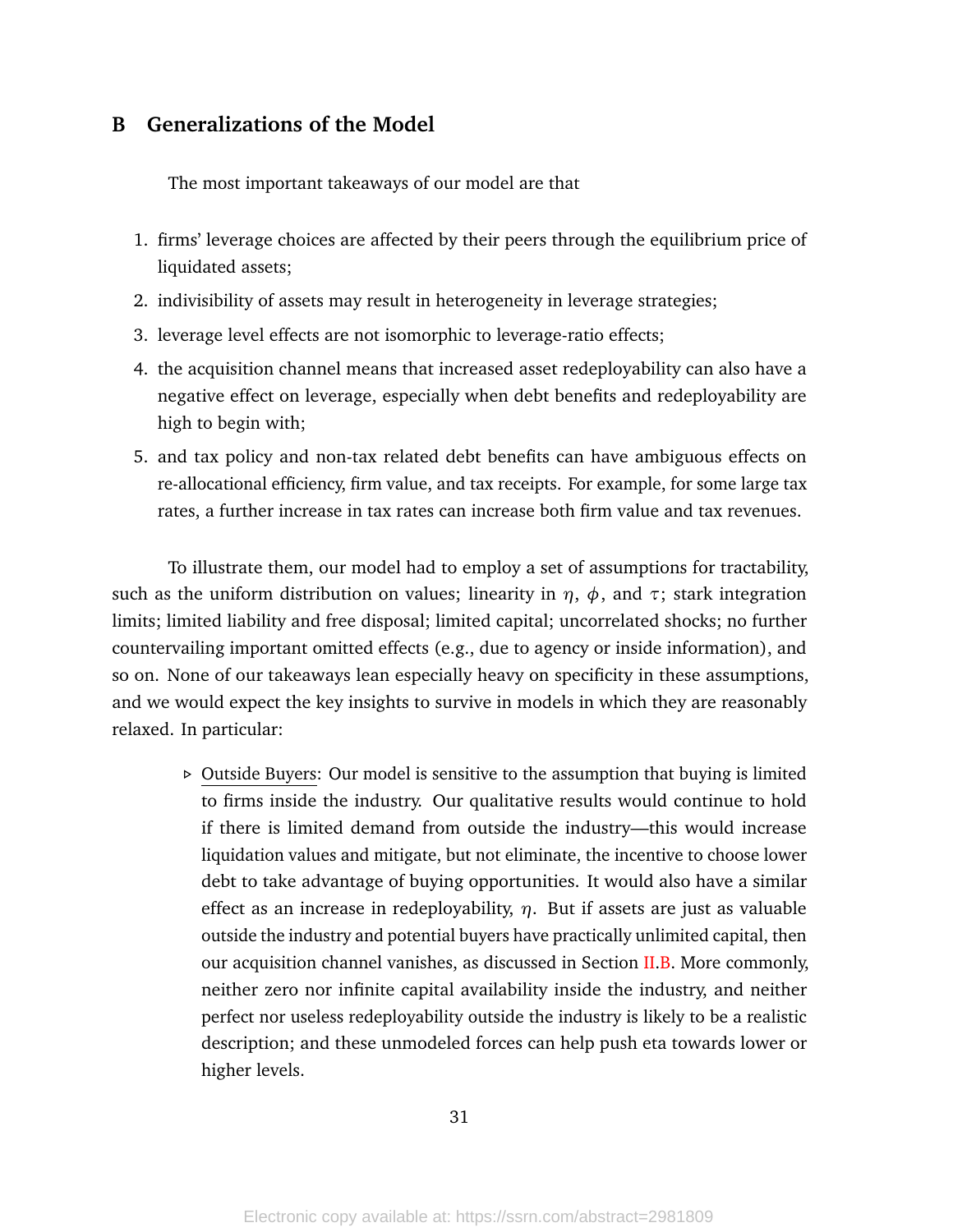## B Generalizations of the Model

The most important takeaways of our model are that

1. firms' leverage choices are affected by their peers through the equilibrium price of liquidated assets;
2. indivisibility of assets may result in heterogeneity in leverage strategies;
3. leverage level effects are not isomorphic to leverage-ratio effects;
4. the acquisition channel means that increased asset redeployability can also have a negative effect on leverage, especially when debt benefits and redeployability are high to begin with;
5. and tax policy and non-tax related debt benefits can have ambiguous effects on re-allocational efficiency, firm value, and tax receipts. For example, for some large tax rates, a further increase in tax rates can increase both firm value and tax revenues.

To illustrate them, our model had to employ a set of assumptions for tractability, such as the uniform distribution on values; linearity in $\eta$, $\phi$, and $\tau$; stark integration limits; limited liability and free disposal; limited capital; uncorrelated shocks; no further countervailing important omitted effects (e.g., due to agency or inside information), and so on. None of our takeaways lean especially heavy on specificity in these assumptions, and we would expect the key insights to survive in models in which they are reasonably relaxed. In particular:

- Outside Buyers: Our model is sensitive to the assumption that buying is limited to firms inside the industry. Our qualitative results would continue to hold if there is limited demand from outside the industry—this would increase liquidation values and mitigate, but not eliminate, the incentive to choose lower debt to take advantage of buying opportunities. It would also have a similar effect as an increase in redeployability, $\eta$. But if assets are just as valuable outside the industry and potential buyers have practically unlimited capital, then our acquisition channel vanishes, as discussed in Section II.B. More commonly, neither zero nor infinite capital availability inside the industry, and neither perfect nor useless redeployability outside the industry is likely to be a realistic description; and these unmodeled forces can help push eta towards lower or higher levels.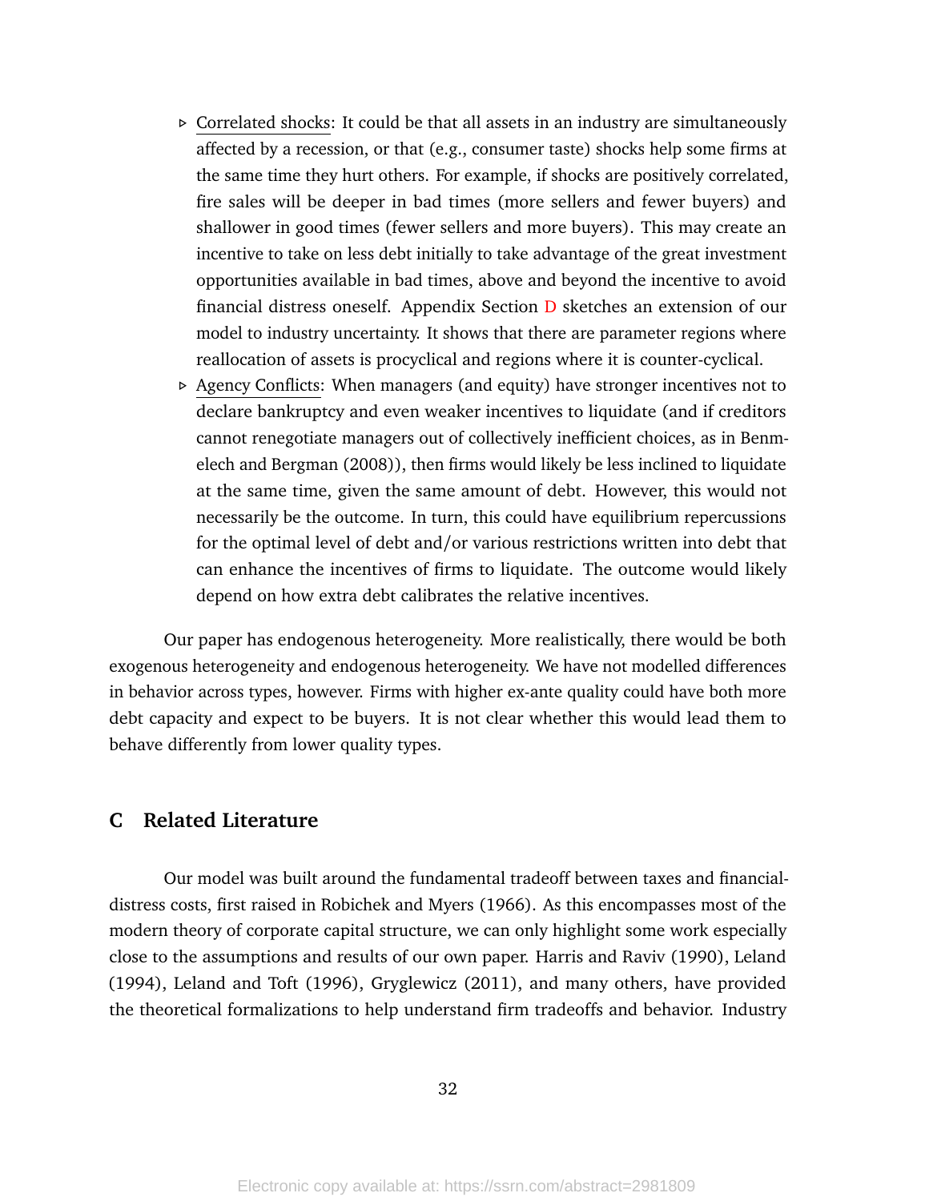- Correlated shocks: It could be that all assets in an industry are simultaneously affected by a recession, or that (e.g., consumer taste) shocks help some firms at the same time they hurt others. For example, if shocks are positively correlated, fire sales will be deeper in bad times (more sellers and fewer buyers) and shallower in good times (fewer sellers and more buyers). This may create an incentive to take on less debt initially to take advantage of the great investment opportunities available in bad times, above and beyond the incentive to avoid financial distress oneself. Appendix Section D sketches an extension of our model to industry uncertainty. It shows that there are parameter regions where reallocation of assets is procyclical and regions where it is counter-cyclical.
- Agency Conflicts: When managers (and equity) have stronger incentives not to declare bankruptcy and even weaker incentives to liquidate (and if creditors cannot renegotiate managers out of collectively inefficient choices, as in Benmelech and Bergman (2008)), then firms would likely be less inclined to liquidate at the same time, given the same amount of debt. However, this would not necessarily be the outcome. In turn, this could have equilibrium repercussions for the optimal level of debt and/or various restrictions written into debt that can enhance the incentives of firms to liquidate. The outcome would likely depend on how extra debt calibrates the relative incentives.

Our paper has endogenous heterogeneity. More realistically, there would be both exogenous heterogeneity and endogenous heterogeneity. We have not modelled differences in behavior across types, however. Firms with higher ex-ante quality could have both more debt capacity and expect to be buyers. It is not clear whether this would lead them to behave differently from lower quality types.

## C Related Literature

Our model was built around the fundamental tradeoff between taxes and financial-distress costs, first raised in Robichek and Myers (1966). As this encompasses most of the modern theory of corporate capital structure, we can only highlight some work especially close to the assumptions and results of our own paper. Harris and Raviv (1990), Leland (1994), Leland and Toft (1996), Gryglewicz (2011), and many others, have provided the theoretical formalizations to help understand firm tradeoffs and behavior. Industry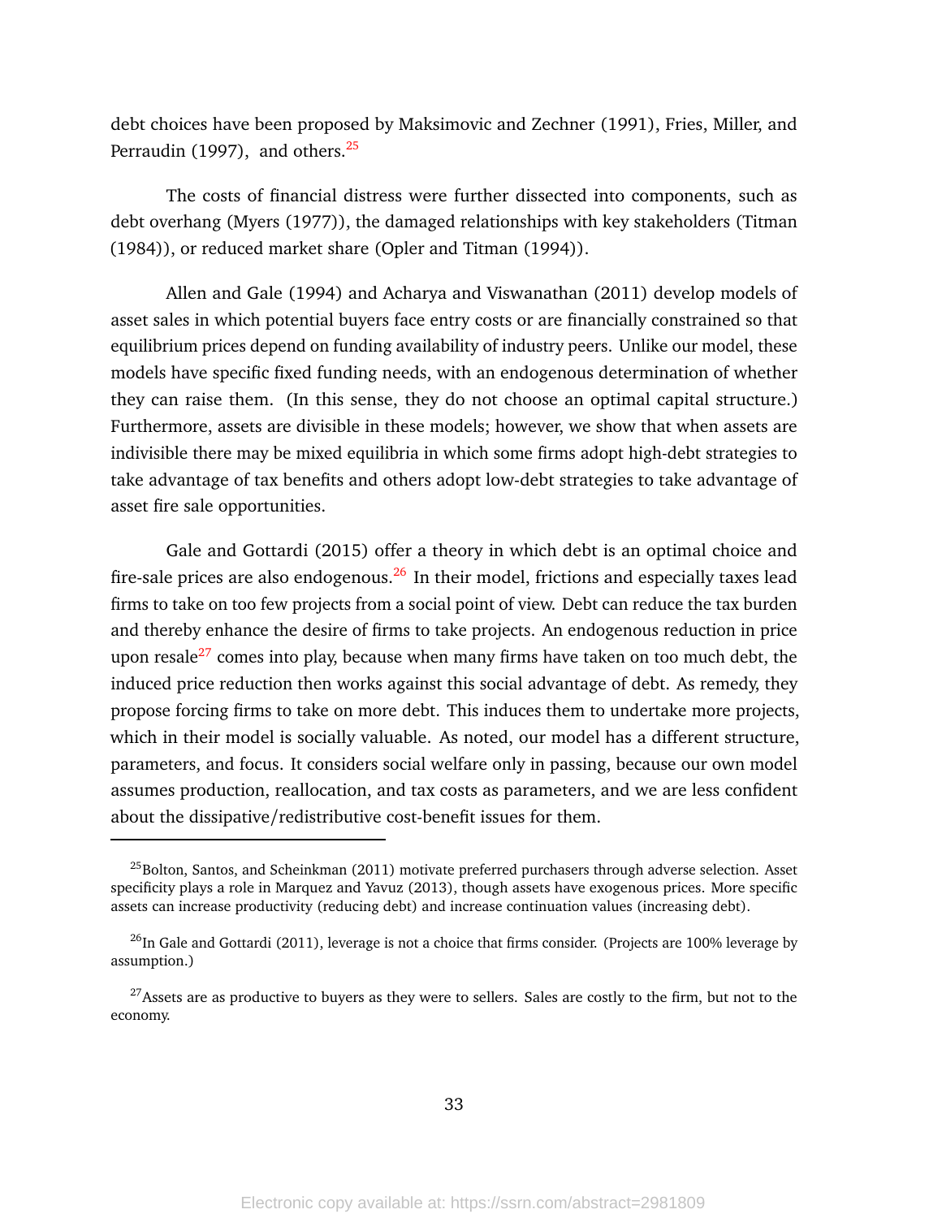debt choices have been proposed by Maksimovic and Zechner (1991), Fries, Miller, and Perraudin (1997), and others.[25]

The costs of financial distress were further dissected into components, such as debt overhang (Myers (1977)), the damaged relationships with key stakeholders (Titman (1984)), or reduced market share (Opler and Titman (1994)).

Allen and Gale (1994) and Acharya and Viswanathan (2011) develop models of asset sales in which potential buyers face entry costs or are financially constrained so that equilibrium prices depend on funding availability of industry peers. Unlike our model, these models have specific fixed funding needs, with an endogenous determination of whether they can raise them. (In this sense, they do not choose an optimal capital structure.) Furthermore, assets are divisible in these models; however, we show that when assets are indivisible there may be mixed equilibria in which some firms adopt high-debt strategies to take advantage of tax benefits and others adopt low-debt strategies to take advantage of asset fire sale opportunities.

Gale and Gottardi (2015) offer a theory in which debt is an optimal choice and fire-sale prices are also endogenous.[26] In their model, frictions and especially taxes lead firms to take on too few projects from a social point of view. Debt can reduce the tax burden and thereby enhance the desire of firms to take projects. An endogenous reduction in price upon resale[27] comes into play, because when many firms have taken on too much debt, the induced price reduction then works against this social advantage of debt. As remedy, they propose forcing firms to take on more debt. This induces them to undertake more projects, which in their model is socially valuable. As noted, our model has a different structure, parameters, and focus. It considers social welfare only in passing, because our own model assumes production, reallocation, and tax costs as parameters, and we are less confident about the dissipative/redistributive cost-benefit issues for them.

[25] Bolton, Santos, and Scheinkman (2011) motivate preferred purchasers through adverse selection. Asset specificity plays a role in Marquez and Yavuz (2013), though assets have exogenous prices. More specific assets can increase productivity (reducing debt) and increase continuation values (increasing debt).

[26] In Gale and Gottardi (2011), leverage is not a choice that firms consider. (Projects are 100% leverage by assumption.)

[27] Assets are as productive to buyers as they were to sellers. Sales are costly to the firm, but not to the economy.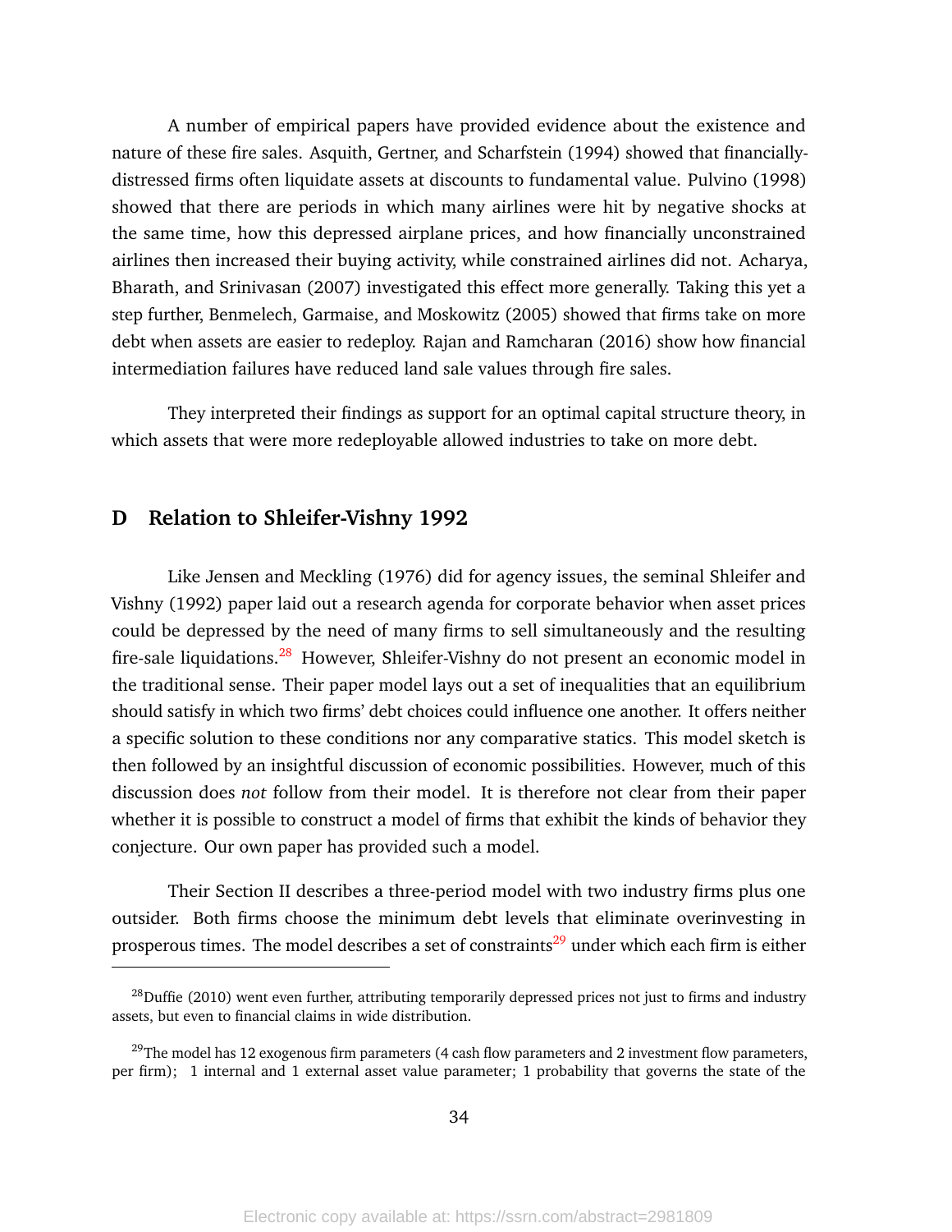A number of empirical papers have provided evidence about the existence and nature of these fire sales. Asquith, Gertner, and Scharfstein (1994) showed that financially-distressed firms often liquidate assets at discounts to fundamental value. Pulvino (1998) showed that there are periods in which many airlines were hit by negative shocks at the same time, how this depressed airplane prices, and how financially unconstrained airlines then increased their buying activity, while constrained airlines did not. Acharya, Bharath, and Srinivasan (2007) investigated this effect more generally. Taking this yet a step further, Benmelech, Garmaise, and Moskowitz (2005) showed that firms take on more debt when assets are easier to redeploy. Rajan and Ramcharan (2016) show how financial intermediation failures have reduced land sale values through fire sales.

They interpreted their findings as support for an optimal capital structure theory, in which assets that were more redeployable allowed industries to take on more debt.

## D Relation to Shleifer-Vishny 1992

Like Jensen and Meckling (1976) did for agency issues, the seminal Shleifer and Vishny (1992) paper laid out a research agenda for corporate behavior when asset prices could be depressed by the need of many firms to sell simultaneously and the resulting fire-sale liquidations.[28] However, Shleifer-Vishny do not present an economic model in the traditional sense. Their paper model lays out a set of inequalities that an equilibrium should satisfy in which two firms' debt choices could influence one another. It offers neither a specific solution to these conditions nor any comparative statics. This model sketch is then followed by an insightful discussion of economic possibilities. However, much of this discussion does *not* follow from their model. It is therefore not clear from their paper whether it is possible to construct a model of firms that exhibit the kinds of behavior they conjecture. Our own paper has provided such a model.

Their Section II describes a three-period model with two industry firms plus one outsider. Both firms choose the minimum debt levels that eliminate overinvesting in prosperous times. The model describes a set of constraints[29] under which each firm is either

[28] Duffie (2010) went even further, attributing temporarily depressed prices not just to firms and industry assets, but even to financial claims in wide distribution.

[29] The model has 12 exogenous firm parameters (4 cash flow parameters and 2 investment flow parameters, per firm); 1 internal and 1 external asset value parameter; 1 probability that governs the state of the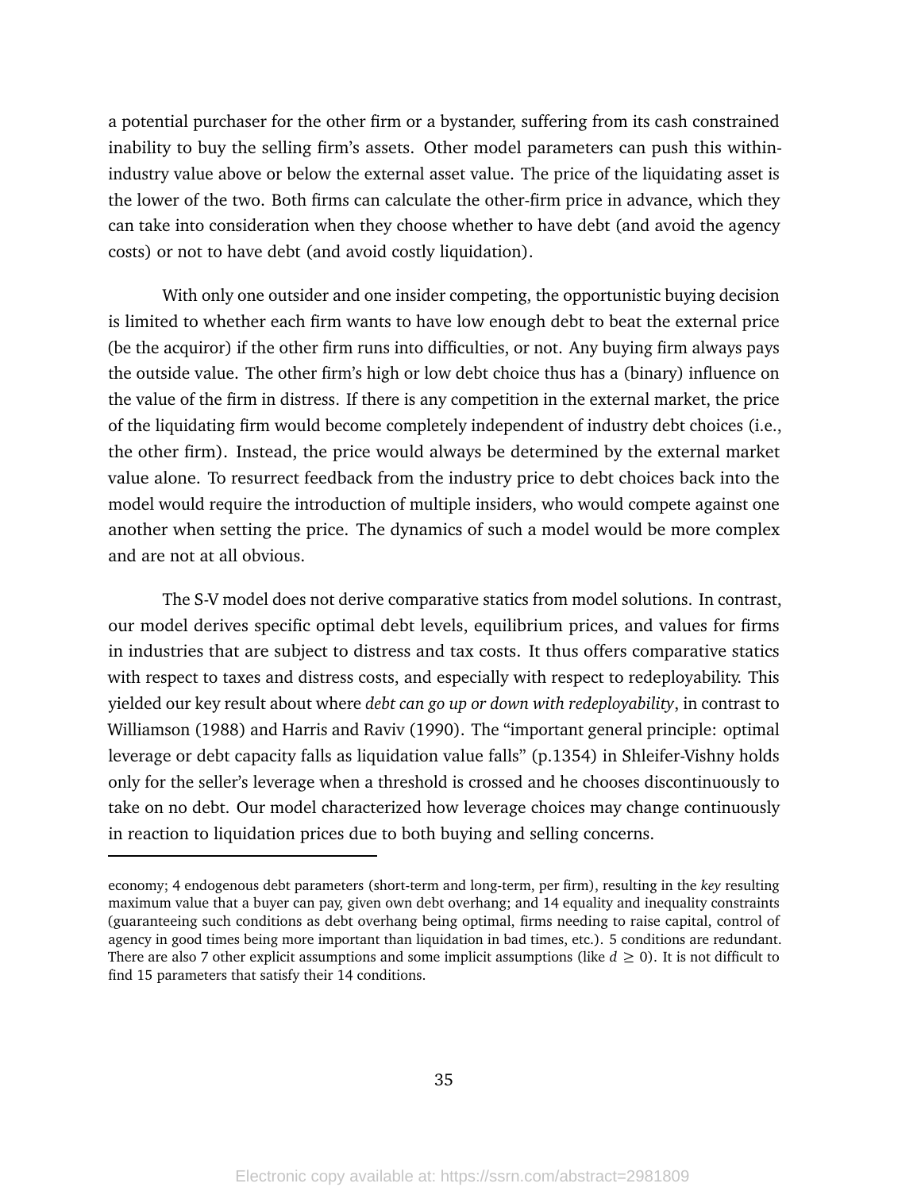a potential purchaser for the other firm or a bystander, suffering from its cash constrained inability to buy the selling firm's assets. Other model parameters can push this within-industry value above or below the external asset value. The price of the liquidating asset is the lower of the two. Both firms can calculate the other-firm price in advance, which they can take into consideration when they choose whether to have debt (and avoid the agency costs) or not to have debt (and avoid costly liquidation).

With only one outsider and one insider competing, the opportunistic buying decision is limited to whether each firm wants to have low enough debt to beat the external price (be the acquiror) if the other firm runs into difficulties, or not. Any buying firm always pays the outside value. The other firm's high or low debt choice thus has a (binary) influence on the value of the firm in distress. If there is any competition in the external market, the price of the liquidating firm would become completely independent of industry debt choices (i.e., the other firm). Instead, the price would always be determined by the external market value alone. To resurrect feedback from the industry price to debt choices back into the model would require the introduction of multiple insiders, who would compete against one another when setting the price. The dynamics of such a model would be more complex and are not at all obvious.

The S-V model does not derive comparative statics from model solutions. In contrast, our model derives specific optimal debt levels, equilibrium prices, and values for firms in industries that are subject to distress and tax costs. It thus offers comparative statics with respect to taxes and distress costs, and especially with respect to redeployability. This yielded our key result about where *debt can go up or down with redeployability*, in contrast to Williamson (1988) and Harris and Raviv (1990). The "important general principle: optimal leverage or debt capacity falls as liquidation value falls" (p.1354) in Shleifer-Vishny holds only for the seller's leverage when a threshold is crossed and he chooses discontinuously to take on no debt. Our model characterized how leverage choices may change continuously in reaction to liquidation prices due to both buying and selling concerns.

---

economy; 4 endogenous debt parameters (short-term and long-term, per firm), resulting in the *key* resulting maximum value that a buyer can pay, given own debt overhang; and 14 equality and inequality constraints (guaranteeing such conditions as debt overhang being optimal, firms needing to raise capital, control of agency in good times being more important than liquidation in bad times, etc.). 5 conditions are redundant. There are also 7 other explicit assumptions and some implicit assumptions (like $d \geq 0$). It is not difficult to find 15 parameters that satisfy their 14 conditions.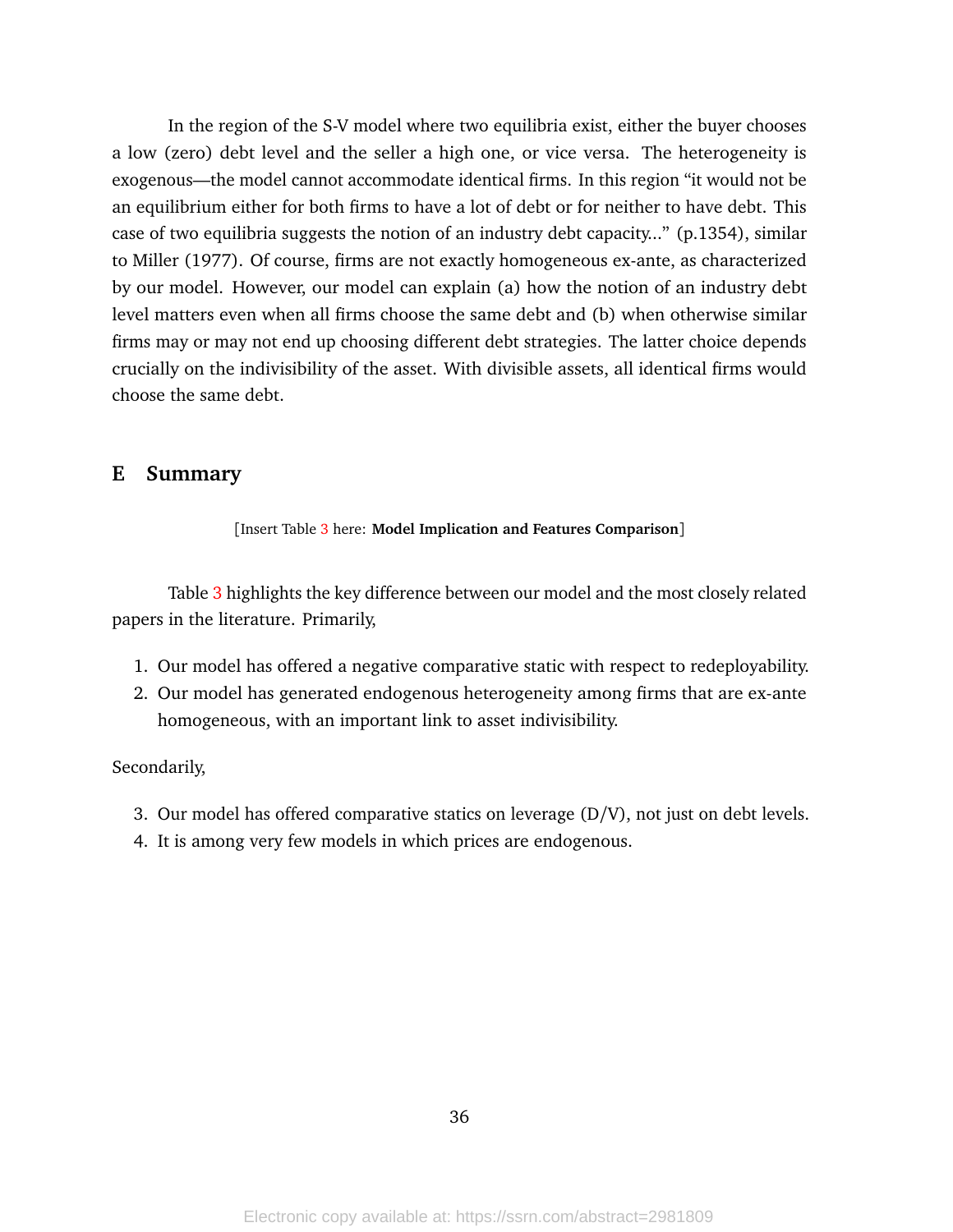In the region of the S-V model where two equilibria exist, either the buyer chooses a low (zero) debt level and the seller a high one, or vice versa. The heterogeneity is exogenous—the model cannot accommodate identical firms. In this region "it would not be an equilibrium either for both firms to have a lot of debt or for neither to have debt. This case of two equilibria suggests the notion of an industry debt capacity..." (p.1354), similar to Miller (1977). Of course, firms are not exactly homogeneous ex-ante, as characterized by our model. However, our model can explain (a) how the notion of an industry debt level matters even when all firms choose the same debt and (b) when otherwise similar firms may or may not end up choosing different debt strategies. The latter choice depends crucially on the indivisibility of the asset. With divisible assets, all identical firms would choose the same debt.

## E Summary

[Insert Table 3 here: **Model Implication and Features Comparison**]

Table 3 highlights the key difference between our model and the most closely related papers in the literature. Primarily,

1. Our model has offered a negative comparative static with respect to redeployability.
2. Our model has generated endogenous heterogeneity among firms that are ex-ante homogeneous, with an important link to asset indivisibility.

Secondarily,

3. Our model has offered comparative statics on leverage (D/V), not just on debt levels.
4. It is among very few models in which prices are endogenous.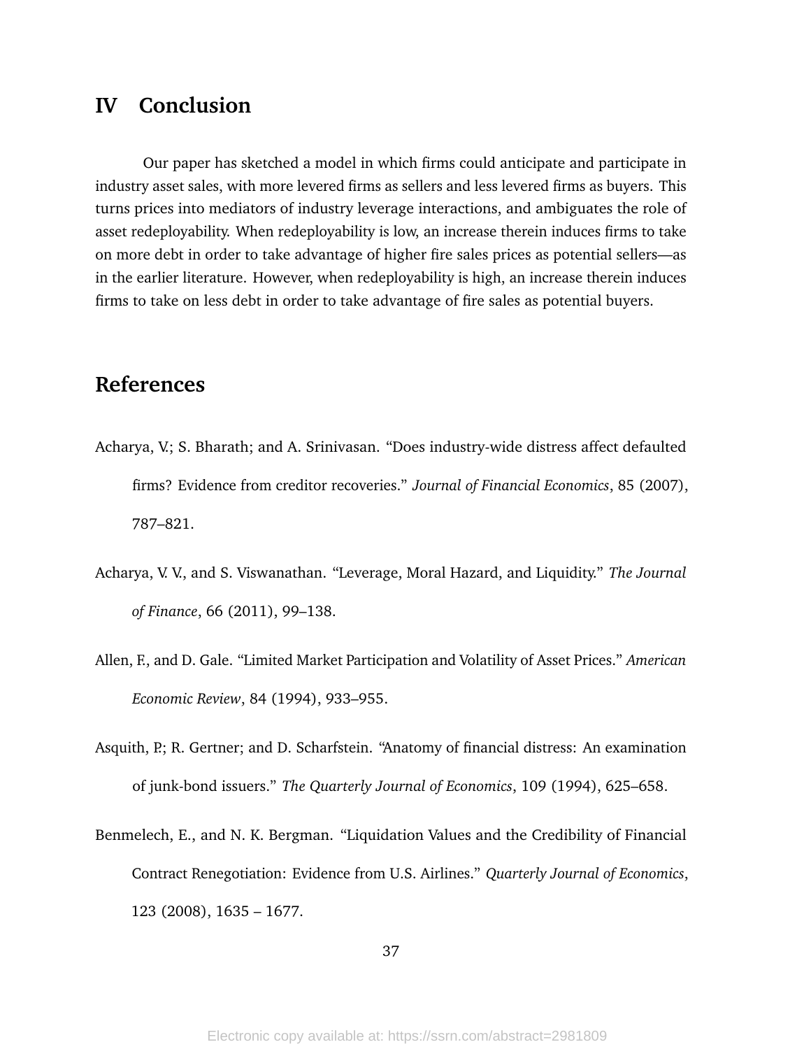## IV Conclusion

Our paper has sketched a model in which firms could anticipate and participate in industry asset sales, with more levered firms as sellers and less levered firms as buyers. This turns prices into mediators of industry leverage interactions, and ambiguates the role of asset redeployability. When redeployability is low, an increase therein induces firms to take on more debt in order to take advantage of higher fire sales prices as potential sellers—as in the earlier literature. However, when redeployability is high, an increase therein induces firms to take on less debt in order to take advantage of fire sales as potential buyers.

## References

Acharya, V.; S. Bharath; and A. Srinivasan. "Does industry-wide distress affect defaulted firms? Evidence from creditor recoveries." *Journal of Financial Economics*, 85 (2007), 787–821.

Acharya, V. V., and S. Viswanathan. "Leverage, Moral Hazard, and Liquidity." *The Journal of Finance*, 66 (2011), 99–138.

Allen, F., and D. Gale. "Limited Market Participation and Volatility of Asset Prices." *American Economic Review*, 84 (1994), 933–955.

Asquith, P.; R. Gertner; and D. Scharfstein. "Anatomy of financial distress: An examination of junk-bond issuers." *The Quarterly Journal of Economics*, 109 (1994), 625–658.

Benmelech, E., and N. K. Bergman. "Liquidation Values and the Credibility of Financial Contract Renegotiation: Evidence from U.S. Airlines." *Quarterly Journal of Economics*, 123 (2008), 1635 – 1677.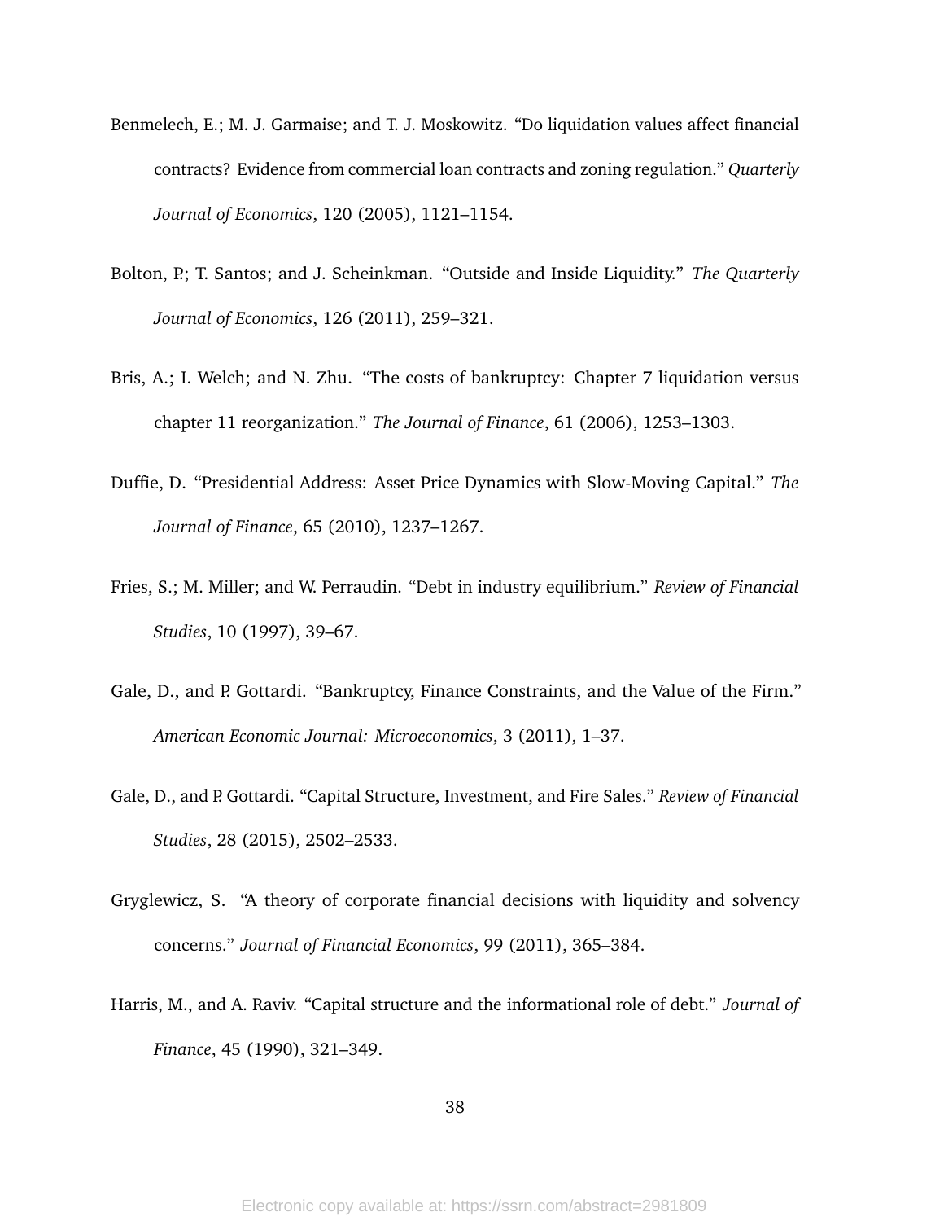Benmelech, E.; M. J. Garmaise; and T. J. Moskowitz. "Do liquidation values affect financial contracts? Evidence from commercial loan contracts and zoning regulation." *Quarterly Journal of Economics*, 120 (2005), 1121–1154.

Bolton, P.; T. Santos; and J. Scheinkman. "Outside and Inside Liquidity." *The Quarterly Journal of Economics*, 126 (2011), 259–321.

Bris, A.; I. Welch; and N. Zhu. "The costs of bankruptcy: Chapter 7 liquidation versus chapter 11 reorganization." *The Journal of Finance*, 61 (2006), 1253–1303.

Duffie, D. "Presidential Address: Asset Price Dynamics with Slow-Moving Capital." *The Journal of Finance*, 65 (2010), 1237–1267.

Fries, S.; M. Miller; and W. Perraudin. "Debt in industry equilibrium." *Review of Financial Studies*, 10 (1997), 39–67.

Gale, D., and P. Gottardi. "Bankruptcy, Finance Constraints, and the Value of the Firm." *American Economic Journal: Microeconomics*, 3 (2011), 1–37.

Gale, D., and P. Gottardi. "Capital Structure, Investment, and Fire Sales." *Review of Financial Studies*, 28 (2015), 2502–2533.

Gryglewicz, S. "A theory of corporate financial decisions with liquidity and solvency concerns." *Journal of Financial Economics*, 99 (2011), 365–384.

Harris, M., and A. Raviv. "Capital structure and the informational role of debt." *Journal of Finance*, 45 (1990), 321–349.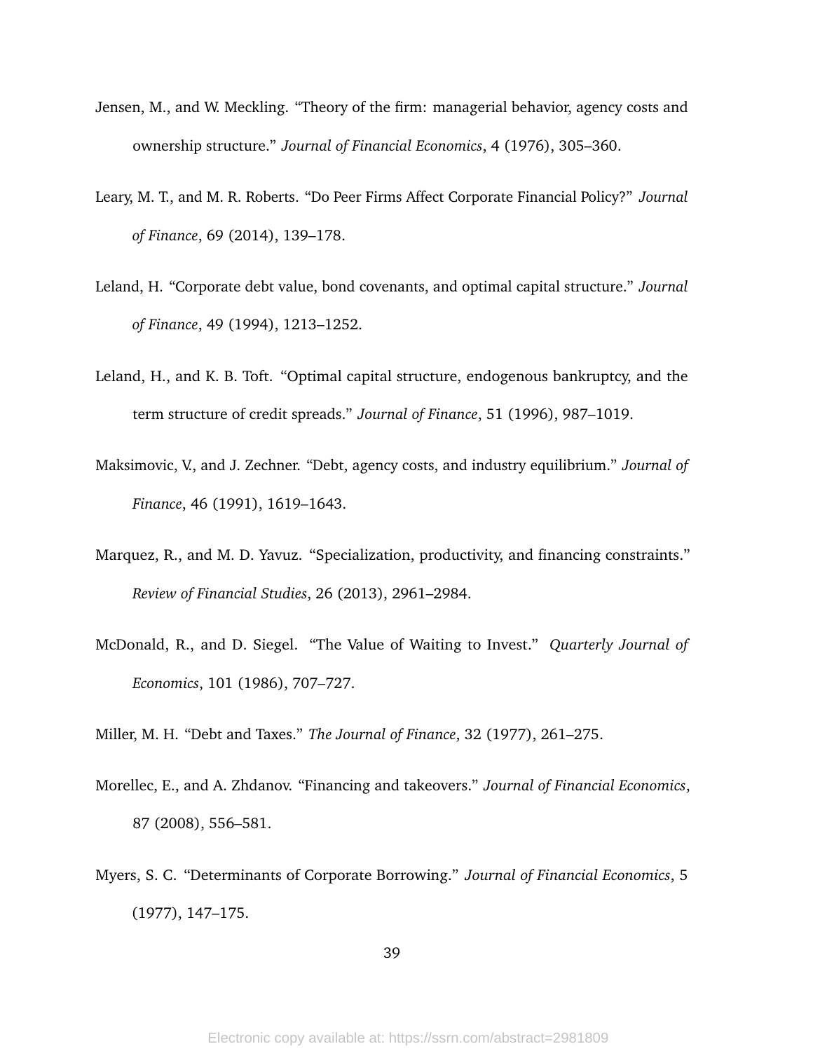Jensen, M., and W. Meckling. “Theory of the firm: managerial behavior, agency costs and ownership structure.” *Journal of Financial Economics*, 4 (1976), 305–360.

Leary, M. T., and M. R. Roberts. “Do Peer Firms Affect Corporate Financial Policy?” *Journal of Finance*, 69 (2014), 139–178.

Leland, H. “Corporate debt value, bond covenants, and optimal capital structure.” *Journal of Finance*, 49 (1994), 1213–1252.

Leland, H., and K. B. Toft. “Optimal capital structure, endogenous bankruptcy, and the term structure of credit spreads.” *Journal of Finance*, 51 (1996), 987–1019.

Maksimovic, V., and J. Zechner. “Debt, agency costs, and industry equilibrium.” *Journal of Finance*, 46 (1991), 1619–1643.

Marquez, R., and M. D. Yavuz. “Specialization, productivity, and financing constraints.” *Review of Financial Studies*, 26 (2013), 2961–2984.

McDonald, R., and D. Siegel. “The Value of Waiting to Invest.” *Quarterly Journal of Economics*, 101 (1986), 707–727.

Miller, M. H. “Debt and Taxes.” *The Journal of Finance*, 32 (1977), 261–275.

Morellec, E., and A. Zhdanov. “Financing and takeovers.” *Journal of Financial Economics*, 87 (2008), 556–581.

Myers, S. C. “Determinants of Corporate Borrowing.” *Journal of Financial Economics*, 5 (1977), 147–175.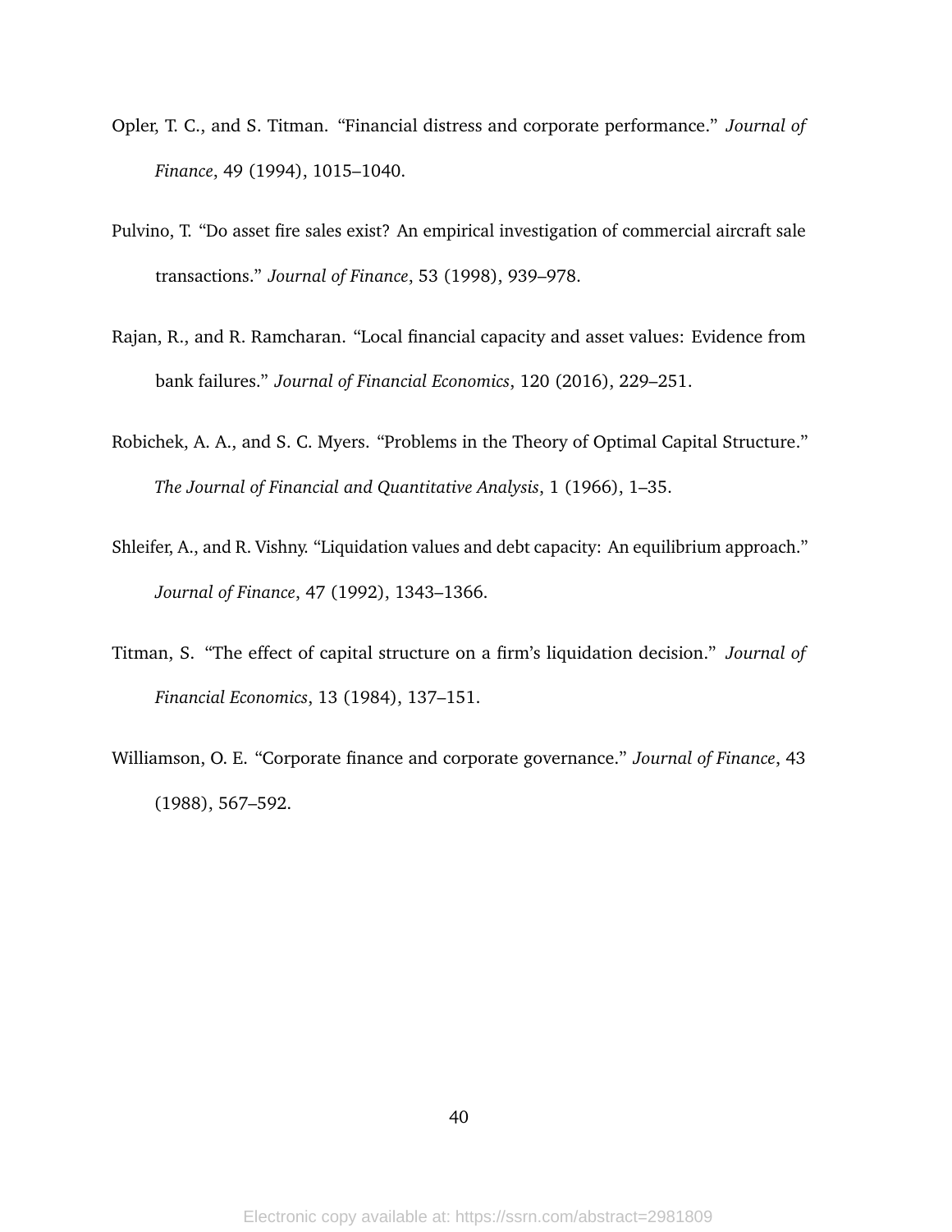Opler, T. C., and S. Titman. "Financial distress and corporate performance." *Journal of Finance*, 49 (1994), 1015–1040.

Pulvino, T. "Do asset fire sales exist? An empirical investigation of commercial aircraft sale transactions." *Journal of Finance*, 53 (1998), 939–978.

Rajan, R., and R. Ramcharan. "Local financial capacity and asset values: Evidence from bank failures." *Journal of Financial Economics*, 120 (2016), 229–251.

Robichek, A. A., and S. C. Myers. "Problems in the Theory of Optimal Capital Structure." *The Journal of Financial and Quantitative Analysis*, 1 (1966), 1–35.

Shleifer, A., and R. Vishny. "Liquidation values and debt capacity: An equilibrium approach." *Journal of Finance*, 47 (1992), 1343–1366.

Titman, S. "The effect of capital structure on a firm's liquidation decision." *Journal of Financial Economics*, 13 (1984), 137–151.

Williamson, O. E. "Corporate finance and corporate governance." *Journal of Finance*, 43 (1988), 567–592.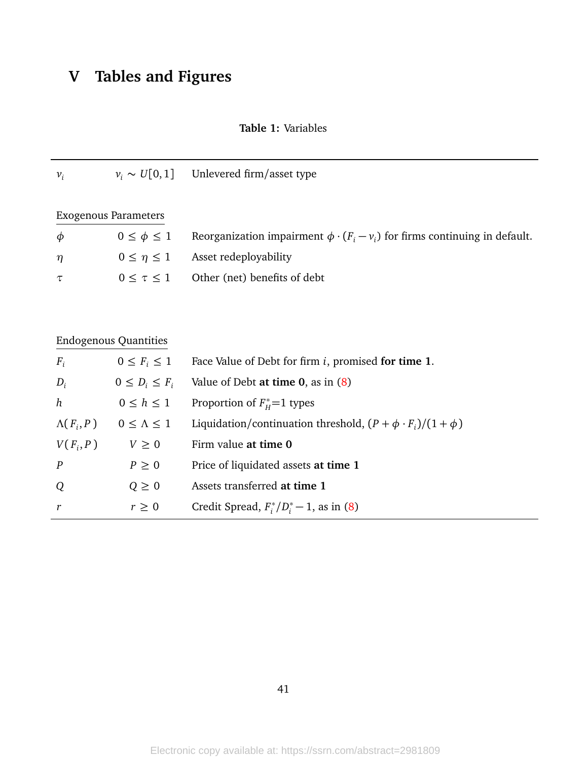# V Tables and Figures

**Table 1:** Variables

| | | |
|---|---|---|
| $v_i$ | $v_i \sim U[0,1]$ | Unlevered firm/asset type |
| Exogenous Parameters | | |
| $\phi$ | $0 \leq \phi \leq 1$ | Reorganization impairment $\phi \cdot (F_i - v_i)$ for firms continuing in default. |
| $\eta$ | $0 \leq \eta \leq 1$ | Asset redeployability |
| $\tau$ | $0 \leq \tau \leq 1$ | Other (net) benefits of debt |
| Endogenous Quantities | | |
| $F_i$ | $0 \leq F_i \leq 1$ | Face Value of Debt for firm $i$, promised **for time 1**. |
| $D_i$ | $0 \leq D_i \leq F_i$ | Value of Debt **at time 0**, as in (8) |
| $h$ | $0 \leq h \leq 1$ | Proportion of $F_H^*$=1 types |
| $\Lambda(F_i, P)$ | $0 \leq \Lambda \leq 1$ | Liquidation/continuation threshold, $(P + \phi \cdot F_i)/(1 + \phi)$ |
| $V(F_i, P)$ | $V \geq 0$ | Firm value **at time 0** |
| $P$ | $P \geq 0$ | Price of liquidated assets **at time 1** |
| $Q$ | $Q \geq 0$ | Assets transferred **at time 1** |
| $r$ | $r \geq 0$ | Credit Spread, $F_i^*/D_i^* - 1$, as in (8) |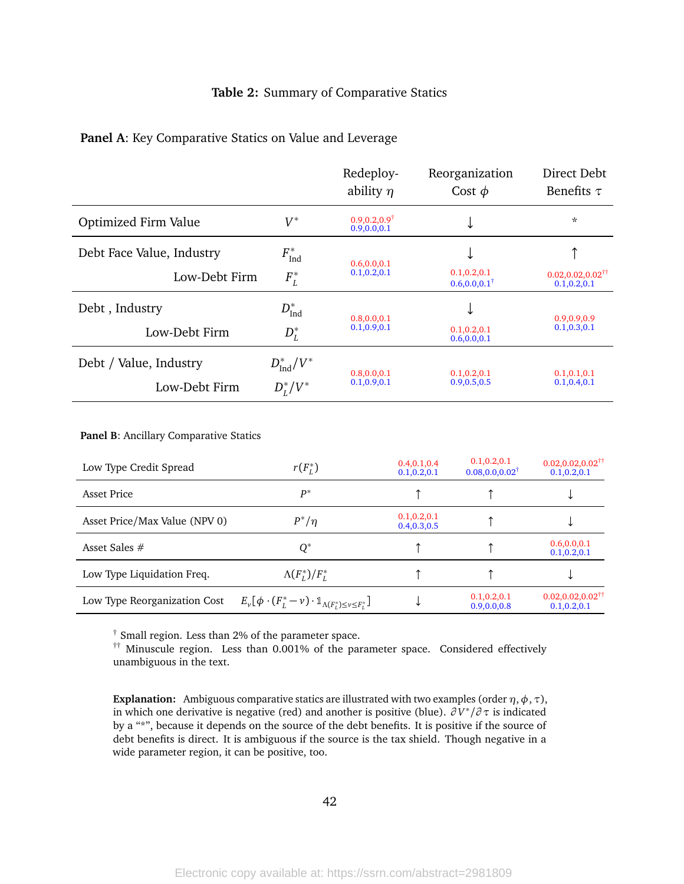**Table 2:** Summary of Comparative Statics

**Panel A**: Key Comparative Statics on Value and Leverage

| | | Redeploy-ability $\eta$ | Reorganization Cost $\phi$ | Direct Debt Benefits $\tau$ |
|---|---|---|---|---|
| Optimized Firm Value | $V^*$ | 0.9,0.2,0.9[†] / 0.9,0.0,0.1 | ↓ | * |
| Debt Face Value, Industry | $F^*_{\text{Ind}}$ | 0.6,0.0,0.1 / 0.1,0.2,0.1 | ↓ | ↑ |
| Low-Debt Firm | $F^*_L$ | | 0.1,0.2,0.1 / 0.6,0.0,0.1[†] | 0.02,0.02,0.02[††] / 0.1,0.2,0.1 |
| Debt , Industry | $D^*_{\text{Ind}}$ | 0.8,0.0,0.1 / 0.1,0.9,0.1 | ↓ | 0.9,0.9,0.9 / 0.1,0.3,0.1 |
| Low-Debt Firm | $D^*_L$ | | 0.1,0.2,0.1 / 0.6,0.0,0.1 | |
| Debt / Value, Industry | $D^*_{\text{Ind}}/V^*$ | 0.8,0.0,0.1 / 0.1,0.9,0.1 | 0.1,0.2,0.1 / 0.9,0.5,0.5 | 0.1,0.1,0.1 / 0.1,0.4,0.1 |
| Low-Debt Firm | $D^*_L/V^*$ | | | |

**Panel B**: Ancillary Comparative Statics

| | | Redeploy-ability $\eta$ | Reorganization Cost $\phi$ | Direct Debt Benefits $\tau$ |
|---|---|---|---|---|
| Low Type Credit Spread | $r(F^*_L)$ | 0.4,0.1,0.4 / 0.1,0.2,0.1 | 0.1,0.2,0.1 / 0.08,0.0,0.02[†] | 0.02,0.02,0.02[††] / 0.1,0.2,0.1 |
| Asset Price | $P^*$ | ↑ | ↑ | ↓ |
| Asset Price/Max Value (NPV 0) | $P^*/\eta$ | 0.1,0.2,0.1 / 0.4,0.3,0.5 | ↑ | ↓ |
| Asset Sales # | $Q^*$ | ↑ | ↑ | 0.6,0.0,0.1 / 0.1,0.2,0.1 |
| Low Type Liquidation Freq. | $\Lambda(F^*_L)/F^*_L$ | ↑ | ↑ | ↓ |
| Low Type Reorganization Cost | $E_v[\phi \cdot (F^*_L - v) \cdot \mathbb{1}_{\Lambda(F^*_L) \le v \le F^*_L}]$ | ↓ | 0.1,0.2,0.1 / 0.9,0.0,0.8 | 0.02,0.02,0.02[††] / 0.1,0.2,0.1 |

[†] Small region. Less than 2% of the parameter space.
[††] Minuscule region. Less than 0.001% of the parameter space. Considered effectively unambiguous in the text.

**Explanation:** Ambiguous comparative statics are illustrated with two examples (order $\eta, \phi, \tau$), in which one derivative is negative (red) and another is positive (blue). $\partial V^*/\partial \tau$ is indicated by a "*", because it depends on the source of the debt benefits. It is positive if the source of debt benefits is direct. It is ambiguous if the source is the tax shield. Though negative in a wide parameter region, it can be positive, too.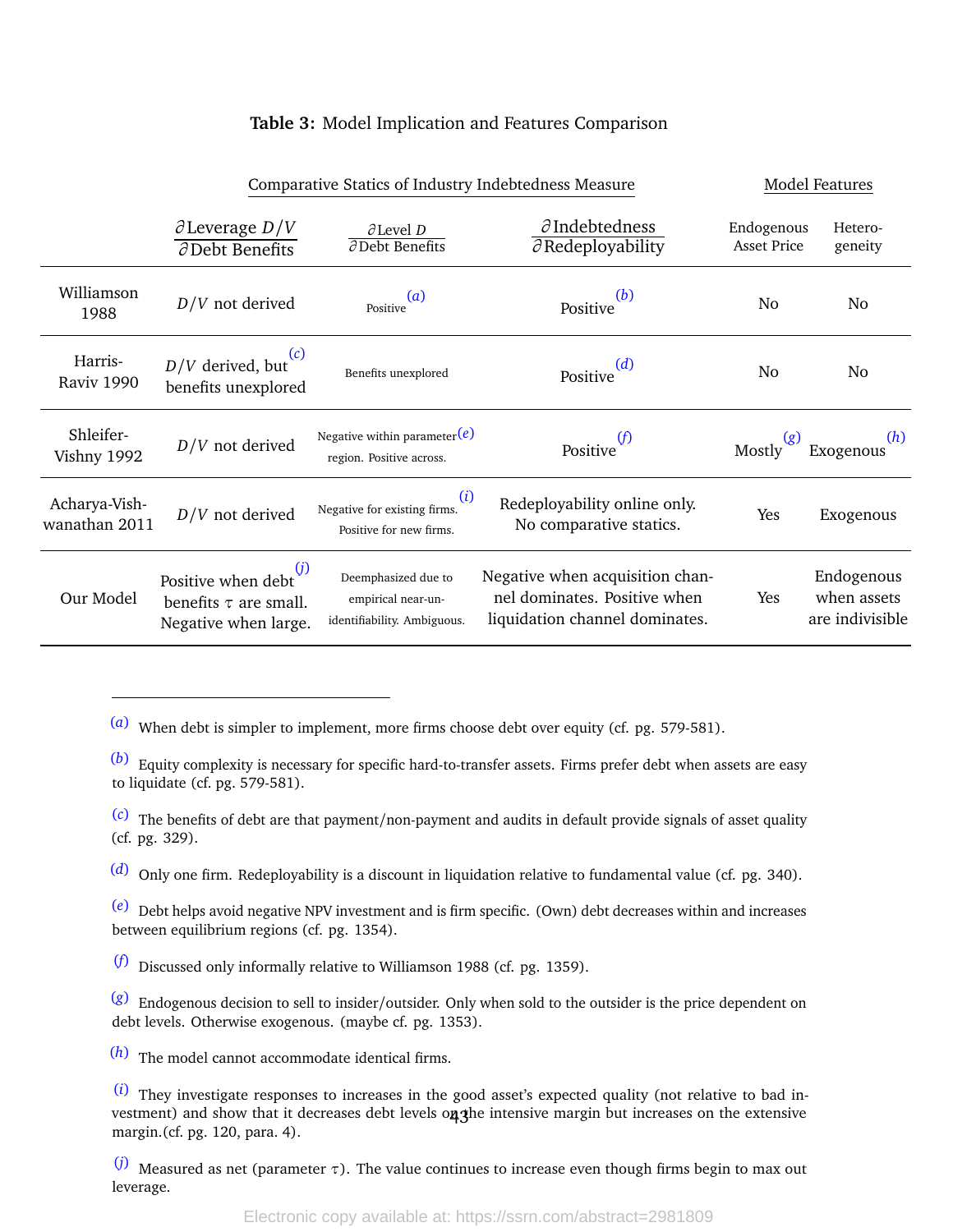**Table 3:** Model Implication and Features Comparison

| | Comparative Statics of Industry Indebtedness Measure | | | Model Features | |
|---|---|---|---|---|---|
| | $\frac{\partial \text{Leverage } D/V}{\partial \text{Debt Benefits}}$ | $\frac{\partial \text{Level } D}{\partial \text{Debt Benefits}}$ | $\frac{\partial \text{Indebtedness}}{\partial \text{Redeployability}}$ | Endogenous Asset Price | Hetero-geneity |
| Williamson 1988 | $D/V$ not derived | Positive [(a)] | Positive [(b)] | No | No |
| Harris-Raviv 1990 | $D/V$ derived, but benefits unexplored [(c)] | Benefits unexplored | Positive [(d)] | No | No |
| Shleifer-Vishny 1992 | $D/V$ not derived | Negative within parameter region. Positive across. [(e)] | Positive [(f)] | Mostly [(g)] | Exogenous [(h)] |
| Acharya-Vish-wanathan 2011 | $D/V$ not derived | Negative for existing firms. Positive for new firms. [(i)] | Redeployability online only. No comparative statics. | Yes | Exogenous |
| Our Model | Positive when debt benefits $\tau$ are small. Negative when large. [(j)] | Deemphasized due to empirical near-unidentifiability. Ambiguous. | Negative when acquisition channel dominates. Positive when liquidation channel dominates. | Yes | Endogenous when assets are indivisible |

---

[(a)] When debt is simpler to implement, more firms choose debt over equity (cf. pg. 579-581).

[(b)] Equity complexity is necessary for specific hard-to-transfer assets. Firms prefer debt when assets are easy to liquidate (cf. pg. 579-581).

[(c)] The benefits of debt are that payment/non-payment and audits in default provide signals of asset quality (cf. pg. 329).

[(d)] Only one firm. Redeployability is a discount in liquidation relative to fundamental value (cf. pg. 340).

[(e)] Debt helps avoid negative NPV investment and is firm specific. (Own) debt decreases within and increases between equilibrium regions (cf. pg. 1354).

[(f)] Discussed only informally relative to Williamson 1988 (cf. pg. 1359).

[(g)] Endogenous decision to sell to insider/outsider. Only when sold to the outsider is the price dependent on debt levels. Otherwise exogenous. (maybe cf. pg. 1353).

[(h)] The model cannot accommodate identical firms.

[(i)] They investigate responses to increases in the good asset's expected quality (not relative to bad investment) and show that it decreases debt levels on the intensive margin but increases on the extensive margin.(cf. pg. 120, para. 4).

[(j)] Measured as net (parameter $\tau$). The value continues to increase even though firms begin to max out leverage.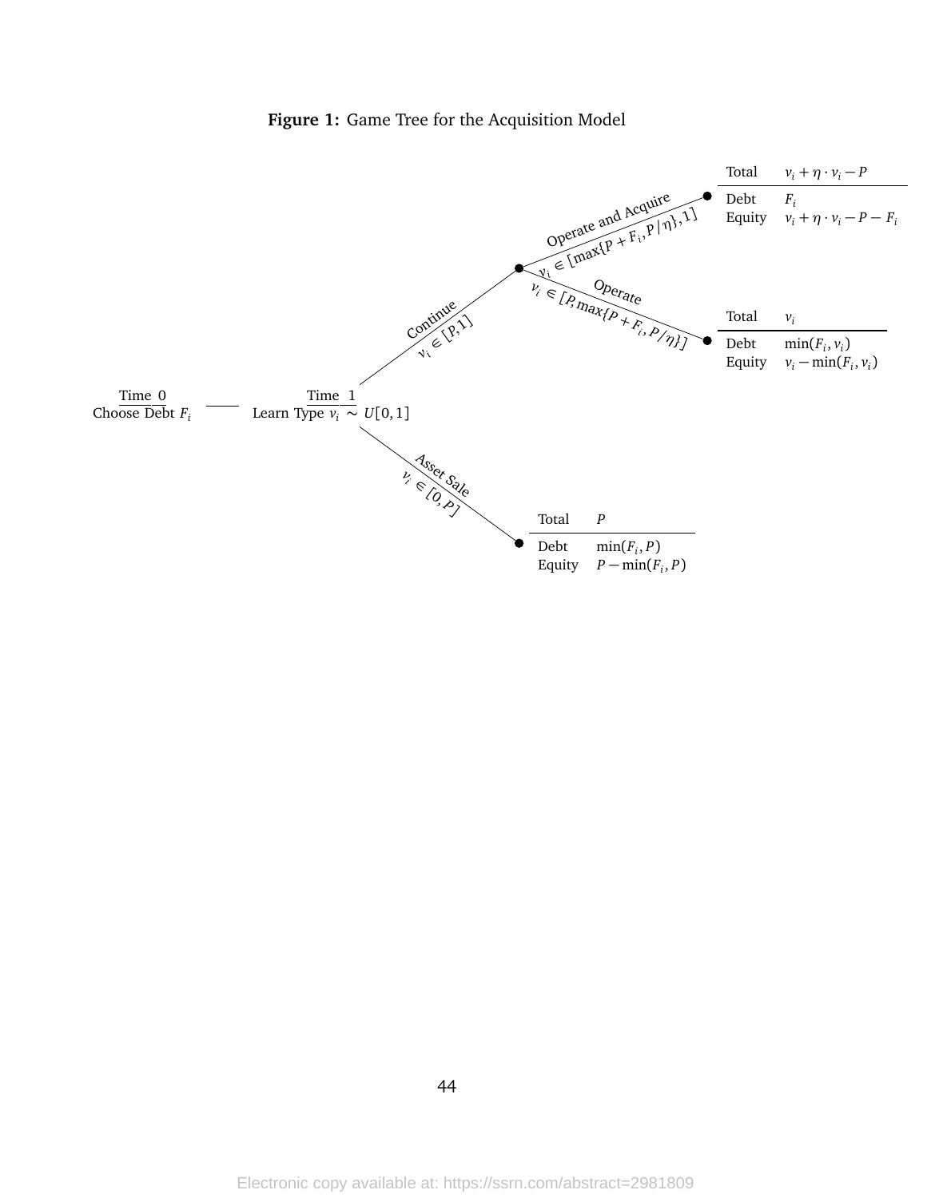**Figure 1:** Game Tree for the Acquisition Model

Time 0
Choose Debt $F_i$

Time 1
Learn Type $v_i \sim U[0,1]$

Continue
$v_i \in [P, 1]$

Operate and Acquire
$v_i \in [\max\{P + F_i, P/\eta\}, 1]$

| Total | $v_i + \eta \cdot v_i - P$ |
| --- | --- |
| Debt | $F_i$ |
| Equity | $v_i + \eta \cdot v_i - P - F_i$ |

Operate
$v_i \in [P, \max\{P + F_i, P/\eta\}]$

| Total | $v_i$ |
| --- | --- |
| Debt | $\min(F_i, v_i)$ |
| Equity | $v_i - \min(F_i, v_i)$ |

Asset Sale
$v_i \in [0, P]$

| Total | $P$ |
| --- | --- |
| Debt | $\min(F_i, P)$ |
| Equity | $P - \min(F_i, P)$ |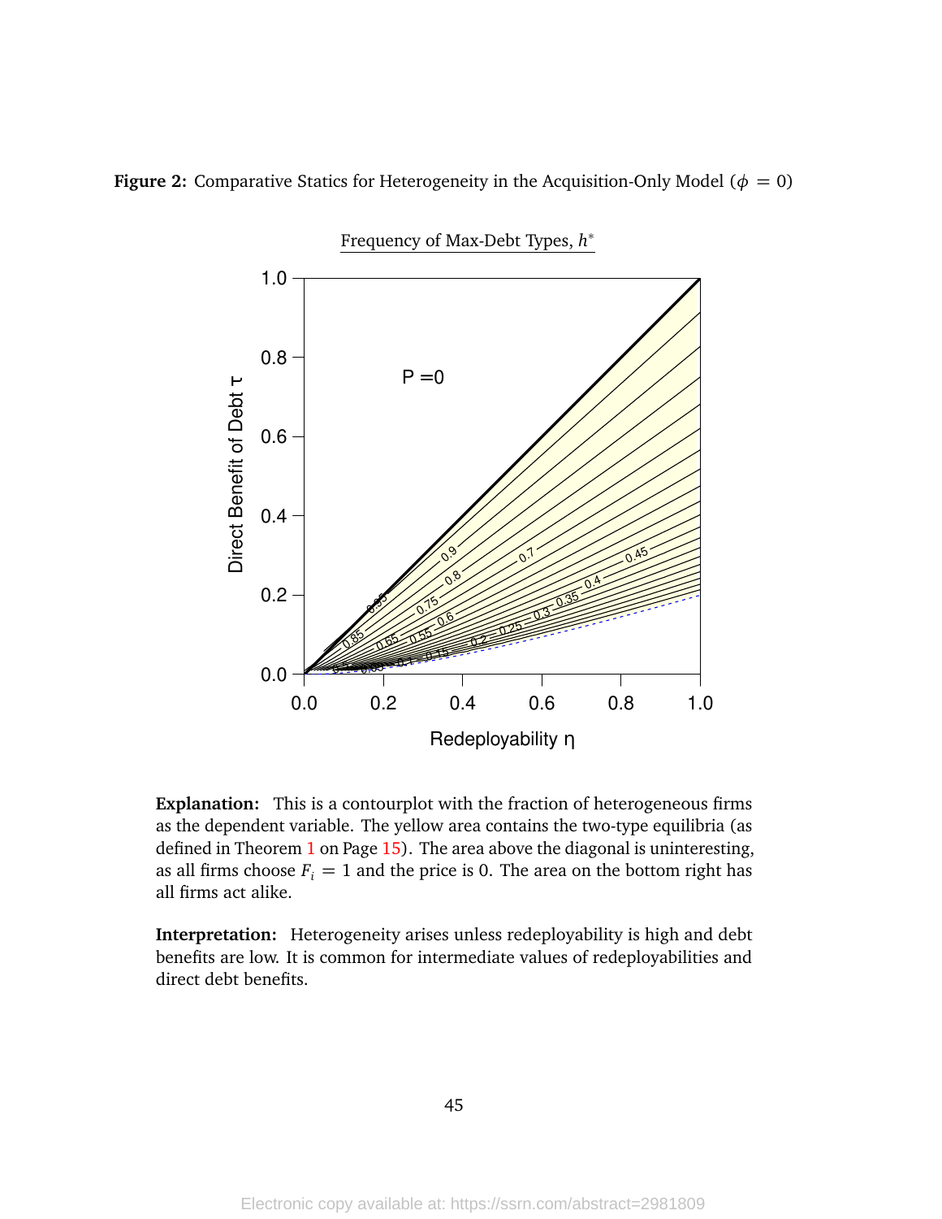**Figure 2:** Comparative Statics for Heterogeneity in the Acquisition-Only Model ($\phi = 0$)

Frequency of Max-Debt Types, $h^*$

**Explanation:** This is a contourplot with the fraction of heterogeneous firms as the dependent variable. The yellow area contains the two-type equilibria (as defined in Theorem 1 on Page 15). The area above the diagonal is uninteresting, as all firms choose $F_i = 1$ and the price is 0. The area on the bottom right has all firms act alike.

**Interpretation:** Heterogeneity arises unless redeployability is high and debt benefits are low. It is common for intermediate values of redeployabilities and direct debt benefits.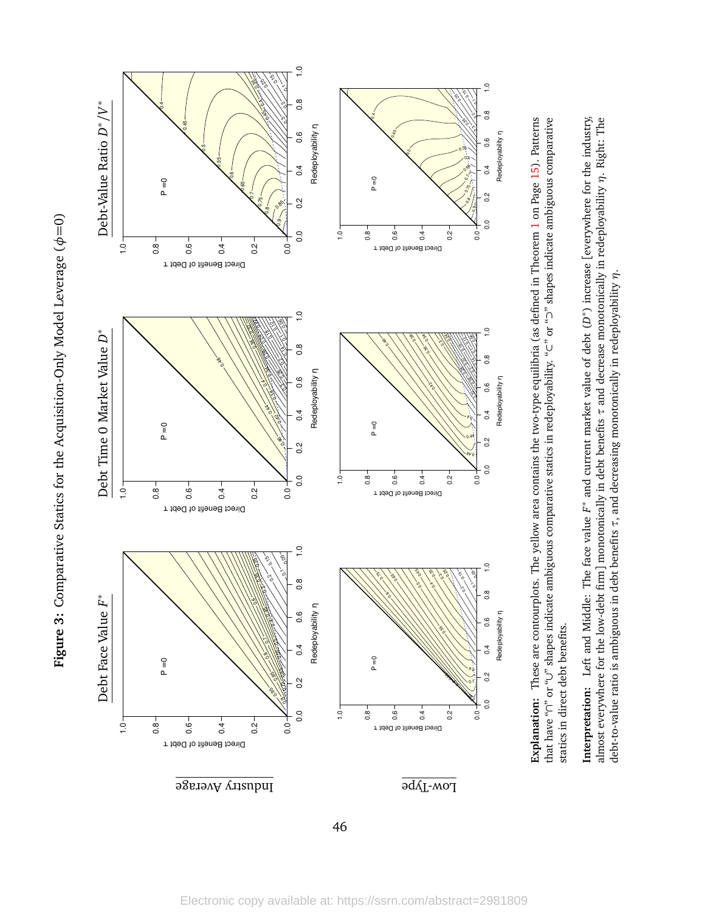**Figure 3:** Comparative Statics for the Acquisition-Only Model Leverage ($\phi$=0)

**Explanation:** These are contourplots. The yellow area contains the two-type equilibria (as defined in Theorem 1 on Page 15). Patterns that have "∩" or "∪" shapes indicate ambiguous comparative statics in redeployability. "⊂" or "⊃" shapes indicate ambiguous comparative statics in direct debt benefits.

**Interpretation:** Left and Middle: The face value $F^*$ and current market value of debt ($D^*$) increase [everywhere for the industry, almost everywhere for the low-debt firm] monotonically in debt benefits $\tau$ and decrease monotonically in redeployability $\eta$. Right: The debt-to-value ratio is ambiguous in debt benefits $\tau$, and decreasing monotonically in redeployability $\eta$.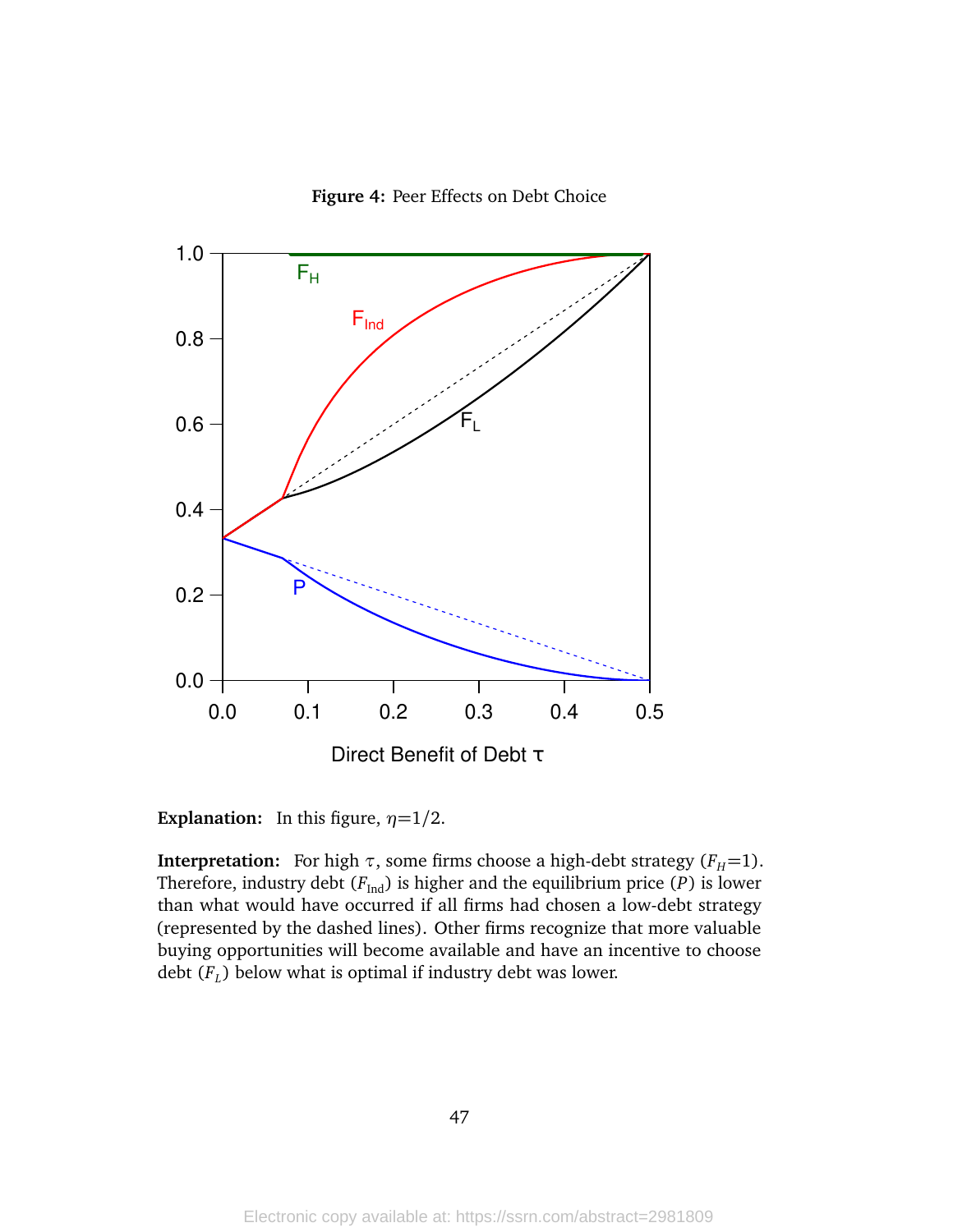**Figure 4:** Peer Effects on Debt Choice

**Explanation:** In this figure, $\eta=1/2$.

**Interpretation:** For high $\tau$, some firms choose a high-debt strategy ($F_H=1$). Therefore, industry debt ($F_{\text{Ind}}$) is higher and the equilibrium price ($P$) is lower than what would have occurred if all firms had chosen a low-debt strategy (represented by the dashed lines). Other firms recognize that more valuable buying opportunities will become available and have an incentive to choose debt ($F_L$) below what is optimal if industry debt was lower.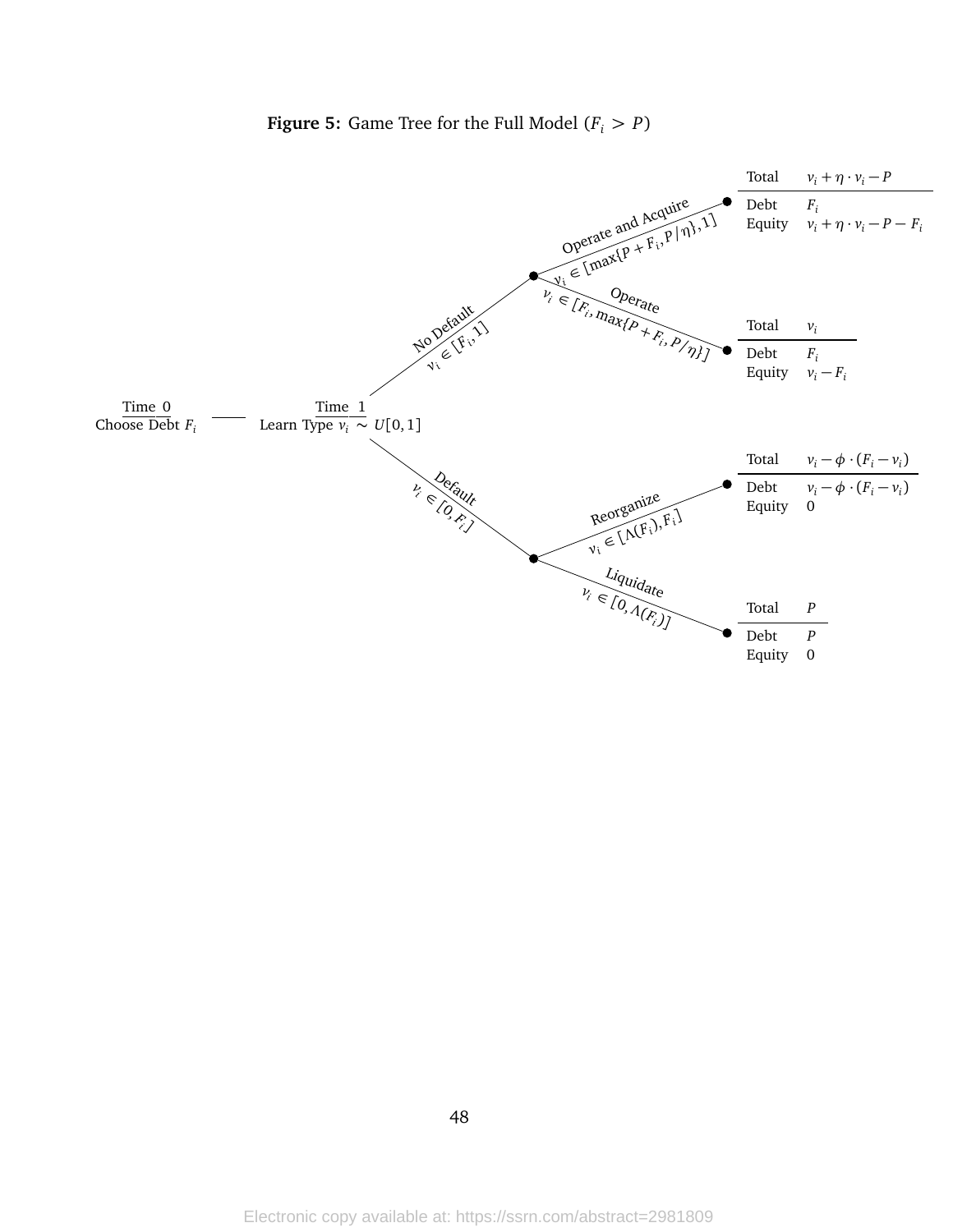**Figure 5:** Game Tree for the Full Model ($F_i > P$)

Time 0
Choose Debt $F_i$

Time 1
Learn Type $v_i \sim U[0,1]$

No Default
$v_i \in [F_i, 1]$

Operate and Acquire
$v_i \in [\max\{P + F_i, P/\eta\}, 1]$

| Total | $v_i + \eta \cdot v_i - P$ |
| --- | --- |
| Debt | $F_i$ |
| Equity | $v_i + \eta \cdot v_i - P - F_i$ |

Operate
$v_i \in [F_i, \max\{P + F_i, P/\eta\}]$

| Total | $v_i$ |
| --- | --- |
| Debt | $F_i$ |
| Equity | $v_i - F_i$ |

Default
$v_i \in [0, F_i]$

Reorganize
$v_i \in [\Lambda(F_i), F_i]$

| Total | $v_i - \phi \cdot (F_i - v_i)$ |
| --- | --- |
| Debt | $v_i - \phi \cdot (F_i - v_i)$ |
| Equity | 0 |

Liquidate
$v_i \in [0, \Lambda(F_i)]$

| Total | $P$ |
| --- | --- |
| Debt | $P$ |
| Equity | 0 |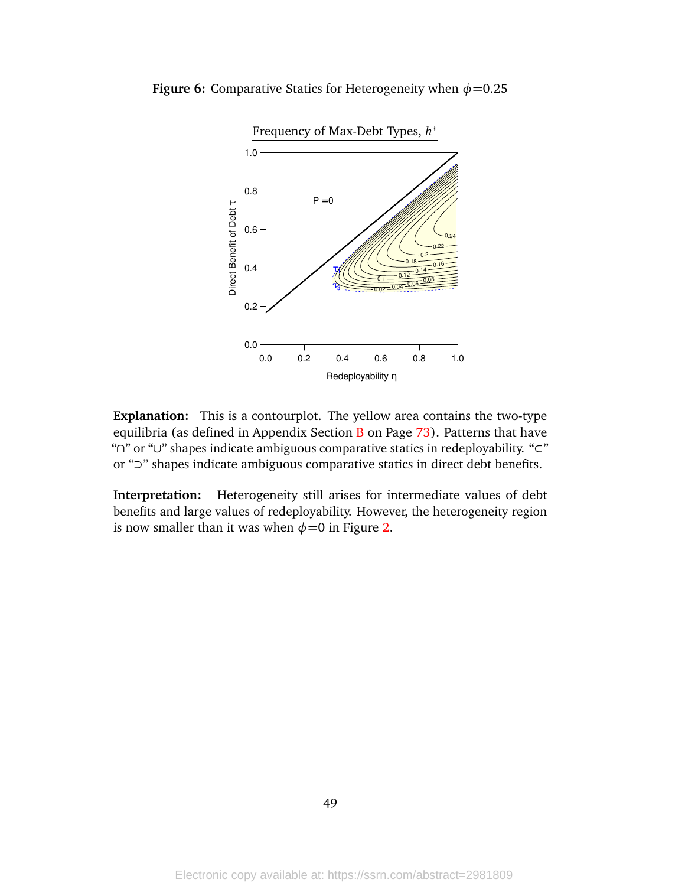**Figure 6:** Comparative Statics for Heterogeneity when $\phi$=0.25

Frequency of Max-Debt Types, $h^*$

**Explanation:** This is a contourplot. The yellow area contains the two-type equilibria (as defined in Appendix Section B on Page 73). Patterns that have "∩" or "∪" shapes indicate ambiguous comparative statics in redeployability. "⊂" or "⊃" shapes indicate ambiguous comparative statics in direct debt benefits.

**Interpretation:** Heterogeneity still arises for intermediate values of debt benefits and large values of redeployability. However, the heterogeneity region is now smaller than it was when $\phi$=0 in Figure 2.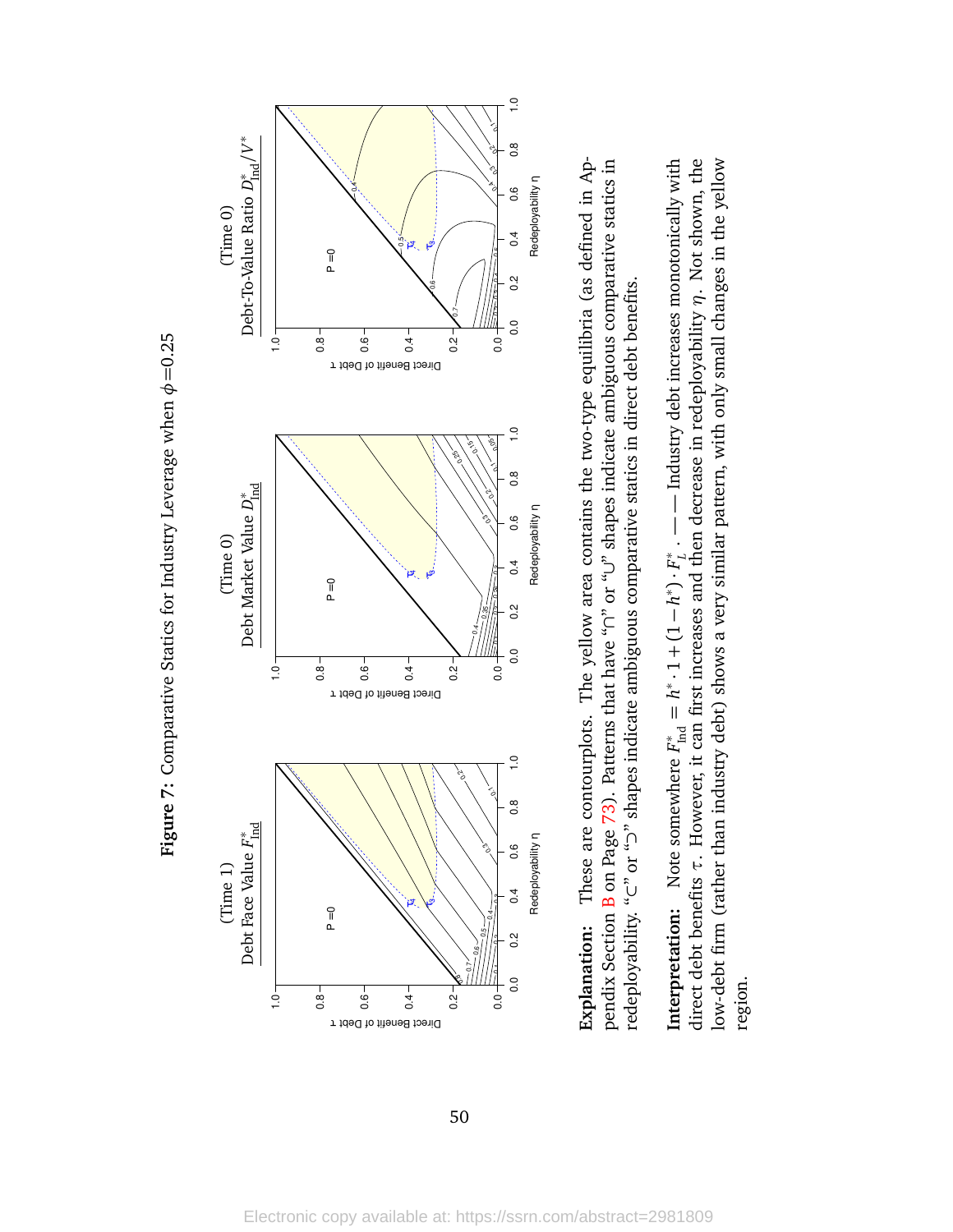**Figure 7:** Comparative Statics for Industry Leverage when $\phi$=0.25

(Time 1) Debt Face Value $F^*_{\text{Ind}}$

(Time 0) Debt Market Value $D^*_{\text{Ind}}$

(Time 0) Debt-To-Value Ratio $D^*_{\text{Ind}}/V^*$

**Explanation:** These are contourplots. The yellow area contains the two-type equilibria (as defined in Appendix Section B on Page 73). Patterns that have "∩" or "∪" shapes indicate ambiguous comparative statics in redeployability. "⊂" or "⊃" shapes indicate ambiguous comparative statics in direct debt benefits.

**Interpretation:** Note somewhere $F^*_{\text{Ind}} = h^* \cdot 1 + (1 - h^*) \cdot F^*_L$. —— Industry debt increases monotonically with direct debt benefits $\tau$. However, it can first increases and then decrease in redeployability $\eta$. Not shown, the low-debt firm (rather than industry debt) shows a very similar pattern, with only small changes in the yellow region.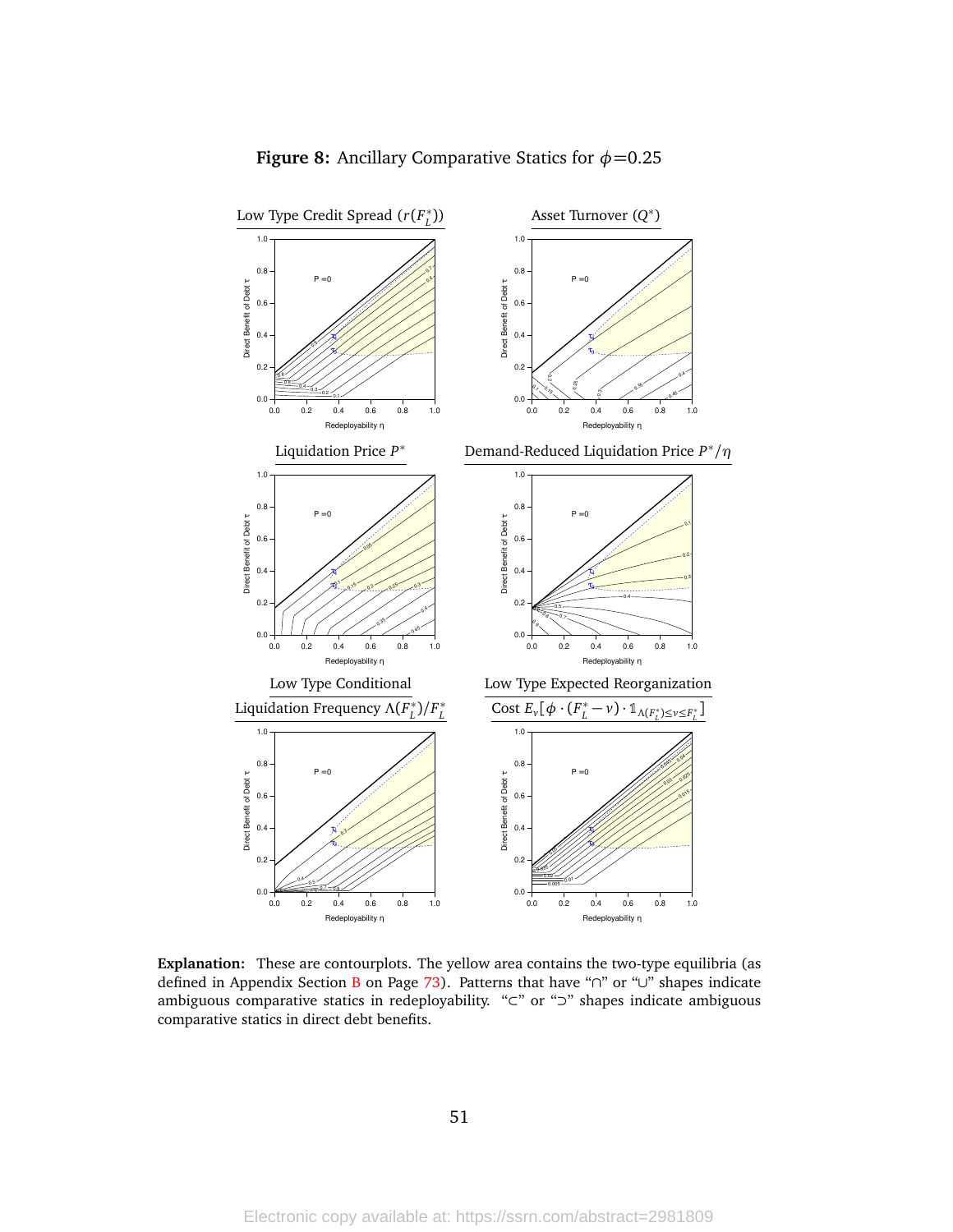**Figure 8:** Ancillary Comparative Statics for $\phi$=0.25

Low Type Credit Spread ($r(F_L^*)$)

Asset Turnover ($Q^*$)

Liquidation Price $P^*$

Demand-Reduced Liquidation Price $P^*/\eta$

Low Type Conditional Liquidation Frequency $\Lambda(F_L^*)/F_L^*$

Low Type Expected Reorganization Cost $E_v[\phi \cdot (F_L^* - v) \cdot \mathbb{1}_{\Lambda(F_L^*) \leq v \leq F_L^*}]$

**Explanation:** These are contourplots. The yellow area contains the two-type equilibria (as defined in Appendix Section B on Page 73). Patterns that have "∩" or "∪" shapes indicate ambiguous comparative statics in redeployability. "⊂" or "⊃" shapes indicate ambiguous comparative statics in direct debt benefits.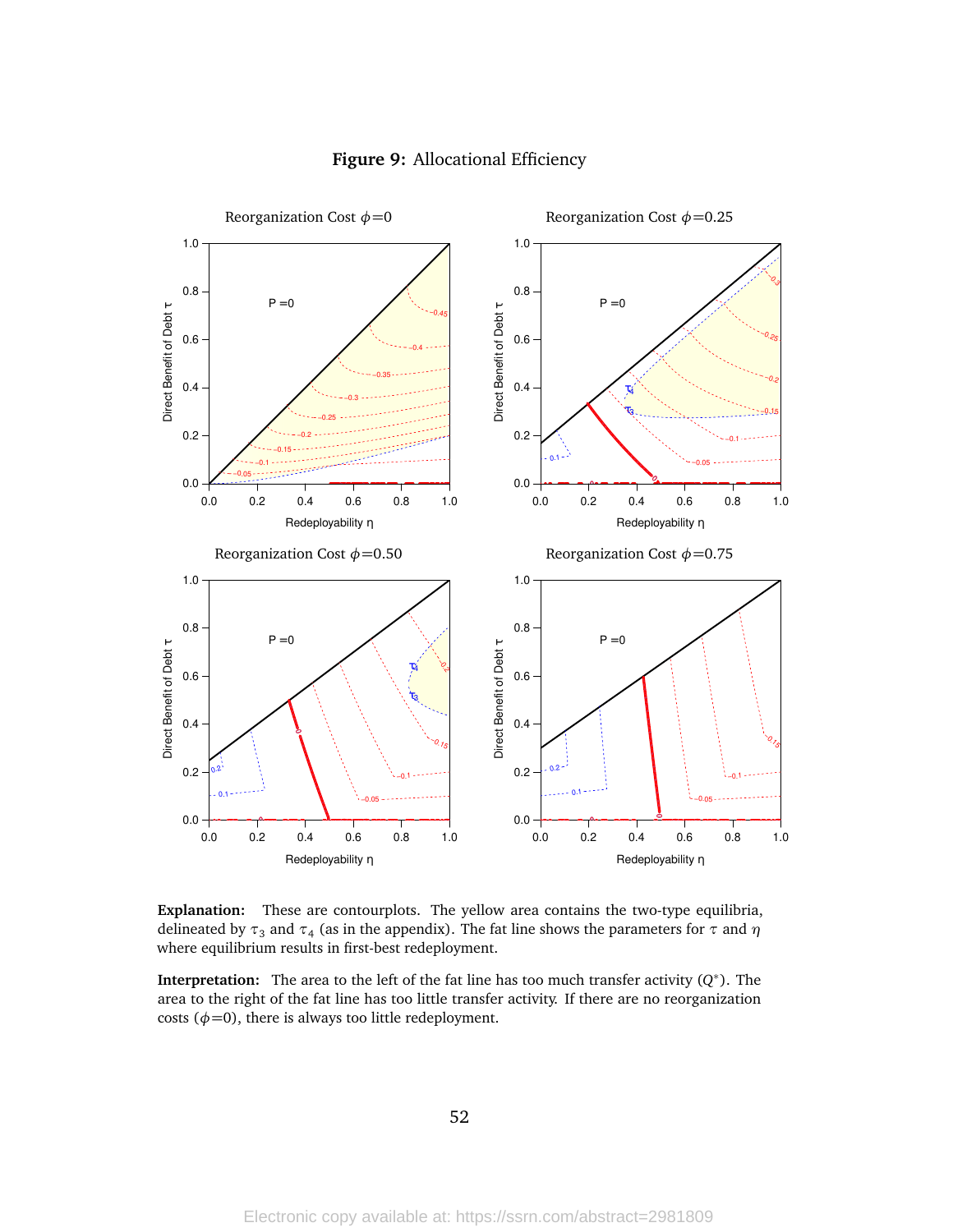**Figure 9:** Allocational Efficiency

**Explanation:** These are contourplots. The yellow area contains the two-type equilibria, delineated by $\tau_3$ and $\tau_4$ (as in the appendix). The fat line shows the parameters for $\tau$ and $\eta$ where equilibrium results in first-best redeployment.

**Interpretation:** The area to the left of the fat line has too much transfer activity ($Q^*$). The area to the right of the fat line has too little transfer activity. If there are no reorganization costs ($\phi$=0), there is always too little redeployment.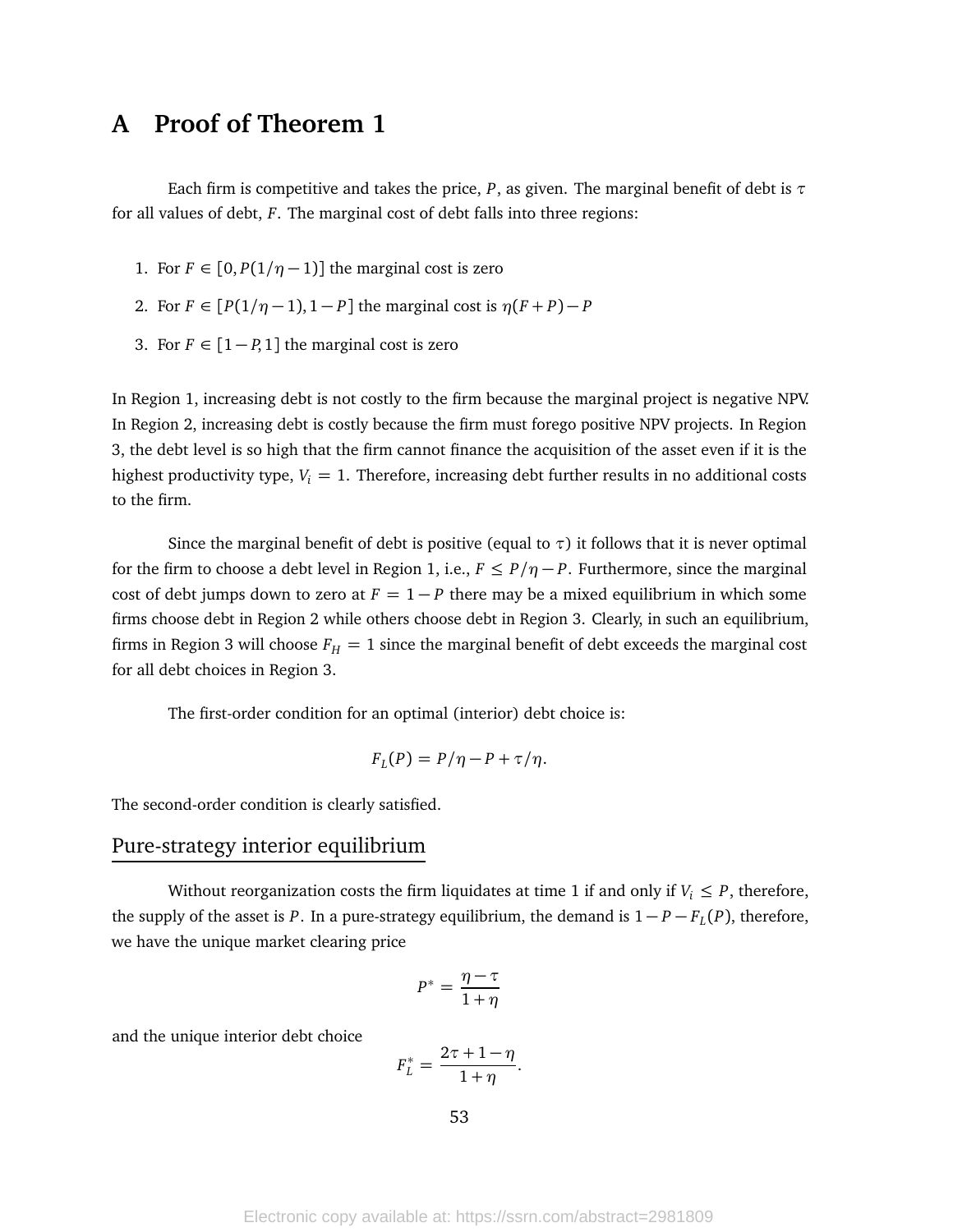# A Proof of Theorem 1

Each firm is competitive and takes the price, $P$, as given. The marginal benefit of debt is $\tau$ for all values of debt, $F$. The marginal cost of debt falls into three regions:

1. For $F \in [0, P(1/\eta - 1)]$ the marginal cost is zero
2. For $F \in [P(1/\eta - 1), 1 - P]$ the marginal cost is $\eta(F + P) - P$
3. For $F \in [1 - P, 1]$ the marginal cost is zero

In Region 1, increasing debt is not costly to the firm because the marginal project is negative NPV. In Region 2, increasing debt is costly because the firm must forego positive NPV projects. In Region 3, the debt level is so high that the firm cannot finance the acquisition of the asset even if it is the highest productivity type, $V_i = 1$. Therefore, increasing debt further results in no additional costs to the firm.

Since the marginal benefit of debt is positive (equal to $\tau$) it follows that it is never optimal for the firm to choose a debt level in Region 1, i.e., $F \leq P/\eta - P$. Furthermore, since the marginal cost of debt jumps down to zero at $F = 1 - P$ there may be a mixed equilibrium in which some firms choose debt in Region 2 while others choose debt in Region 3. Clearly, in such an equilibrium, firms in Region 3 will choose $F_H = 1$ since the marginal benefit of debt exceeds the marginal cost for all debt choices in Region 3.

The first-order condition for an optimal (interior) debt choice is:

$$F_L(P) = P/\eta - P + \tau/\eta.$$

The second-order condition is clearly satisfied.

## Pure-strategy interior equilibrium

Without reorganization costs the firm liquidates at time 1 if and only if $V_i \leq P$, therefore, the supply of the asset is $P$. In a pure-strategy equilibrium, the demand is $1 - P - F_L(P)$, therefore, we have the unique market clearing price

$$P^* = \frac{\eta - \tau}{1 + \eta}$$

and the unique interior debt choice

$$F_L^* = \frac{2\tau + 1 - \eta}{1 + \eta}.$$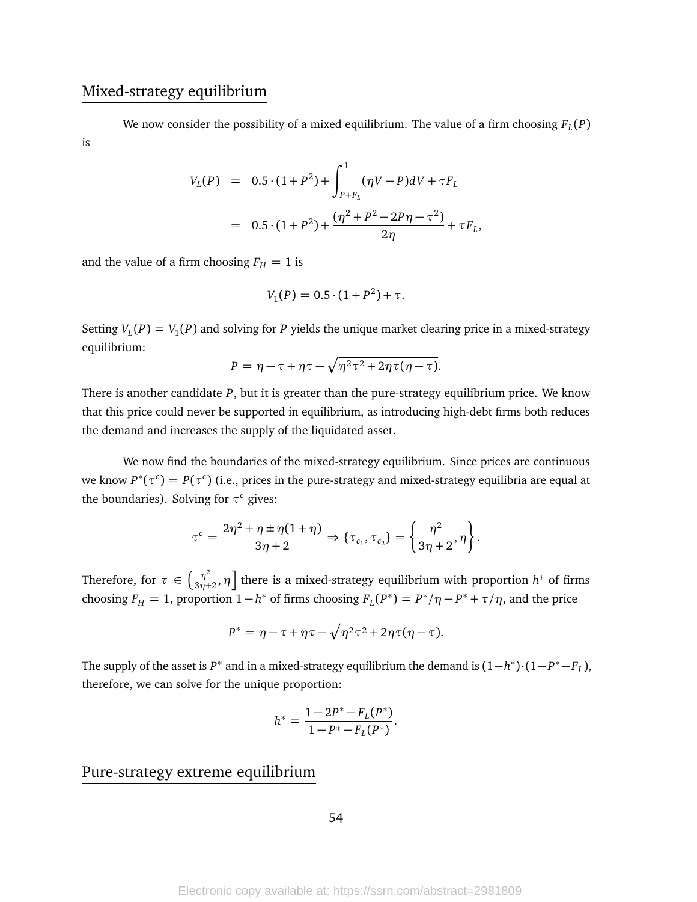## Mixed-strategy equilibrium

We now consider the possibility of a mixed equilibrium. The value of a firm choosing $F_L(P)$ is

$$
\begin{aligned}
V_L(P) &= 0.5 \cdot (1 + P^2) + \int_{P+F_L}^{1} (\eta V - P) dV + \tau F_L \\
&= 0.5 \cdot (1 + P^2) + \frac{(\eta^2 + P^2 - 2P\eta - \tau^2)}{2\eta} + \tau F_L,
\end{aligned}
$$

and the value of a firm choosing $F_H = 1$ is

$$
V_1(P) = 0.5 \cdot (1 + P^2) + \tau.
$$

Setting $V_L(P) = V_1(P)$ and solving for $P$ yields the unique market clearing price in a mixed-strategy equilibrium:

$$
P = \eta - \tau + \eta\tau - \sqrt{\eta^2\tau^2 + 2\eta\tau(\eta - \tau)}.
$$

There is another candidate $P$, but it is greater than the pure-strategy equilibrium price. We know that this price could never be supported in equilibrium, as introducing high-debt firms both reduces the demand and increases the supply of the liquidated asset.

We now find the boundaries of the mixed-strategy equilibrium. Since prices are continuous we know $P^*(\tau^c) = P(\tau^c)$ (i.e., prices in the pure-strategy and mixed-strategy equilibria are equal at the boundaries). Solving for $\tau^c$ gives:

$$
\tau^c = \frac{2\eta^2 + \eta \pm \eta(1+\eta)}{3\eta + 2} \Rightarrow \{\tau_{c_1}, \tau_{c_2}\} = \left\{ \frac{\eta^2}{3\eta + 2}, \eta \right\}.
$$

Therefore, for $\tau \in \left( \frac{\eta^2}{3\eta+2}, \eta \right]$ there is a mixed-strategy equilibrium with proportion $h^*$ of firms choosing $F_H = 1$, proportion $1 - h^*$ of firms choosing $F_L(P^*) = P^*/\eta - P^* + \tau/\eta$, and the price

$$
P^* = \eta - \tau + \eta\tau - \sqrt{\eta^2\tau^2 + 2\eta\tau(\eta - \tau)}.
$$

The supply of the asset is $P^*$ and in a mixed-strategy equilibrium the demand is $(1-h^*) \cdot (1 - P^* - F_L)$, therefore, we can solve for the unique proportion:

$$
h^* = \frac{1 - 2P^* - F_L(P^*)}{1 - P^* - F_L(P^*)}.
$$

## Pure-strategy extreme equilibrium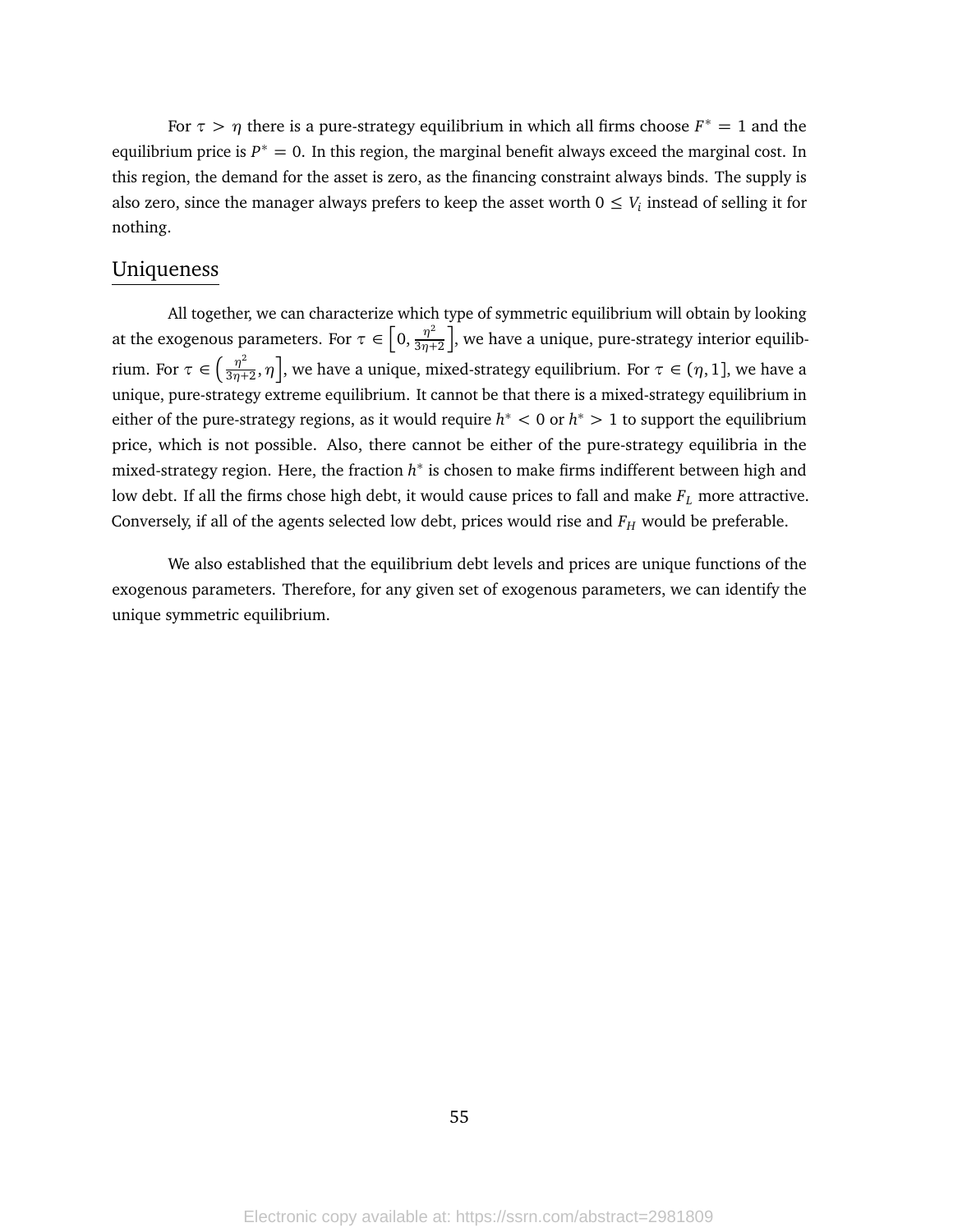For $\tau > \eta$ there is a pure-strategy equilibrium in which all firms choose $F^* = 1$ and the equilibrium price is $P^* = 0$. In this region, the marginal benefit always exceed the marginal cost. In this region, the demand for the asset is zero, as the financing constraint always binds. The supply is also zero, since the manager always prefers to keep the asset worth $0 \leq V_i$ instead of selling it for nothing.

## Uniqueness

All together, we can characterize which type of symmetric equilibrium will obtain by looking at the exogenous parameters. For $\tau \in \left[0, \frac{\eta^2}{3\eta+2}\right]$, we have a unique, pure-strategy interior equilibrium. For $\tau \in \left(\frac{\eta^2}{3\eta+2}, \eta\right]$, we have a unique, mixed-strategy equilibrium. For $\tau \in (\eta, 1]$, we have a unique, pure-strategy extreme equilibrium. It cannot be that there is a mixed-strategy equilibrium in either of the pure-strategy regions, as it would require $h^* < 0$ or $h^* > 1$ to support the equilibrium price, which is not possible. Also, there cannot be either of the pure-strategy equilibria in the mixed-strategy region. Here, the fraction $h^*$ is chosen to make firms indifferent between high and low debt. If all the firms chose high debt, it would cause prices to fall and make $F_L$ more attractive. Conversely, if all of the agents selected low debt, prices would rise and $F_H$ would be preferable.

We also established that the equilibrium debt levels and prices are unique functions of the exogenous parameters. Therefore, for any given set of exogenous parameters, we can identify the unique symmetric equilibrium.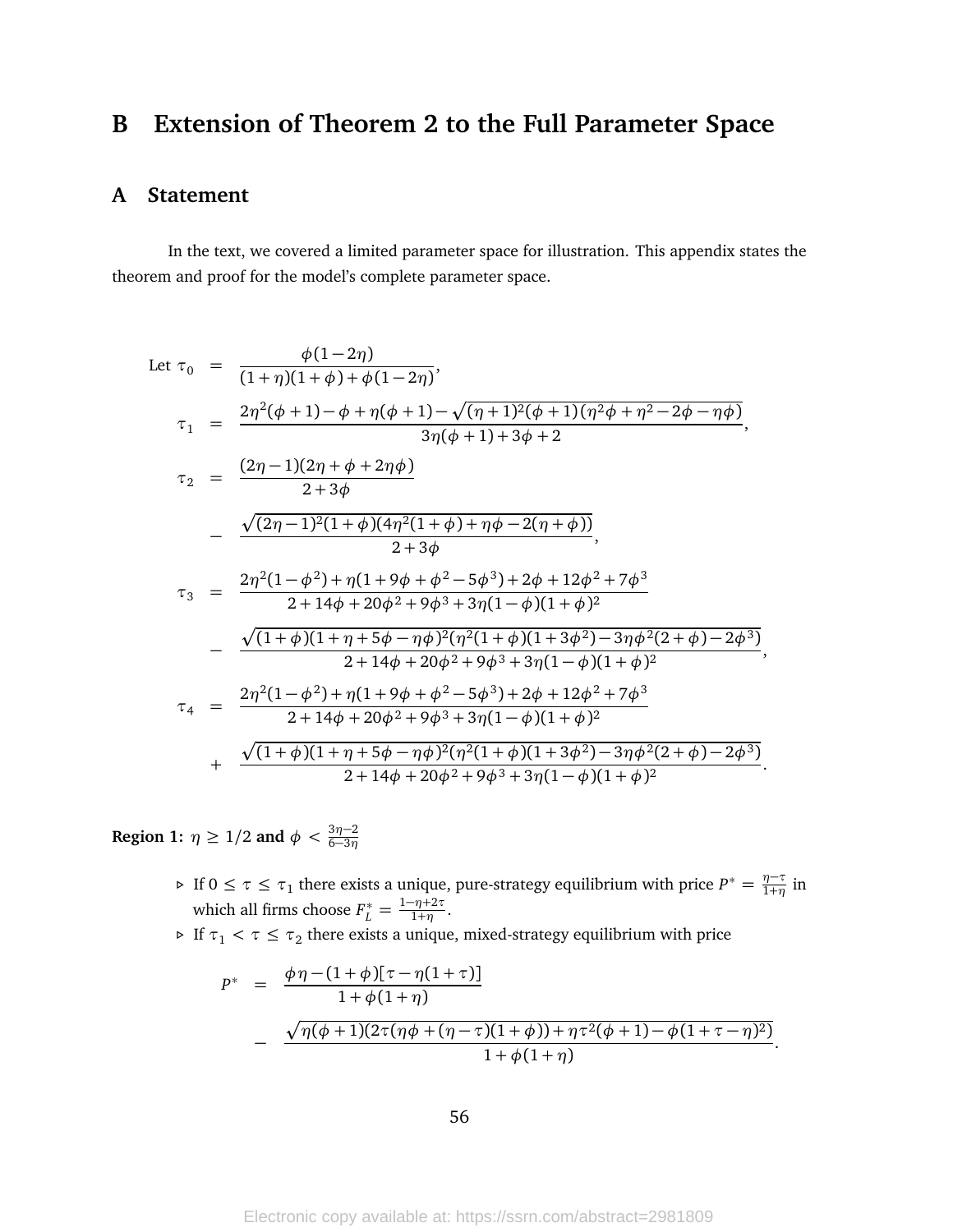# B Extension of Theorem 2 to the Full Parameter Space

## A Statement

In the text, we covered a limited parameter space for illustration. This appendix states the theorem and proof for the model's complete parameter space.

$$
\begin{aligned}
\text{Let } \tau_0 &= \frac{\phi(1-2\eta)}{(1+\eta)(1+\phi)+\phi(1-2\eta)}, \\
\tau_1 &= \frac{2\eta^2(\phi+1)-\phi+\eta(\phi+1)-\sqrt{(\eta+1)^2(\phi+1)(\eta^2\phi+\eta^2-2\phi-\eta\phi)}}{3\eta(\phi+1)+3\phi+2}, \\
\tau_2 &= \frac{(2\eta-1)(2\eta+\phi+2\eta\phi)}{2+3\phi} \\
&\quad - \frac{\sqrt{(2\eta-1)^2(1+\phi)(4\eta^2(1+\phi)+\eta\phi-2(\eta+\phi))}}{2+3\phi}, \\
\tau_3 &= \frac{2\eta^2(1-\phi^2)+\eta(1+9\phi+\phi^2-5\phi^3)+2\phi+12\phi^2+7\phi^3}{2+14\phi+20\phi^2+9\phi^3+3\eta(1-\phi)(1+\phi)^2} \\
&\quad - \frac{\sqrt{(1+\phi)(1+\eta+5\phi-\eta\phi)^2(\eta^2(1+\phi)(1+3\phi^2)-3\eta\phi^2(2+\phi)-2\phi^3)}}{2+14\phi+20\phi^2+9\phi^3+3\eta(1-\phi)(1+\phi)^2}, \\
\tau_4 &= \frac{2\eta^2(1-\phi^2)+\eta(1+9\phi+\phi^2-5\phi^3)+2\phi+12\phi^2+7\phi^3}{2+14\phi+20\phi^2+9\phi^3+3\eta(1-\phi)(1+\phi)^2} \\
&\quad + \frac{\sqrt{(1+\phi)(1+\eta+5\phi-\eta\phi)^2(\eta^2(1+\phi)(1+3\phi^2)-3\eta\phi^2(2+\phi)-2\phi^3)}}{2+14\phi+20\phi^2+9\phi^3+3\eta(1-\phi)(1+\phi)^2}.
\end{aligned}
$$

**Region 1:** $\eta \geq 1/2$ **and** $\phi < \frac{3\eta-2}{6-3\eta}$

- If $0 \leq \tau \leq \tau_1$ there exists a unique, pure-strategy equilibrium with price $P^* = \frac{\eta-\tau}{1+\eta}$ in which all firms choose $F_L^* = \frac{1-\eta+2\tau}{1+\eta}$.
- If $\tau_1 < \tau \leq \tau_2$ there exists a unique, mixed-strategy equilibrium with price

$$
\begin{aligned}
P^* &= \frac{\phi\eta-(1+\phi)[\tau-\eta(1+\tau)]}{1+\phi(1+\eta)} \\
&\quad - \frac{\sqrt{\eta(\phi+1)(2\tau(\eta\phi+(\eta-\tau)(1+\phi))+\eta\tau^2(\phi+1)-\phi(1+\tau-\eta)^2)}}{1+\phi(1+\eta)}.
\end{aligned}
$$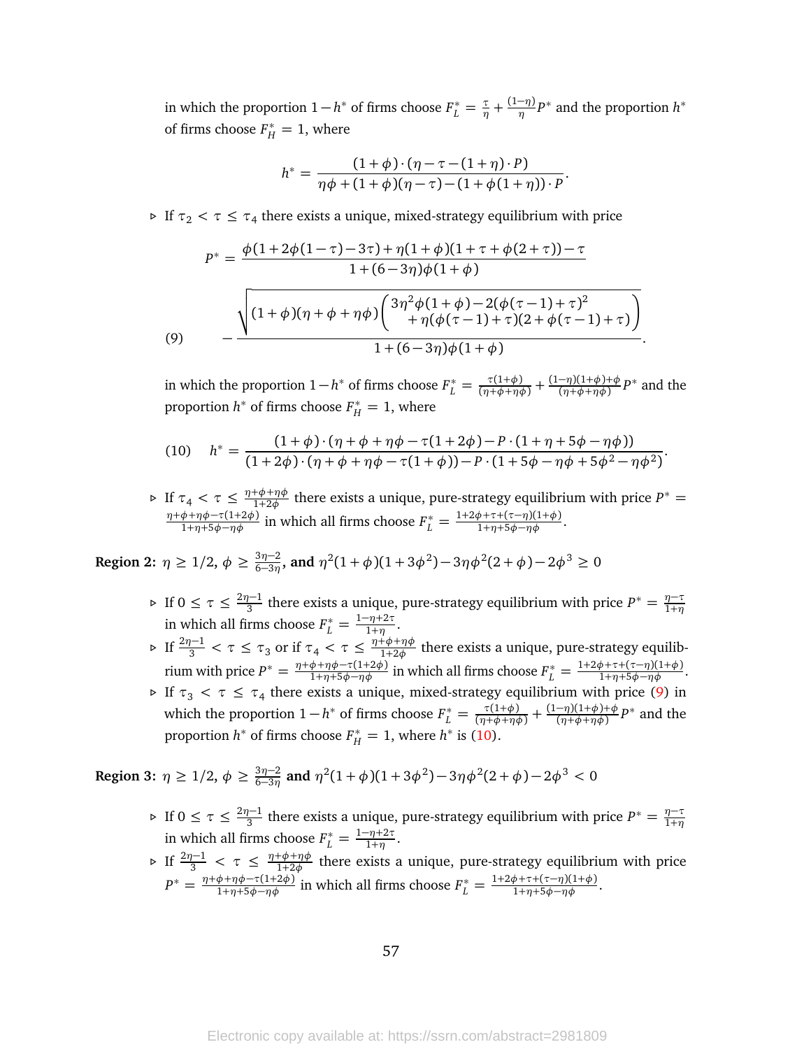in which the proportion $1-h^*$ of firms choose $F_L^* = \frac{\tau}{\eta} + \frac{(1-\eta)}{\eta}P^*$ and the proportion $h^*$ of firms choose $F_H^* = 1$, where

$$h^* = \frac{(1+\phi)\cdot(\eta-\tau-(1+\eta)\cdot P)}{\eta\phi+(1+\phi)(\eta-\tau)-(1+\phi(1+\eta))\cdot P}.$$

- If $\tau_2 < \tau \le \tau_4$ there exists a unique, mixed-strategy equilibrium with price

$$P^* = \frac{\phi(1+2\phi(1-\tau)-3\tau)+\eta(1+\phi)(1+\tau+\phi(2+\tau))-\tau}{1+(6-3\eta)\phi(1+\phi)}$$
$$(9)\qquad -\frac{\sqrt{(1+\phi)(\eta+\phi+\eta\phi)\begin{pmatrix} 3\eta^2\phi(1+\phi)-2(\phi(\tau-1)+\tau)^2 \\ +\eta(\phi(\tau-1)+\tau)(2+\phi(\tau-1)+\tau)\end{pmatrix}}}{1+(6-3\eta)\phi(1+\phi)}.$$

  in which the proportion $1-h^*$ of firms choose $F_L^* = \frac{\tau(1+\phi)}{(\eta+\phi+\eta\phi)} + \frac{(1-\eta)(1+\phi)+\phi}{(\eta+\phi+\eta\phi)}P^*$ and the proportion $h^*$ of firms choose $F_H^* = 1$, where

$$(10)\qquad h^* = \frac{(1+\phi)\cdot(\eta+\phi+\eta\phi-\tau(1+2\phi)-P\cdot(1+\eta+5\phi-\eta\phi))}{(1+2\phi)\cdot(\eta+\phi+\eta\phi-\tau(1+\phi))-P\cdot(1+5\phi-\eta\phi+5\phi^2-\eta\phi^2)}.$$

- If $\tau_4 < \tau \le \frac{\eta+\phi+\eta\phi}{1+2\phi}$ there exists a unique, pure-strategy equilibrium with price $P^* = \frac{\eta+\phi+\eta\phi-\tau(1+2\phi)}{1+\eta+5\phi-\eta\phi}$ in which all firms choose $F_L^* = \frac{1+2\phi+\tau+(\tau-\eta)(1+\phi)}{1+\eta+5\phi-\eta\phi}$.

**Region 2:** $\eta \ge 1/2$, $\phi \ge \frac{3\eta-2}{6-3\eta}$**, and** $\eta^2(1+\phi)(1+3\phi^2)-3\eta\phi^2(2+\phi)-2\phi^3 \ge 0$

- If $0 \le \tau \le \frac{2\eta-1}{3}$ there exists a unique, pure-strategy equilibrium with price $P^* = \frac{\eta-\tau}{1+\eta}$ in which all firms choose $F_L^* = \frac{1-\eta+2\tau}{1+\eta}$.
- If $\frac{2\eta-1}{3} < \tau \le \tau_3$ or if $\tau_4 < \tau \le \frac{\eta+\phi+\eta\phi}{1+2\phi}$ there exists a unique, pure-strategy equilibrium with price $P^* = \frac{\eta+\phi+\eta\phi-\tau(1+2\phi)}{1+\eta+5\phi-\eta\phi}$ in which all firms choose $F_L^* = \frac{1+2\phi+\tau+(\tau-\eta)(1+\phi)}{1+\eta+5\phi-\eta\phi}$.
- If $\tau_3 < \tau \le \tau_4$ there exists a unique, mixed-strategy equilibrium with price (9) in which the proportion $1-h^*$ of firms choose $F_L^* = \frac{\tau(1+\phi)}{(\eta+\phi+\eta\phi)} + \frac{(1-\eta)(1+\phi)+\phi}{(\eta+\phi+\eta\phi)}P^*$ and the proportion $h^*$ of firms choose $F_H^* = 1$, where $h^*$ is (10).

**Region 3:** $\eta \ge 1/2$, $\phi \ge \frac{3\eta-2}{6-3\eta}$ **and** $\eta^2(1+\phi)(1+3\phi^2)-3\eta\phi^2(2+\phi)-2\phi^3 < 0$

- If $0 \le \tau \le \frac{2\eta-1}{3}$ there exists a unique, pure-strategy equilibrium with price $P^* = \frac{\eta-\tau}{1+\eta}$ in which all firms choose $F_L^* = \frac{1-\eta+2\tau}{1+\eta}$.
- If $\frac{2\eta-1}{3} < \tau \le \frac{\eta+\phi+\eta\phi}{1+2\phi}$ there exists a unique, pure-strategy equilibrium with price $P^* = \frac{\eta+\phi+\eta\phi-\tau(1+2\phi)}{1+\eta+5\phi-\eta\phi}$ in which all firms choose $F_L^* = \frac{1+2\phi+\tau+(\tau-\eta)(1+\phi)}{1+\eta+5\phi-\eta\phi}$.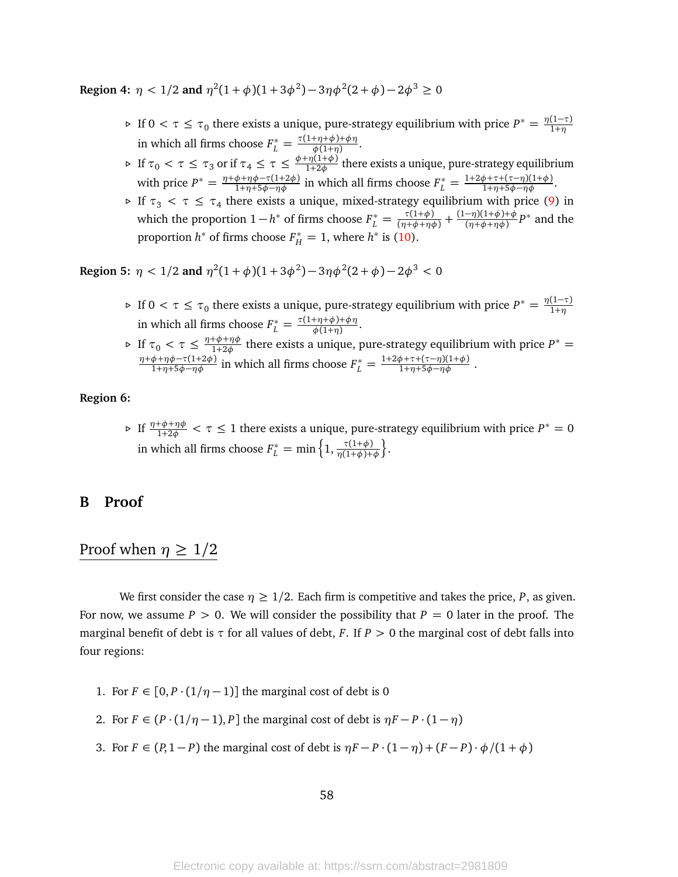**Region 4:** $\eta < 1/2$ **and** $\eta^2(1+\phi)(1+3\phi^2) - 3\eta\phi^2(2+\phi) - 2\phi^3 \geq 0$

- ▹ If $0 < \tau \leq \tau_0$ there exists a unique, pure-strategy equilibrium with price $P^* = \frac{\eta(1-\tau)}{1+\eta}$ in which all firms choose $F_L^* = \frac{\tau(1+\eta+\phi)+\phi\eta}{\phi(1+\eta)}$.
- ▹ If $\tau_0 < \tau \leq \tau_3$ or if $\tau_4 \leq \tau \leq \frac{\phi+\eta(1+\phi)}{1+2\phi}$ there exists a unique, pure-strategy equilibrium with price $P^* = \frac{\eta+\phi+\eta\phi-\tau(1+2\phi)}{1+\eta+5\phi-\eta\phi}$ in which all firms choose $F_L^* = \frac{1+2\phi+\tau+(\tau-\eta)(1+\phi)}{1+\eta+5\phi-\eta\phi}$.
- ▹ If $\tau_3 < \tau \leq \tau_4$ there exists a unique, mixed-strategy equilibrium with price (9) in which the proportion $1-h^*$ of firms choose $F_L^* = \frac{\tau(1+\phi)}{(\eta+\phi+\eta\phi)} + \frac{(1-\eta)(1+\phi)+\phi}{(\eta+\phi+\eta\phi)}P^*$ and the proportion $h^*$ of firms choose $F_H^* = 1$, where $h^*$ is (10).

**Region 5:** $\eta < 1/2$ **and** $\eta^2(1+\phi)(1+3\phi^2) - 3\eta\phi^2(2+\phi) - 2\phi^3 < 0$

- ▹ If $0 < \tau \leq \tau_0$ there exists a unique, pure-strategy equilibrium with price $P^* = \frac{\eta(1-\tau)}{1+\eta}$ in which all firms choose $F_L^* = \frac{\tau(1+\eta+\phi)+\phi\eta}{\phi(1+\eta)}$.
- ▹ If $\tau_0 < \tau \leq \frac{\eta+\phi+\eta\phi}{1+2\phi}$ there exists a unique, pure-strategy equilibrium with price $P^* = \frac{\eta+\phi+\eta\phi-\tau(1+2\phi)}{1+\eta+5\phi-\eta\phi}$ in which all firms choose $F_L^* = \frac{1+2\phi+\tau+(\tau-\eta)(1+\phi)}{1+\eta+5\phi-\eta\phi}$ .

**Region 6:**

- ▹ If $\frac{\eta+\phi+\eta\phi}{1+2\phi} < \tau \leq 1$ there exists a unique, pure-strategy equilibrium with price $P^* = 0$ in which all firms choose $F_L^* = \min\left\{1, \frac{\tau(1+\phi)}{\eta(1+\phi)+\phi}\right\}$.

# B Proof

## Proof when $\eta \geq 1/2$

We first consider the case $\eta \geq 1/2$. Each firm is competitive and takes the price, $P$, as given. For now, we assume $P > 0$. We will consider the possibility that $P = 0$ later in the proof. The marginal benefit of debt is $\tau$ for all values of debt, $F$. If $P > 0$ the marginal cost of debt falls into four regions:

1. For $F \in [0, P \cdot (1/\eta - 1)]$ the marginal cost of debt is 0
2. For $F \in (P \cdot (1/\eta - 1), P]$ the marginal cost of debt is $\eta F - P \cdot (1-\eta)$
3. For $F \in (P, 1-P)$ the marginal cost of debt is $\eta F - P \cdot (1-\eta) + (F-P) \cdot \phi/(1+\phi)$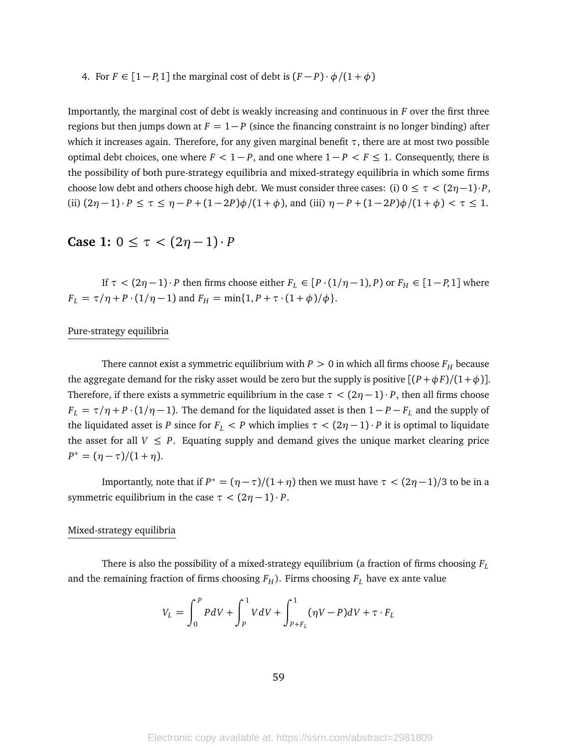4. For $F \in [1-P, 1]$ the marginal cost of debt is $(F-P)\cdot\phi/(1+\phi)$

Importantly, the marginal cost of debt is weakly increasing and continuous in $F$ over the first three regions but then jumps down at $F = 1-P$ (since the financing constraint is no longer binding) after which it increases again. Therefore, for any given marginal benefit $\tau$, there are at most two possible optimal debt choices, one where $F < 1-P$, and one where $1-P < F \leq 1$. Consequently, there is the possibility of both pure-strategy equilibria and mixed-strategy equilibria in which some firms choose low debt and others choose high debt. We must consider three cases: (i) $0 \leq \tau < (2\eta-1)\cdot P$, (ii) $(2\eta-1)\cdot P \leq \tau \leq \eta - P + (1-2P)\phi/(1+\phi)$, and (iii) $\eta - P + (1-2P)\phi/(1+\phi) < \tau \leq 1$.

## Case 1: $0 \leq \tau < (2\eta-1)\cdot P$

If $\tau < (2\eta-1)\cdot P$ then firms choose either $F_L \in [P\cdot(1/\eta-1), P)$ or $F_H \in [1-P, 1]$ where $F_L = \tau/\eta + P\cdot(1/\eta-1)$ and $F_H = \min\{1, P+\tau\cdot(1+\phi)/\phi\}$.

### Pure-strategy equilibria

There cannot exist a symmetric equilibrium with $P > 0$ in which all firms choose $F_H$ because the aggregate demand for the risky asset would be zero but the supply is positive $[(P+\phi F)/(1+\phi)]$. Therefore, if there exists a symmetric equilibrium in the case $\tau < (2\eta-1)\cdot P$, then all firms choose $F_L = \tau/\eta + P\cdot(1/\eta-1)$. The demand for the liquidated asset is then $1-P-F_L$ and the supply of the liquidated asset is $P$ since for $F_L < P$ which implies $\tau < (2\eta-1)\cdot P$ it is optimal to liquidate the asset for all $V \leq P$. Equating supply and demand gives the unique market clearing price $P^* = (\eta-\tau)/(1+\eta)$.

Importantly, note that if $P^* = (\eta-\tau)/(1+\eta)$ then we must have $\tau < (2\eta-1)/3$ to be in a symmetric equilibrium in the case $\tau < (2\eta-1)\cdot P$.

### Mixed-strategy equilibria

There is also the possibility of a mixed-strategy equilibrium (a fraction of firms choosing $F_L$ and the remaining fraction of firms choosing $F_H$). Firms choosing $F_L$ have ex ante value

$$V_L = \int_0^P P\,dV + \int_P^1 V\,dV + \int_{P+F_L}^1 (\eta V - P)\,dV + \tau\cdot F_L$$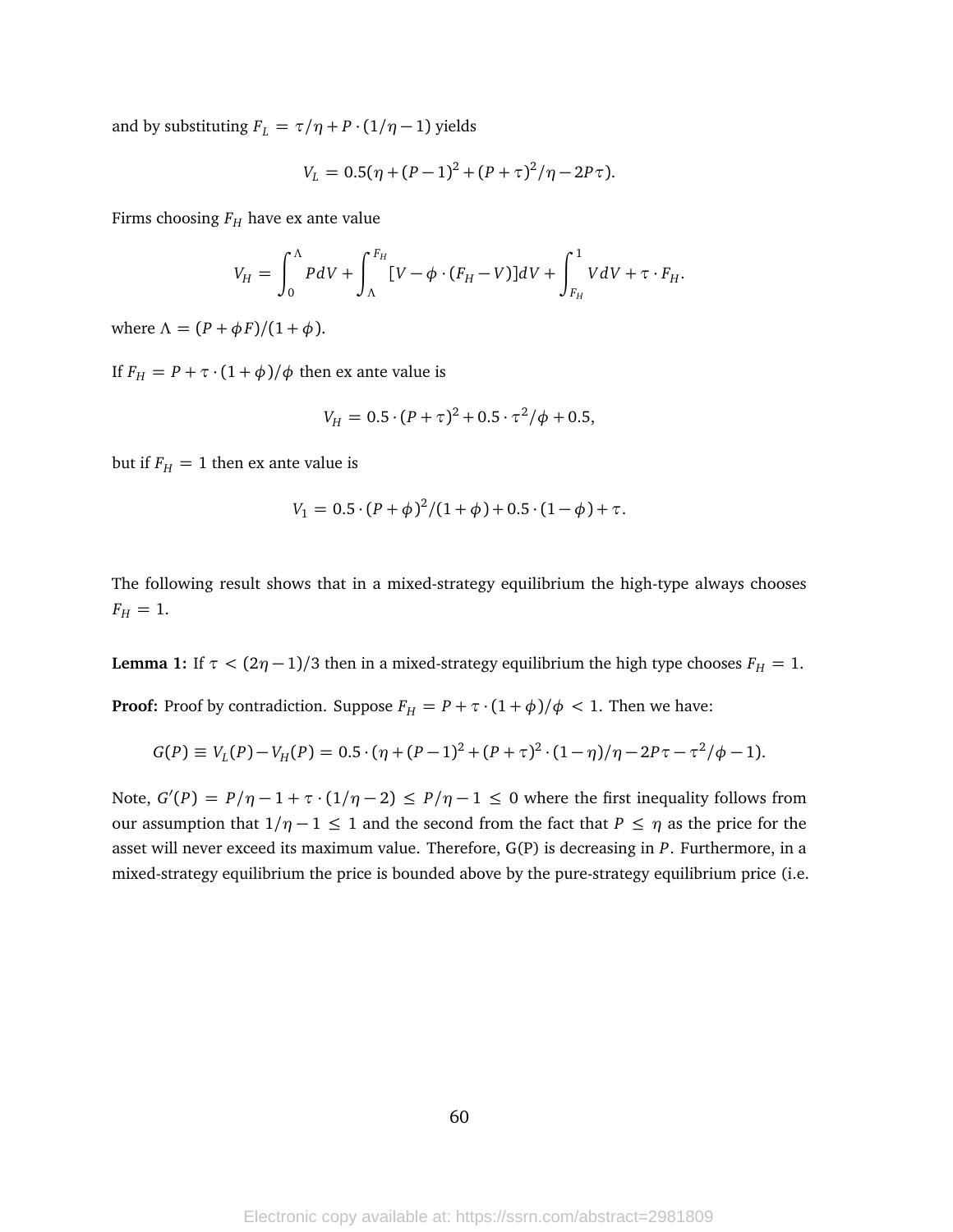and by substituting $F_L = \tau/\eta + P \cdot (1/\eta - 1)$ yields

$$V_L = 0.5(\eta + (P-1)^2 + (P+\tau)^2/\eta - 2P\tau).$$

Firms choosing $F_H$ have ex ante value

$$V_H = \int_0^{\Lambda} P dV + \int_{\Lambda}^{F_H} [V - \phi \cdot (F_H - V)] dV + \int_{F_H}^{1} V dV + \tau \cdot F_H.$$

where $\Lambda = (P + \phi F)/(1+\phi)$.

If $F_H = P + \tau \cdot (1+\phi)/\phi$ then ex ante value is

$$V_H = 0.5 \cdot (P+\tau)^2 + 0.5 \cdot \tau^2/\phi + 0.5,$$

but if $F_H = 1$ then ex ante value is

$$V_1 = 0.5 \cdot (P+\phi)^2/(1+\phi) + 0.5 \cdot (1-\phi) + \tau.$$

The following result shows that in a mixed-strategy equilibrium the high-type always chooses $F_H = 1$.

**Lemma 1:** If $\tau < (2\eta - 1)/3$ then in a mixed-strategy equilibrium the high type chooses $F_H = 1$.

**Proof:** Proof by contradiction. Suppose $F_H = P + \tau \cdot (1+\phi)/\phi < 1$. Then we have:

$$G(P) \equiv V_L(P) - V_H(P) = 0.5 \cdot (\eta + (P-1)^2 + (P+\tau)^2 \cdot (1-\eta)/\eta - 2P\tau - \tau^2/\phi - 1).$$

Note, $G'(P) = P/\eta - 1 + \tau \cdot (1/\eta - 2) \leq P/\eta - 1 \leq 0$ where the first inequality follows from our assumption that $1/\eta - 1 \leq 1$ and the second from the fact that $P \leq \eta$ as the price for the asset will never exceed its maximum value. Therefore, G(P) is decreasing in $P$. Furthermore, in a mixed-strategy equilibrium the price is bounded above by the pure-strategy equilibrium price (i.e.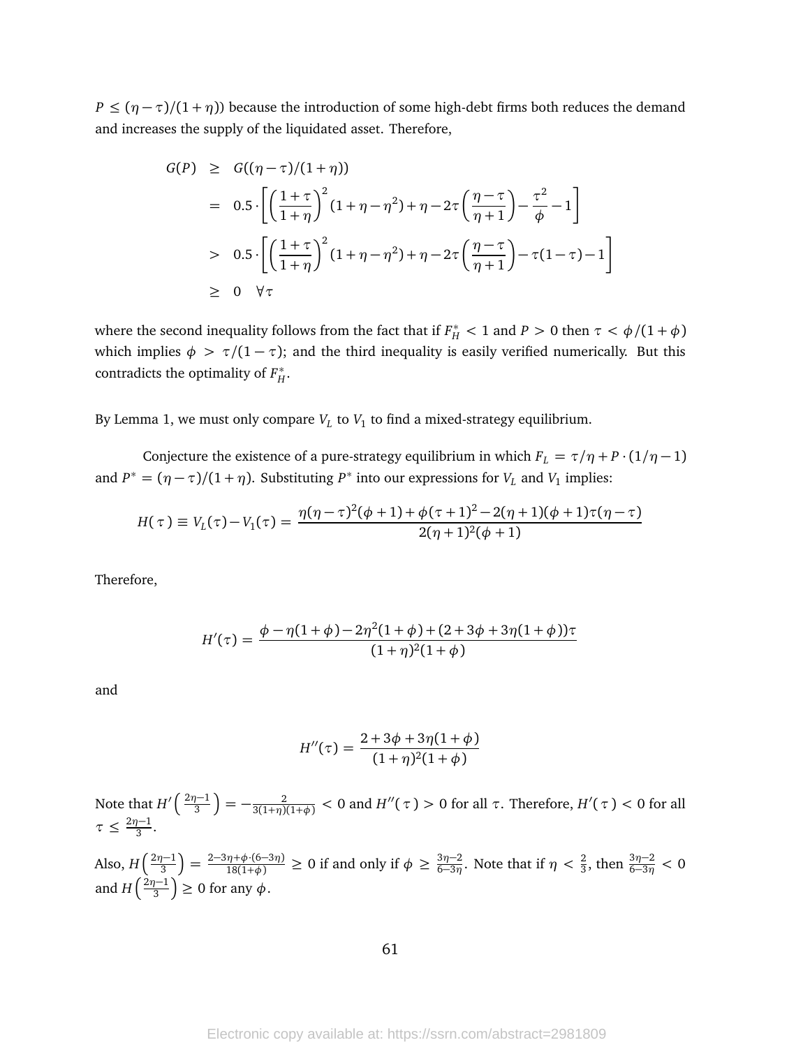$P \le (\eta - \tau)/(1+\eta)$) because the introduction of some high-debt firms both reduces the demand and increases the supply of the liquidated asset. Therefore,

$$
\begin{aligned}
G(P) &\geq G((\eta-\tau)/(1+\eta)) \\
&= 0.5 \cdot \left[ \left( \frac{1+\tau}{1+\eta} \right)^2 (1+\eta-\eta^2) + \eta - 2\tau \left( \frac{\eta-\tau}{\eta+1} \right) - \frac{\tau^2}{\phi} - 1 \right] \\
&> 0.5 \cdot \left[ \left( \frac{1+\tau}{1+\eta} \right)^2 (1+\eta-\eta^2) + \eta - 2\tau \left( \frac{\eta-\tau}{\eta+1} \right) - \tau(1-\tau) - 1 \right] \\
&\geq 0 \quad \forall \tau
\end{aligned}
$$

where the second inequality follows from the fact that if $F_H^* < 1$ and $P > 0$ then $\tau < \phi/(1+\phi)$ which implies $\phi > \tau/(1-\tau)$; and the third inequality is easily verified numerically. But this contradicts the optimality of $F_H^*$.

By Lemma 1, we must only compare $V_L$ to $V_1$ to find a mixed-strategy equilibrium.

Conjecture the existence of a pure-strategy equilibrium in which $F_L = \tau/\eta + P \cdot (1/\eta - 1)$ and $P^* = (\eta - \tau)/(1+\eta)$. Substituting $P^*$ into our expressions for $V_L$ and $V_1$ implies:

$$
H(\tau) \equiv V_L(\tau) - V_1(\tau) = \frac{\eta(\eta-\tau)^2(\phi+1) + \phi(\tau+1)^2 - 2(\eta+1)(\phi+1)\tau(\eta-\tau)}{2(\eta+1)^2(\phi+1)}
$$

Therefore,

$$
H'(\tau) = \frac{\phi - \eta(1+\phi) - 2\eta^2(1+\phi) + (2+3\phi+3\eta(1+\phi))\tau}{(1+\eta)^2(1+\phi)}
$$

and

$$
H''(\tau) = \frac{2+3\phi+3\eta(1+\phi)}{(1+\eta)^2(1+\phi)}
$$

Note that $H'\left(\frac{2\eta-1}{3}\right) = -\frac{2}{3(1+\eta)(1+\phi)} < 0$ and $H''(\tau) > 0$ for all $\tau$. Therefore, $H'(\tau) < 0$ for all $\tau \le \frac{2\eta-1}{3}$.

Also, $H\left(\frac{2\eta-1}{3}\right) = \frac{2-3\eta+\phi\cdot(6-3\eta)}{18(1+\phi)} \ge 0$ if and only if $\phi \ge \frac{3\eta-2}{6-3\eta}$. Note that if $\eta < \frac{2}{3}$, then $\frac{3\eta-2}{6-3\eta} < 0$ and $H\left(\frac{2\eta-1}{3}\right) \ge 0$ for any $\phi$.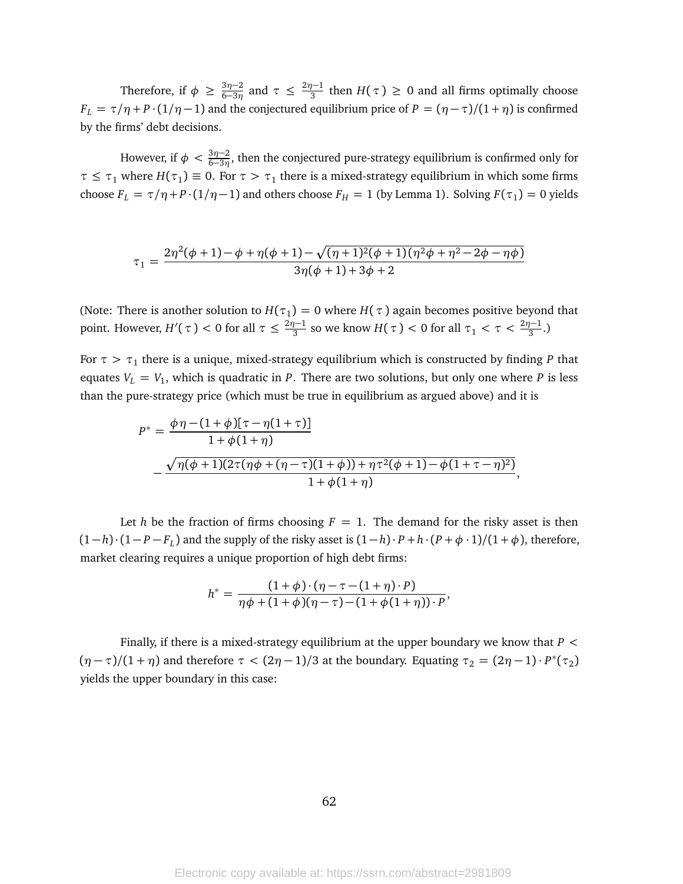Therefore, if $\phi \geq \frac{3\eta-2}{6-3\eta}$ and $\tau \leq \frac{2\eta-1}{3}$ then $H(\tau) \geq 0$ and all firms optimally choose $F_L = \tau/\eta + P \cdot (1/\eta - 1)$ and the conjectured equilibrium price of $P = (\eta - \tau)/(1+\eta)$ is confirmed by the firms' debt decisions.

However, if $\phi < \frac{3\eta-2}{6-3\eta}$, then the conjectured pure-strategy equilibrium is confirmed only for $\tau \leq \tau_1$ where $H(\tau_1) \equiv 0$. For $\tau > \tau_1$ there is a mixed-strategy equilibrium in which some firms choose $F_L = \tau/\eta + P \cdot (1/\eta - 1)$ and others choose $F_H = 1$ (by Lemma 1). Solving $F(\tau_1) = 0$ yields

$$\tau_1 = \frac{2\eta^2(\phi+1) - \phi + \eta(\phi+1) - \sqrt{(\eta+1)^2(\phi+1)(\eta^2\phi + \eta^2 - 2\phi - \eta\phi)}}{3\eta(\phi+1) + 3\phi + 2}$$

(Note: There is another solution to $H(\tau_1) = 0$ where $H(\tau)$ again becomes positive beyond that point. However, $H'(\tau) < 0$ for all $\tau \leq \frac{2\eta-1}{3}$ so we know $H(\tau) < 0$ for all $\tau_1 < \tau < \frac{2\eta-1}{3}$.)

For $\tau > \tau_1$ there is a unique, mixed-strategy equilibrium which is constructed by finding $P$ that equates $V_L = V_1$, which is quadratic in $P$. There are two solutions, but only one where $P$ is less than the pure-strategy price (which must be true in equilibrium as argued above) and it is

$$\begin{aligned} P^* = &\frac{\phi\eta - (1+\phi)[\tau - \eta(1+\tau)]}{1+\phi(1+\eta)} \\ &- \frac{\sqrt{\eta(\phi+1)(2\tau(\eta\phi + (\eta-\tau)(1+\phi)) + \eta\tau^2(\phi+1) - \phi(1+\tau-\eta)^2)}}{1+\phi(1+\eta)}, \end{aligned}$$

Let $h$ be the fraction of firms choosing $F = 1$. The demand for the risky asset is then $(1-h)\cdot(1-P-F_L)$ and the supply of the risky asset is $(1-h)\cdot P + h\cdot(P + \phi\cdot 1)/(1+\phi)$, therefore, market clearing requires a unique proportion of high debt firms:

$$h^* = \frac{(1+\phi)\cdot(\eta - \tau - (1+\eta)\cdot P)}{\eta\phi + (1+\phi)(\eta-\tau) - (1+\phi(1+\eta))\cdot P},$$

Finally, if there is a mixed-strategy equilibrium at the upper boundary we know that $P < (\eta-\tau)/(1+\eta)$ and therefore $\tau < (2\eta-1)/3$ at the boundary. Equating $\tau_2 = (2\eta-1)\cdot P^*(\tau_2)$ yields the upper boundary in this case: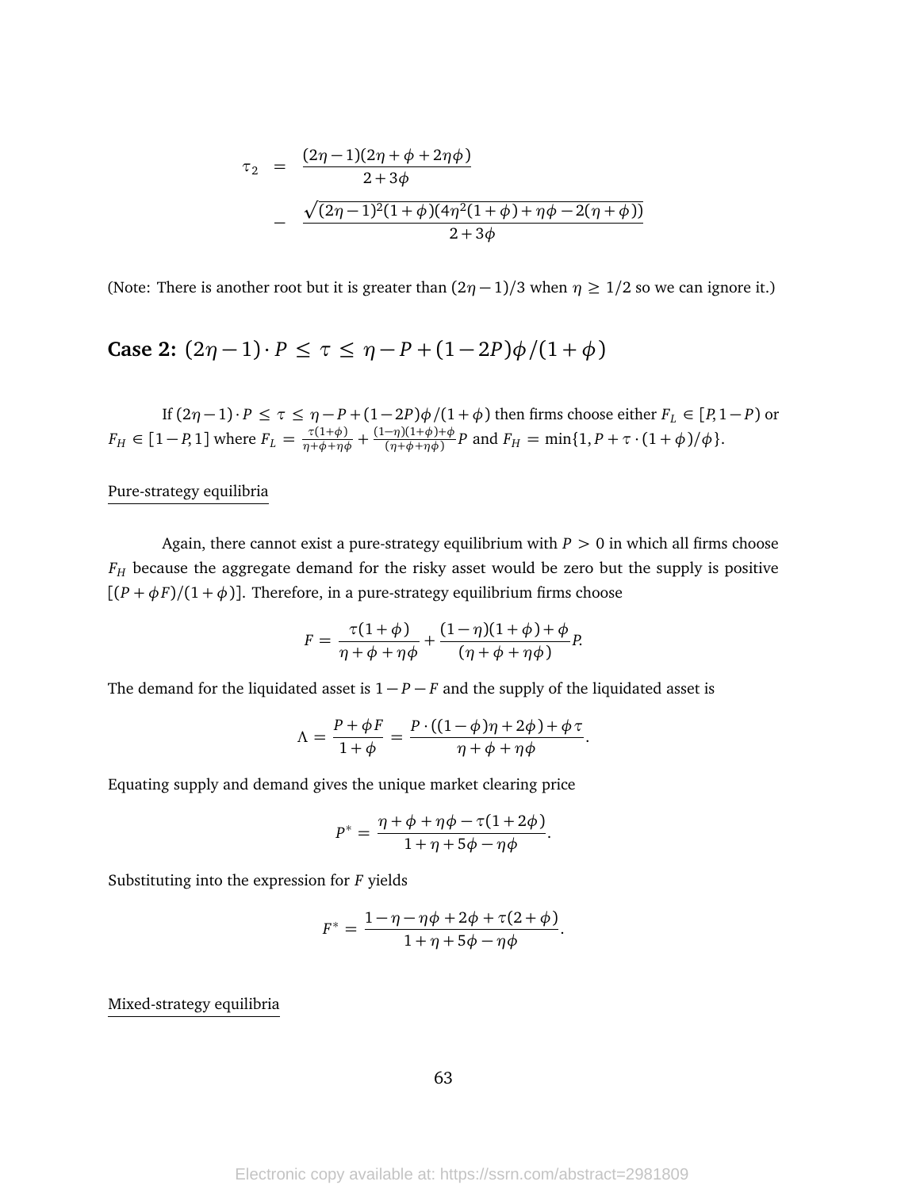$$
\begin{aligned}
\tau_2 &= \frac{(2\eta-1)(2\eta+\phi+2\eta\phi)}{2+3\phi} \\
&\quad - \frac{\sqrt{(2\eta-1)^2(1+\phi)(4\eta^2(1+\phi)+\eta\phi-2(\eta+\phi))}}{2+3\phi}
\end{aligned}
$$

(Note: There is another root but it is greater than $(2\eta-1)/3$ when $\eta \geq 1/2$ so we can ignore it.)

### Case 2: $(2\eta-1)\cdot P \leq \tau \leq \eta - P + (1-2P)\phi/(1+\phi)$

If $(2\eta-1)\cdot P \leq \tau \leq \eta - P + (1-2P)\phi/(1+\phi)$ then firms choose either $F_L \in [P, 1-P)$ or $F_H \in [1-P, 1]$ where $F_L = \frac{\tau(1+\phi)}{\eta+\phi+\eta\phi} + \frac{(1-\eta)(1+\phi)+\phi}{(\eta+\phi+\eta\phi)}P$ and $F_H = \min\{1, P + \tau \cdot (1+\phi)/\phi\}$.

<u>Pure-strategy equilibria</u>

Again, there cannot exist a pure-strategy equilibrium with $P > 0$ in which all firms choose $F_H$ because the aggregate demand for the risky asset would be zero but the supply is positive $[(P+\phi F)/(1+\phi)]$. Therefore, in a pure-strategy equilibrium firms choose

$$
F = \frac{\tau(1+\phi)}{\eta+\phi+\eta\phi} + \frac{(1-\eta)(1+\phi)+\phi}{(\eta+\phi+\eta\phi)}P.
$$

The demand for the liquidated asset is $1-P-F$ and the supply of the liquidated asset is

$$
\Lambda = \frac{P+\phi F}{1+\phi} = \frac{P\cdot((1-\phi)\eta+2\phi)+\phi\tau}{\eta+\phi+\eta\phi}.
$$

Equating supply and demand gives the unique market clearing price

$$
P^* = \frac{\eta+\phi+\eta\phi-\tau(1+2\phi)}{1+\eta+5\phi-\eta\phi}.
$$

Substituting into the expression for $F$ yields

$$
F^* = \frac{1-\eta-\eta\phi+2\phi+\tau(2+\phi)}{1+\eta+5\phi-\eta\phi}.
$$

<u>Mixed-strategy equilibria</u>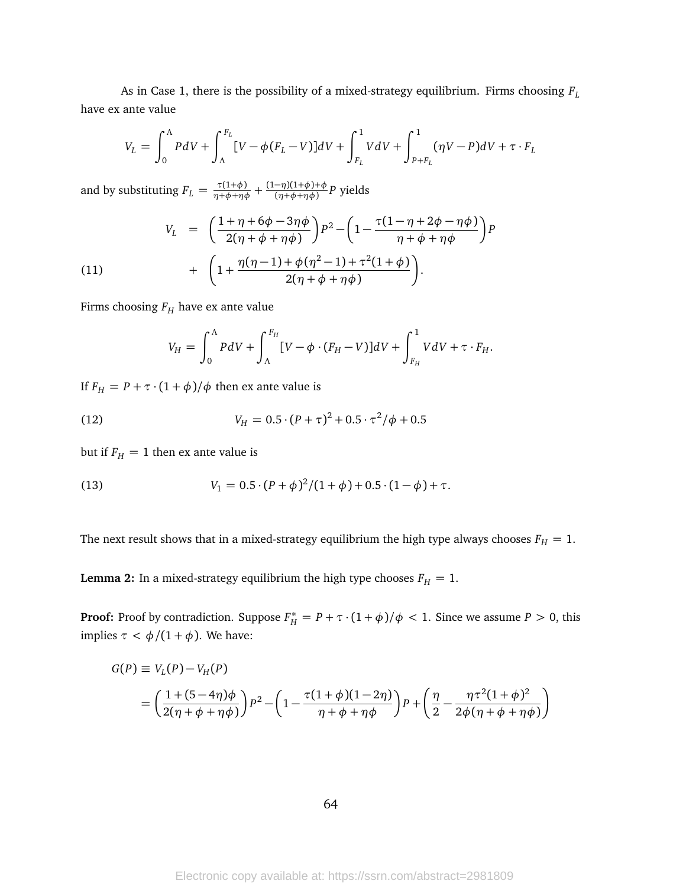As in Case 1, there is the possibility of a mixed-strategy equilibrium. Firms choosing $F_L$ have ex ante value

$$V_L = \int_0^{\Lambda} P dV + \int_{\Lambda}^{F_L} [V - \phi(F_L - V)] dV + \int_{F_L}^{1} V dV + \int_{P+F_L}^{1} (\eta V - P) dV + \tau \cdot F_L$$

and by substituting $F_L = \frac{\tau(1+\phi)}{\eta+\phi+\eta\phi} + \frac{(1-\eta)(1+\phi)+\phi}{(\eta+\phi+\eta\phi)} P$ yields

$$\begin{aligned}
V_L &= \left(\frac{1+\eta+6\phi-3\eta\phi}{2(\eta+\phi+\eta\phi)}\right)P^2 - \left(1 - \frac{\tau(1-\eta+2\phi-\eta\phi)}{\eta+\phi+\eta\phi}\right)P \\
&+ \left(1 + \frac{\eta(\eta-1)+\phi(\eta^2-1)+\tau^2(1+\phi)}{2(\eta+\phi+\eta\phi)}\right). \qquad (11)
\end{aligned}$$

Firms choosing $F_H$ have ex ante value

$$V_H = \int_0^{\Lambda} P dV + \int_{\Lambda}^{F_H} [V - \phi \cdot (F_H - V)] dV + \int_{F_H}^{1} V dV + \tau \cdot F_H.$$

If $F_H = P + \tau \cdot (1+\phi)/\phi$ then ex ante value is

$$V_H = 0.5 \cdot (P+\tau)^2 + 0.5 \cdot \tau^2/\phi + 0.5 \qquad (12)$$

but if $F_H = 1$ then ex ante value is

$$V_1 = 0.5 \cdot (P+\phi)^2/(1+\phi) + 0.5 \cdot (1-\phi) + \tau. \qquad (13)$$

The next result shows that in a mixed-strategy equilibrium the high type always chooses $F_H = 1$.

**Lemma 2:** In a mixed-strategy equilibrium the high type chooses $F_H = 1$.

**Proof:** Proof by contradiction. Suppose $F_H^* = P + \tau \cdot (1+\phi)/\phi < 1$. Since we assume $P > 0$, this implies $\tau < \phi/(1+\phi)$. We have:

$$\begin{aligned}
G(P) &\equiv V_L(P) - V_H(P) \\
&= \left(\frac{1+(5-4\eta)\phi}{2(\eta+\phi+\eta\phi)}\right)P^2 - \left(1 - \frac{\tau(1+\phi)(1-2\eta)}{\eta+\phi+\eta\phi}\right)P + \left(\frac{\eta}{2} - \frac{\eta\tau^2(1+\phi)^2}{2\phi(\eta+\phi+\eta\phi)}\right)
\end{aligned}$$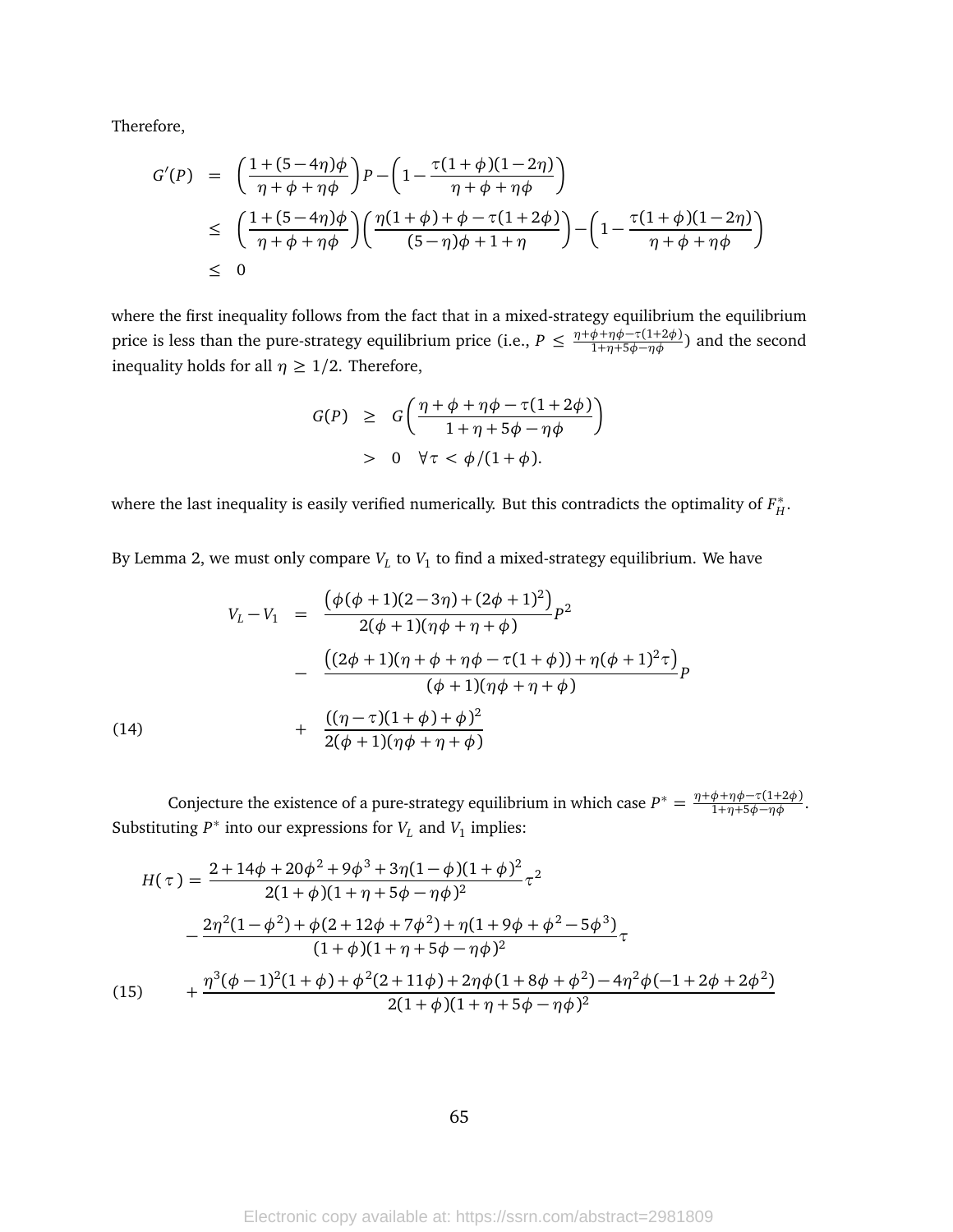Therefore,

$$
\begin{aligned}
G'(P) &= \left(\frac{1+(5-4\eta)\phi}{\eta+\phi+\eta\phi}\right)P - \left(1-\frac{\tau(1+\phi)(1-2\eta)}{\eta+\phi+\eta\phi}\right) \\
&\leq \left(\frac{1+(5-4\eta)\phi}{\eta+\phi+\eta\phi}\right)\left(\frac{\eta(1+\phi)+\phi-\tau(1+2\phi)}{(5-\eta)\phi+1+\eta}\right) - \left(1-\frac{\tau(1+\phi)(1-2\eta)}{\eta+\phi+\eta\phi}\right) \\
&\leq 0
\end{aligned}
$$

where the first inequality follows from the fact that in a mixed-strategy equilibrium the equilibrium price is less than the pure-strategy equilibrium price (i.e., $P \leq \frac{\eta+\phi+\eta\phi-\tau(1+2\phi)}{1+\eta+5\phi-\eta\phi}$) and the second inequality holds for all $\eta \geq 1/2$. Therefore,

$$
\begin{aligned}
G(P) &\geq G\left(\frac{\eta+\phi+\eta\phi-\tau(1+2\phi)}{1+\eta+5\phi-\eta\phi}\right) \\
&> 0 \quad \forall \tau < \phi/(1+\phi).
\end{aligned}
$$

where the last inequality is easily verified numerically. But this contradicts the optimality of $F_H^*$.

By Lemma 2, we must only compare $V_L$ to $V_1$ to find a mixed-strategy equilibrium. We have

$$
\begin{aligned}
V_L - V_1 &= \frac{\left(\phi(\phi+1)(2-3\eta)+(2\phi+1)^2\right)}{2(\phi+1)(\eta\phi+\eta+\phi)}P^2 \\
&- \frac{\left((2\phi+1)(\eta+\phi+\eta\phi-\tau(1+\phi))+\eta(\phi+1)^2\tau\right)}{(\phi+1)(\eta\phi+\eta+\phi)}P \\
&+ \frac{((\eta-\tau)(1+\phi)+\phi)^2}{2(\phi+1)(\eta\phi+\eta+\phi)}
\end{aligned} \tag{14}
$$

Conjecture the existence of a pure-strategy equilibrium in which case $P^* = \frac{\eta+\phi+\eta\phi-\tau(1+2\phi)}{1+\eta+5\phi-\eta\phi}$. Substituting $P^*$ into our expressions for $V_L$ and $V_1$ implies:

$$
\begin{aligned}
H(\tau) = &\frac{2+14\phi+20\phi^2+9\phi^3+3\eta(1-\phi)(1+\phi)^2}{2(1+\phi)(1+\eta+5\phi-\eta\phi)^2}\tau^2 \\
&- \frac{2\eta^2(1-\phi^2)+\phi(2+12\phi+7\phi^2)+\eta(1+9\phi+\phi^2-5\phi^3)}{(1+\phi)(1+\eta+5\phi-\eta\phi)^2}\tau \\
&+ \frac{\eta^3(\phi-1)^2(1+\phi)+\phi^2(2+11\phi)+2\eta\phi(1+8\phi+\phi^2)-4\eta^2\phi(-1+2\phi+2\phi^2)}{2(1+\phi)(1+\eta+5\phi-\eta\phi)^2}
\end{aligned} \tag{15}
$$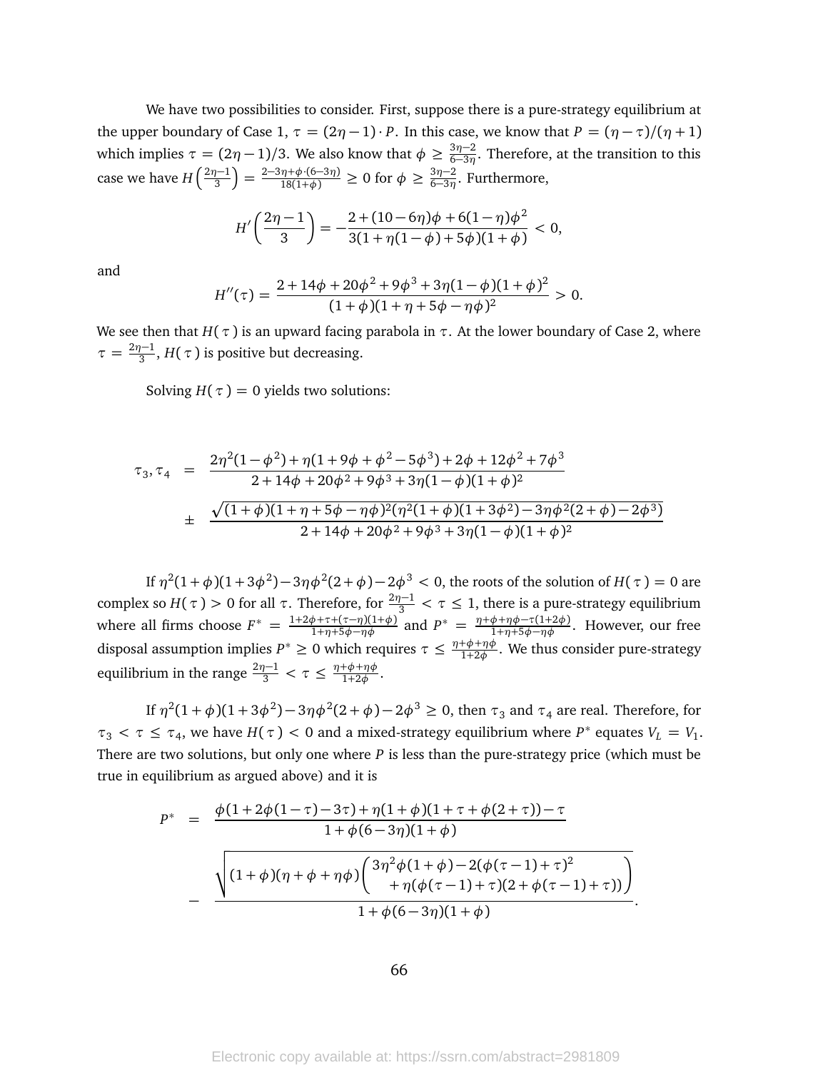We have two possibilities to consider. First, suppose there is a pure-strategy equilibrium at the upper boundary of Case 1, $\tau = (2\eta - 1) \cdot P$. In this case, we know that $P = (\eta - \tau)/(\eta + 1)$ which implies $\tau = (2\eta - 1)/3$. We also know that $\phi \geq \frac{3\eta - 2}{6 - 3\eta}$. Therefore, at the transition to this case we have $H\left(\frac{2\eta-1}{3}\right) = \frac{2-3\eta+\phi\cdot(6-3\eta)}{18(1+\phi)} \geq 0$ for $\phi \geq \frac{3\eta-2}{6-3\eta}$. Furthermore,

$$H'\left(\frac{2\eta - 1}{3}\right) = -\frac{2 + (10 - 6\eta)\phi + 6(1 - \eta)\phi^2}{3(1 + \eta(1 - \phi) + 5\phi)(1 + \phi)} < 0,$$

and

$$H''(\tau) = \frac{2 + 14\phi + 20\phi^2 + 9\phi^3 + 3\eta(1 - \phi)(1 + \phi)^2}{(1 + \phi)(1 + \eta + 5\phi - \eta\phi)^2} > 0.$$

We see then that $H(\tau)$ is an upward facing parabola in $\tau$. At the lower boundary of Case 2, where $\tau = \frac{2\eta-1}{3}$, $H(\tau)$ is positive but decreasing.

Solving $H(\tau) = 0$ yields two solutions:

$$\begin{aligned}
\tau_3, \tau_4 \quad &= \quad \frac{2\eta^2(1 - \phi^2) + \eta(1 + 9\phi + \phi^2 - 5\phi^3) + 2\phi + 12\phi^2 + 7\phi^3}{2 + 14\phi + 20\phi^2 + 9\phi^3 + 3\eta(1 - \phi)(1 + \phi)^2} \\
&\pm \quad \frac{\sqrt{(1 + \phi)(1 + \eta + 5\phi - \eta\phi)^2(\eta^2(1 + \phi)(1 + 3\phi^2) - 3\eta\phi^2(2 + \phi) - 2\phi^3)}}{2 + 14\phi + 20\phi^2 + 9\phi^3 + 3\eta(1 - \phi)(1 + \phi)^2}
\end{aligned}$$

If $\eta^2(1 + \phi)(1 + 3\phi^2) - 3\eta\phi^2(2 + \phi) - 2\phi^3 < 0$, the roots of the solution of $H(\tau) = 0$ are complex so $H(\tau) > 0$ for all $\tau$. Therefore, for $\frac{2\eta-1}{3} < \tau \leq 1$, there is a pure-strategy equilibrium where all firms choose $F^* = \frac{1+2\phi+\tau+(\tau-\eta)(1+\phi)}{1+\eta+5\phi-\eta\phi}$ and $P^* = \frac{\eta+\phi+\eta\phi-\tau(1+2\phi)}{1+\eta+5\phi-\eta\phi}$. However, our free disposal assumption implies $P^* \geq 0$ which requires $\tau \leq \frac{\eta+\phi+\eta\phi}{1+2\phi}$. We thus consider pure-strategy equilibrium in the range $\frac{2\eta-1}{3} < \tau \leq \frac{\eta+\phi+\eta\phi}{1+2\phi}$.

If $\eta^2(1 + \phi)(1 + 3\phi^2) - 3\eta\phi^2(2 + \phi) - 2\phi^3 \geq 0$, then $\tau_3$ and $\tau_4$ are real. Therefore, for $\tau_3 < \tau \leq \tau_4$, we have $H(\tau) < 0$ and a mixed-strategy equilibrium where $P^*$ equates $V_L = V_1$. There are two solutions, but only one where $P$ is less than the pure-strategy price (which must be true in equilibrium as argued above) and it is

$$\begin{aligned}
P^* \quad &= \quad \frac{\phi(1 + 2\phi(1 - \tau) - 3\tau) + \eta(1 + \phi)(1 + \tau + \phi(2 + \tau)) - \tau}{1 + \phi(6 - 3\eta)(1 + \phi)} \\
&- \quad \frac{\sqrt{(1 + \phi)(\eta + \phi + \eta\phi)\begin{pmatrix} 3\eta^2\phi(1 + \phi) - 2(\phi(\tau - 1) + \tau)^2 \\ + \eta(\phi(\tau - 1) + \tau)(2 + \phi(\tau - 1) + \tau)) \end{pmatrix}}}{1 + \phi(6 - 3\eta)(1 + \phi)}.
\end{aligned}$$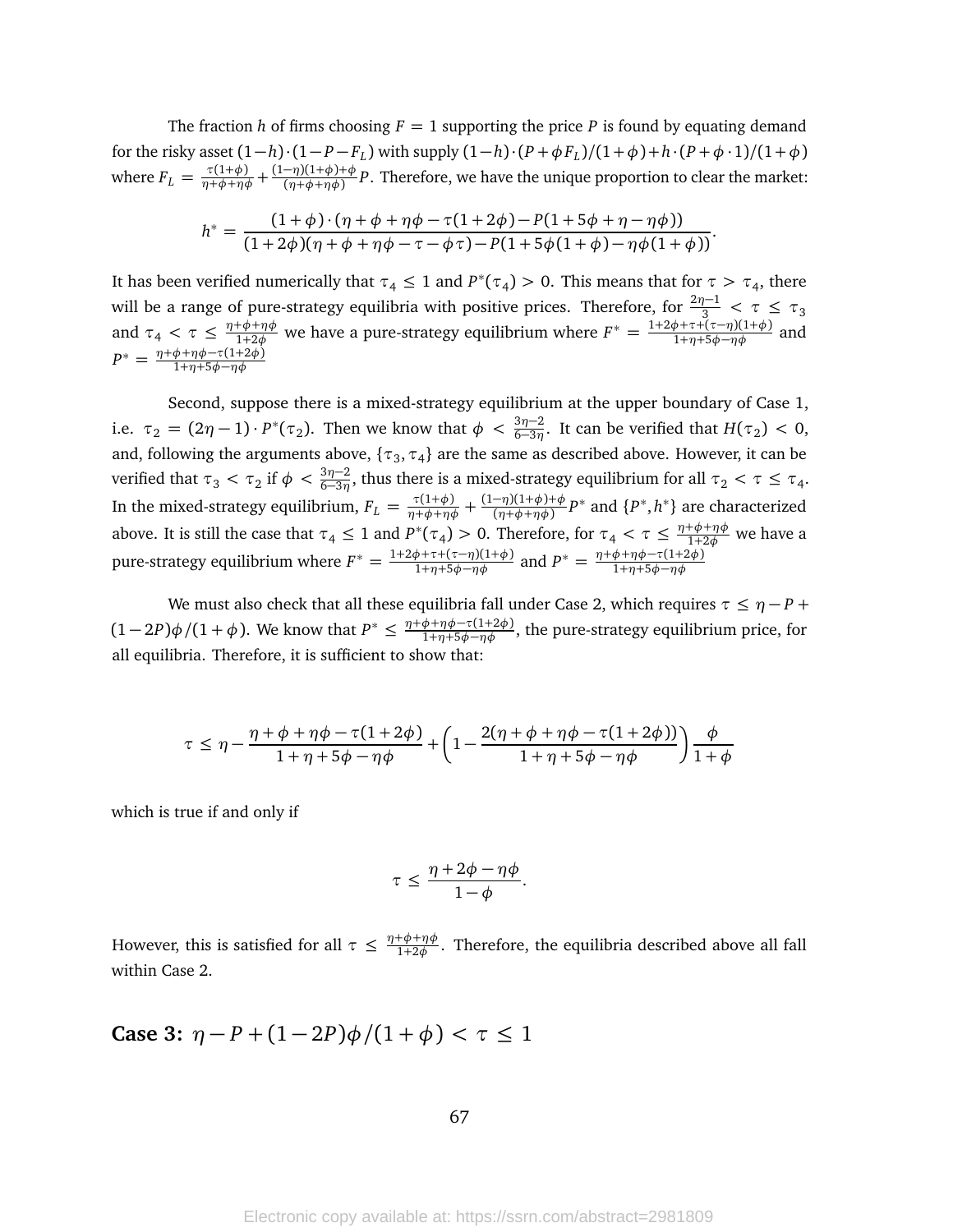The fraction $h$ of firms choosing $F = 1$ supporting the price $P$ is found by equating demand for the risky asset $(1-h)\cdot(1-P-F_L)$ with supply $(1-h)\cdot(P+\phi F_L)/(1+\phi)+h\cdot(P+\phi\cdot 1)/(1+\phi)$ where $F_L = \frac{\tau(1+\phi)}{\eta+\phi+\eta\phi} + \frac{(1-\eta)(1+\phi)+\phi}{(\eta+\phi+\eta\phi)}P$. Therefore, we have the unique proportion to clear the market:

$$h^* = \frac{(1+\phi)\cdot(\eta+\phi+\eta\phi-\tau(1+2\phi)-P(1+5\phi+\eta-\eta\phi))}{(1+2\phi)(\eta+\phi+\eta\phi-\tau-\phi\tau)-P(1+5\phi(1+\phi)-\eta\phi(1+\phi))}.$$

It has been verified numerically that $\tau_4 \leq 1$ and $P^*(\tau_4) > 0$. This means that for $\tau > \tau_4$, there will be a range of pure-strategy equilibria with positive prices. Therefore, for $\frac{2\eta-1}{3} < \tau \leq \tau_3$ and $\tau_4 < \tau \leq \frac{\eta+\phi+\eta\phi}{1+2\phi}$ we have a pure-strategy equilibrium where $F^* = \frac{1+2\phi+\tau+(\tau-\eta)(1+\phi)}{1+\eta+5\phi-\eta\phi}$ and $P^* = \frac{\eta+\phi+\eta\phi-\tau(1+2\phi)}{1+\eta+5\phi-\eta\phi}$

Second, suppose there is a mixed-strategy equilibrium at the upper boundary of Case 1, i.e. $\tau_2 = (2\eta-1)\cdot P^*(\tau_2)$. Then we know that $\phi < \frac{3\eta-2}{6-3\eta}$. It can be verified that $H(\tau_2) < 0$, and, following the arguments above, $\{\tau_3, \tau_4\}$ are the same as described above. However, it can be verified that $\tau_3 < \tau_2$ if $\phi < \frac{3\eta-2}{6-3\eta}$, thus there is a mixed-strategy equilibrium for all $\tau_2 < \tau \leq \tau_4$. In the mixed-strategy equilibrium, $F_L = \frac{\tau(1+\phi)}{\eta+\phi+\eta\phi} + \frac{(1-\eta)(1+\phi)+\phi}{(\eta+\phi+\eta\phi)}P^*$ and $\{P^*, h^*\}$ are characterized above. It is still the case that $\tau_4 \leq 1$ and $P^*(\tau_4) > 0$. Therefore, for $\tau_4 < \tau \leq \frac{\eta+\phi+\eta\phi}{1+2\phi}$ we have a pure-strategy equilibrium where $F^* = \frac{1+2\phi+\tau+(\tau-\eta)(1+\phi)}{1+\eta+5\phi-\eta\phi}$ and $P^* = \frac{\eta+\phi+\eta\phi-\tau(1+2\phi)}{1+\eta+5\phi-\eta\phi}$

We must also check that all these equilibria fall under Case 2, which requires $\tau \leq \eta - P + (1-2P)\phi/(1+\phi)$. We know that $P^* \leq \frac{\eta+\phi+\eta\phi-\tau(1+2\phi)}{1+\eta+5\phi-\eta\phi}$, the pure-strategy equilibrium price, for all equilibria. Therefore, it is sufficient to show that:

$$\tau \leq \eta - \frac{\eta+\phi+\eta\phi-\tau(1+2\phi)}{1+\eta+5\phi-\eta\phi} + \left(1 - \frac{2(\eta+\phi+\eta\phi-\tau(1+2\phi))}{1+\eta+5\phi-\eta\phi}\right)\frac{\phi}{1+\phi}$$

which is true if and only if

$$\tau \leq \frac{\eta+2\phi-\eta\phi}{1-\phi}.$$

However, this is satisfied for all $\tau \leq \frac{\eta+\phi+\eta\phi}{1+2\phi}$. Therefore, the equilibria described above all fall within Case 2.

## Case 3: $\eta - P + (1-2P)\phi/(1+\phi) < \tau \leq 1$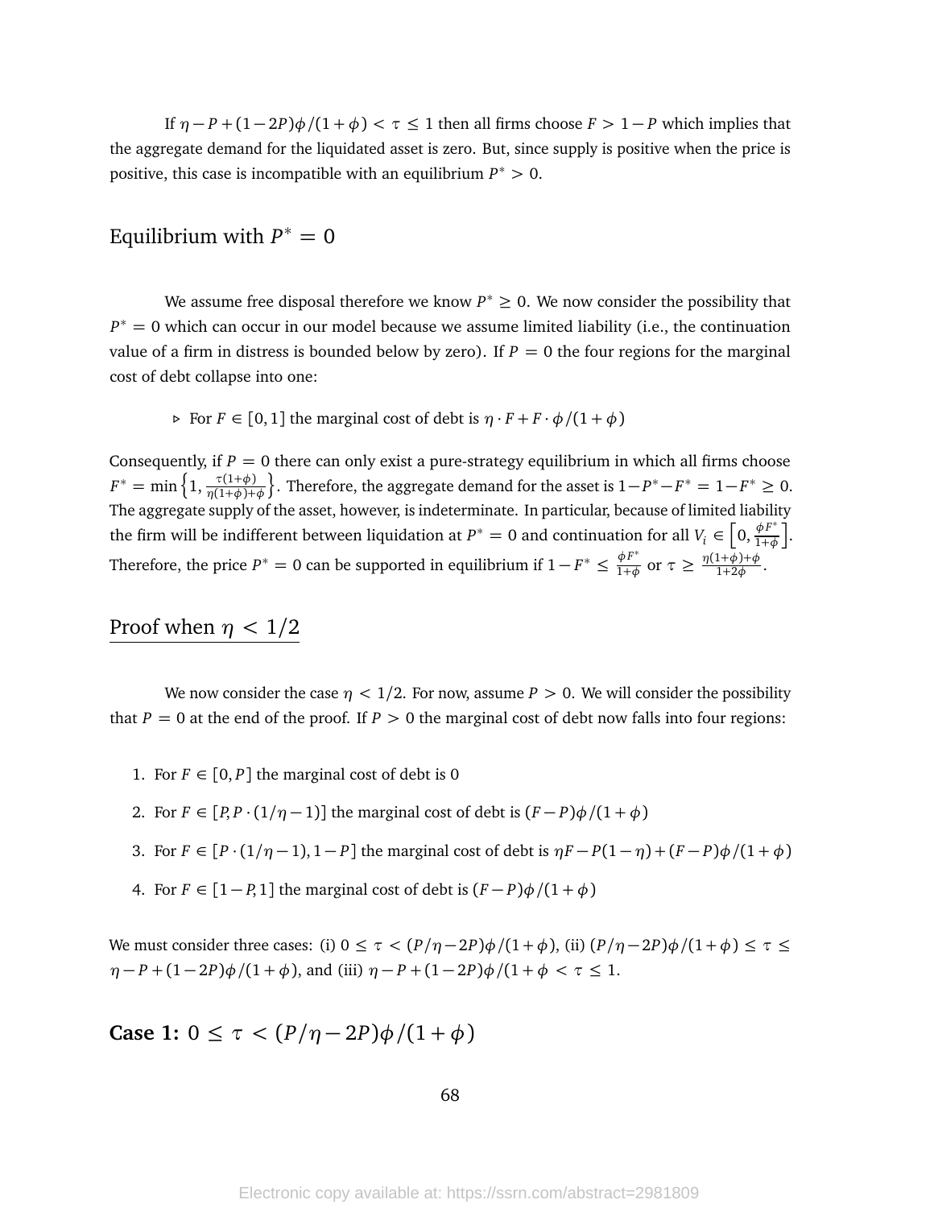If $\eta - P + (1-2P)\phi/(1+\phi) < \tau \leq 1$ then all firms choose $F > 1-P$ which implies that the aggregate demand for the liquidated asset is zero. But, since supply is positive when the price is positive, this case is incompatible with an equilibrium $P^* > 0$.

## Equilibrium with $P^* = 0$

We assume free disposal therefore we know $P^* \geq 0$. We now consider the possibility that $P^* = 0$ which can occur in our model because we assume limited liability (i.e., the continuation value of a firm in distress is bounded below by zero). If $P = 0$ the four regions for the marginal cost of debt collapse into one:

- For $F \in [0,1]$ the marginal cost of debt is $\eta \cdot F + F \cdot \phi/(1+\phi)$

Consequently, if $P = 0$ there can only exist a pure-strategy equilibrium in which all firms choose $F^* = \min\left\{1, \frac{\tau(1+\phi)}{\eta(1+\phi)+\phi}\right\}$. Therefore, the aggregate demand for the asset is $1-P^*-F^* = 1-F^* \geq 0$. The aggregate supply of the asset, however, is indeterminate. In particular, because of limited liability the firm will be indifferent between liquidation at $P^* = 0$ and continuation for all $V_i \in \left[0, \frac{\phi F^*}{1+\phi}\right]$. Therefore, the price $P^* = 0$ can be supported in equilibrium if $1-F^* \leq \frac{\phi F^*}{1+\phi}$ or $\tau \geq \frac{\eta(1+\phi)+\phi}{1+2\phi}$.

## Proof when $\eta < 1/2$

We now consider the case $\eta < 1/2$. For now, assume $P > 0$. We will consider the possibility that $P = 0$ at the end of the proof. If $P > 0$ the marginal cost of debt now falls into four regions:

1. For $F \in [0, P]$ the marginal cost of debt is 0
2. For $F \in [P, P \cdot (1/\eta - 1)]$ the marginal cost of debt is $(F-P)\phi/(1+\phi)$
3. For $F \in [P \cdot (1/\eta - 1), 1-P]$ the marginal cost of debt is $\eta F - P(1-\eta) + (F-P)\phi/(1+\phi)$
4. For $F \in [1-P, 1]$ the marginal cost of debt is $(F-P)\phi/(1+\phi)$

We must consider three cases: (i) $0 \leq \tau < (P/\eta - 2P)\phi/(1+\phi)$, (ii) $(P/\eta - 2P)\phi/(1+\phi) \leq \tau \leq \eta - P + (1-2P)\phi/(1+\phi)$, and (iii) $\eta - P + (1-2P)\phi/(1+\phi < \tau \leq 1$.

### **Case 1:** $0 \leq \tau < (P/\eta - 2P)\phi/(1+\phi)$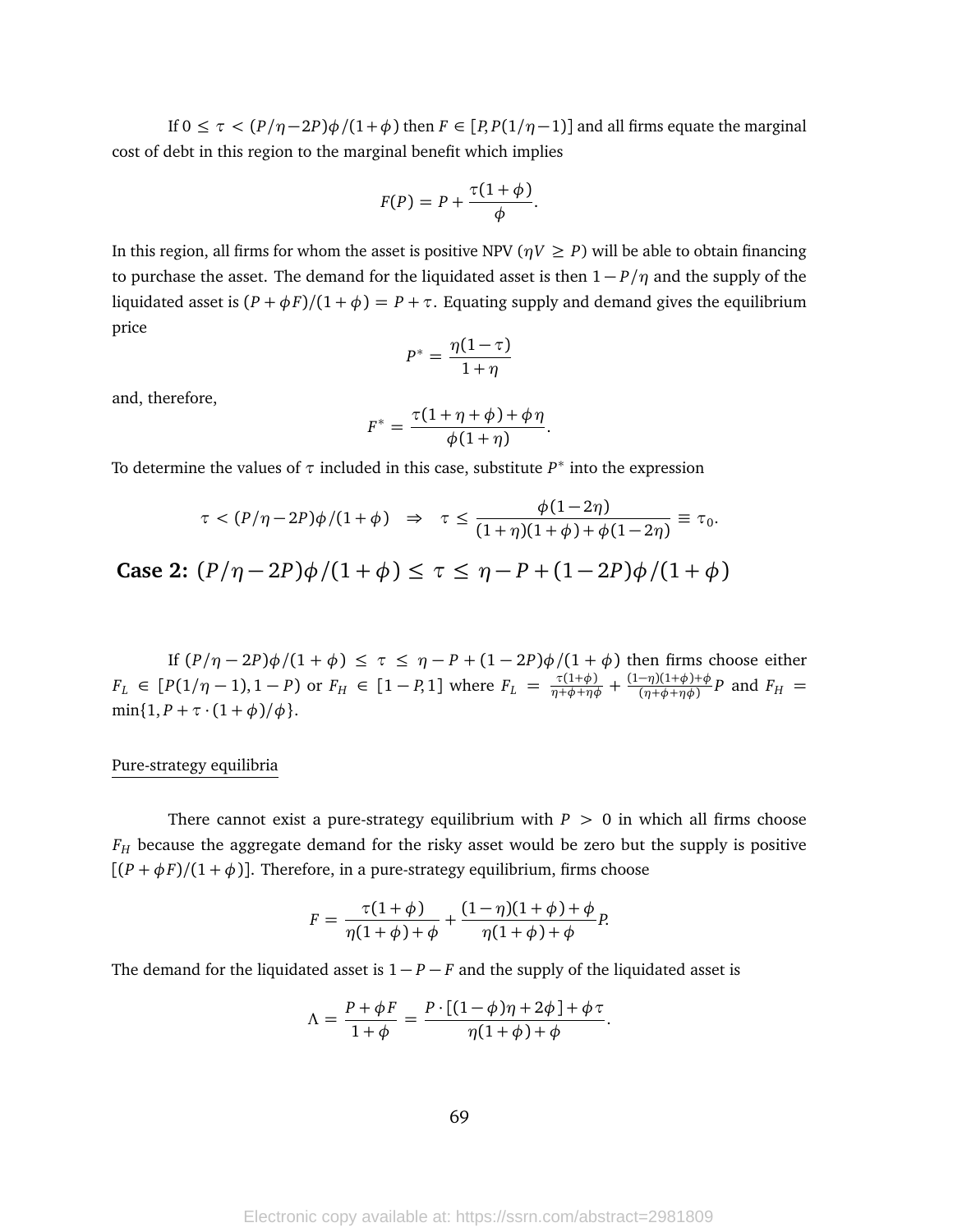If $0 \le \tau < (P/\eta - 2P)\phi/(1+\phi)$ then $F \in [P, P(1/\eta - 1)]$ and all firms equate the marginal cost of debt in this region to the marginal benefit which implies

$$F(P) = P + \frac{\tau(1+\phi)}{\phi}.$$

In this region, all firms for whom the asset is positive NPV ($\eta V \ge P$) will be able to obtain financing to purchase the asset. The demand for the liquidated asset is then $1 - P/\eta$ and the supply of the liquidated asset is $(P + \phi F)/(1+\phi) = P + \tau$. Equating supply and demand gives the equilibrium price

$$P^* = \frac{\eta(1-\tau)}{1+\eta}$$

and, therefore,

$$F^* = \frac{\tau(1+\eta+\phi) + \phi\eta}{\phi(1+\eta)}.$$

To determine the values of $\tau$ included in this case, substitute $P^*$ into the expression

$$\tau < (P/\eta - 2P)\phi/(1+\phi) \quad \Rightarrow \quad \tau \le \frac{\phi(1-2\eta)}{(1+\eta)(1+\phi) + \phi(1-2\eta)} \equiv \tau_0.$$

## Case 2: $(P/\eta - 2P)\phi/(1+\phi) \le \tau \le \eta - P + (1-2P)\phi/(1+\phi)$

If $(P/\eta - 2P)\phi/(1+\phi) \le \tau \le \eta - P + (1-2P)\phi/(1+\phi)$ then firms choose either $F_L \in [P(1/\eta - 1), 1-P)$ or $F_H \in [1-P, 1]$ where $F_L = \frac{\tau(1+\phi)}{\eta+\phi+\eta\phi} + \frac{(1-\eta)(1+\phi)+\phi}{(\eta+\phi+\eta\phi)}P$ and $F_H = \min\{1, P + \tau \cdot (1+\phi)/\phi\}$.

Pure-strategy equilibria

There cannot exist a pure-strategy equilibrium with $P > 0$ in which all firms choose $F_H$ because the aggregate demand for the risky asset would be zero but the supply is positive $[(P + \phi F)/(1+\phi)]$. Therefore, in a pure-strategy equilibrium, firms choose

$$F = \frac{\tau(1+\phi)}{\eta(1+\phi)+\phi} + \frac{(1-\eta)(1+\phi)+\phi}{\eta(1+\phi)+\phi}P.$$

The demand for the liquidated asset is $1 - P - F$ and the supply of the liquidated asset is

$$\Lambda = \frac{P + \phi F}{1+\phi} = \frac{P \cdot [(1-\phi)\eta + 2\phi] + \phi\tau}{\eta(1+\phi)+\phi}.$$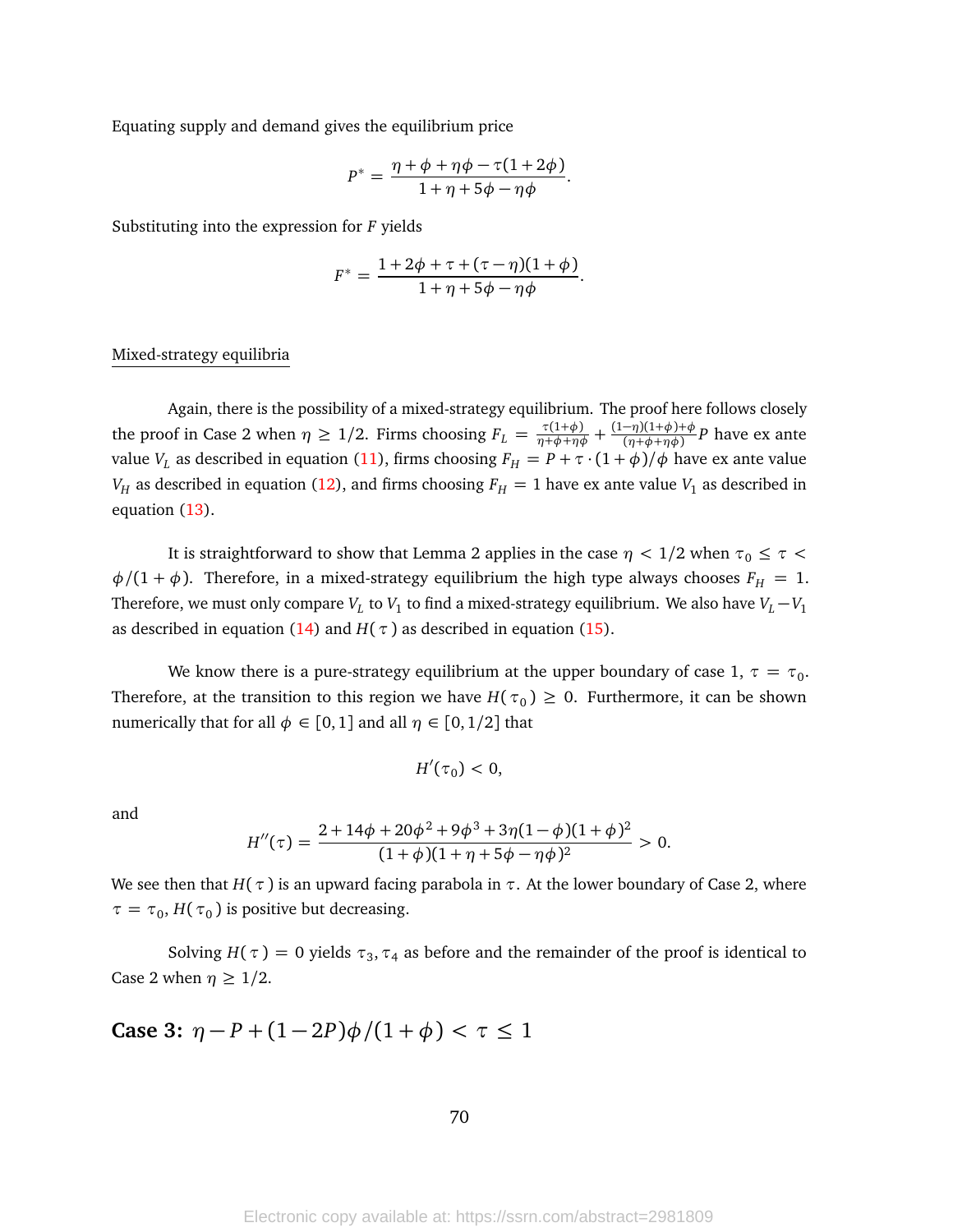Equating supply and demand gives the equilibrium price

$$P^* = \frac{\eta + \phi + \eta\phi - \tau(1+2\phi)}{1+\eta+5\phi-\eta\phi}.$$

Substituting into the expression for $F$ yields

$$F^* = \frac{1+2\phi+\tau+(\tau-\eta)(1+\phi)}{1+\eta+5\phi-\eta\phi}.$$

Mixed-strategy equilibria

Again, there is the possibility of a mixed-strategy equilibrium. The proof here follows closely the proof in Case 2 when $\eta \geq 1/2$. Firms choosing $F_L = \frac{\tau(1+\phi)}{\eta+\phi+\eta\phi} + \frac{(1-\eta)(1+\phi)+\phi}{(\eta+\phi+\eta\phi)}P$ have ex ante value $V_L$ as described in equation (11), firms choosing $F_H = P + \tau \cdot (1+\phi)/\phi$ have ex ante value $V_H$ as described in equation (12), and firms choosing $F_H = 1$ have ex ante value $V_1$ as described in equation (13).

It is straightforward to show that Lemma 2 applies in the case $\eta < 1/2$ when $\tau_0 \leq \tau < \phi/(1+\phi)$. Therefore, in a mixed-strategy equilibrium the high type always chooses $F_H = 1$. Therefore, we must only compare $V_L$ to $V_1$ to find a mixed-strategy equilibrium. We also have $V_L - V_1$ as described in equation (14) and $H(\tau)$ as described in equation (15).

We know there is a pure-strategy equilibrium at the upper boundary of case 1, $\tau = \tau_0$. Therefore, at the transition to this region we have $H(\tau_0) \geq 0$. Furthermore, it can be shown numerically that for all $\phi \in [0,1]$ and all $\eta \in [0,1/2]$ that

$$H'(\tau_0) < 0,$$

and

$$H''(\tau) = \frac{2+14\phi+20\phi^2+9\phi^3+3\eta(1-\phi)(1+\phi)^2}{(1+\phi)(1+\eta+5\phi-\eta\phi)^2} > 0.$$

We see then that $H(\tau)$ is an upward facing parabola in $\tau$. At the lower boundary of Case 2, where $\tau = \tau_0$, $H(\tau_0)$ is positive but decreasing.

Solving $H(\tau) = 0$ yields $\tau_3, \tau_4$ as before and the remainder of the proof is identical to Case 2 when $\eta \geq 1/2$.

## Case 3: $\eta - P + (1-2P)\phi/(1+\phi) < \tau \leq 1$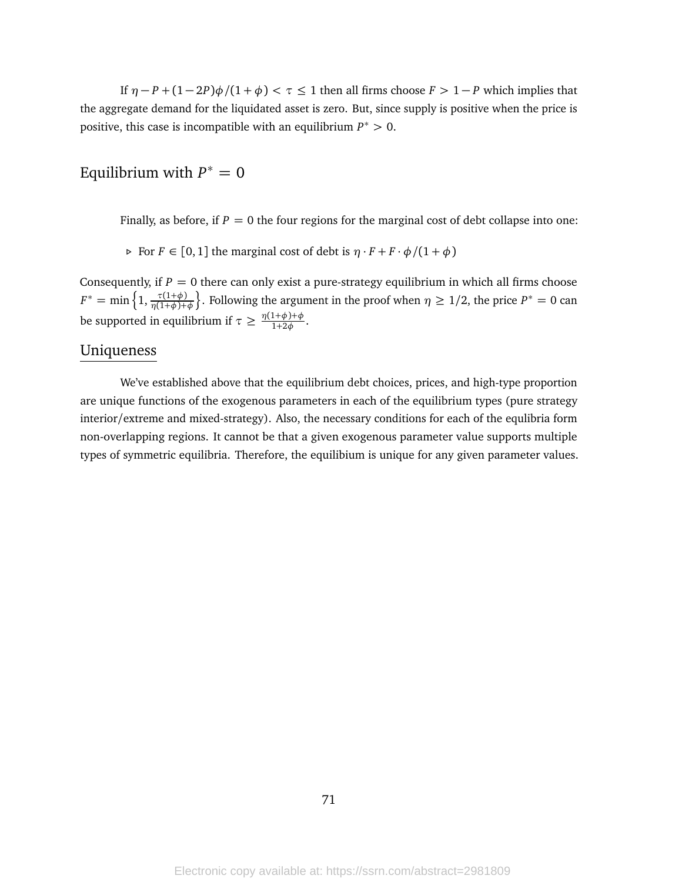If $\eta - P + (1-2P)\phi/(1+\phi) < \tau \leq 1$ then all firms choose $F > 1 - P$ which implies that the aggregate demand for the liquidated asset is zero. But, since supply is positive when the price is positive, this case is incompatible with an equilibrium $P^* > 0$.

## Equilibrium with $P^* = 0$

Finally, as before, if $P = 0$ the four regions for the marginal cost of debt collapse into one:

- ▹ For $F \in [0,1]$ the marginal cost of debt is $\eta \cdot F + F \cdot \phi/(1+\phi)$

Consequently, if $P = 0$ there can only exist a pure-strategy equilibrium in which all firms choose $F^* = \min\left\{1, \frac{\tau(1+\phi)}{\eta(1+\phi)+\phi}\right\}$. Following the argument in the proof when $\eta \geq 1/2$, the price $P^* = 0$ can be supported in equilibrium if $\tau \geq \frac{\eta(1+\phi)+\phi}{1+2\phi}$.

## Uniqueness

We've established above that the equilibrium debt choices, prices, and high-type proportion are unique functions of the exogenous parameters in each of the equilibrium types (pure strategy interior/extreme and mixed-strategy). Also, the necessary conditions for each of the equlibria form non-overlapping regions. It cannot be that a given exogenous parameter value supports multiple types of symmetric equilibria. Therefore, the equilibium is unique for any given parameter values.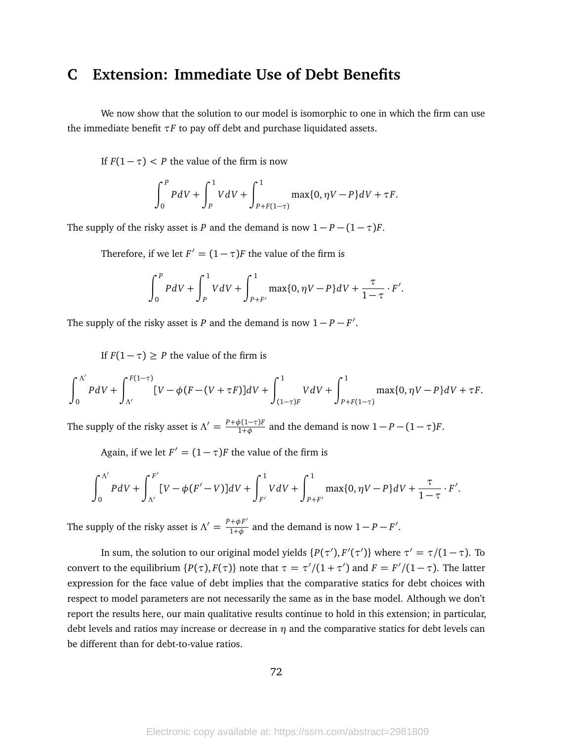# C Extension: Immediate Use of Debt Benefits

We now show that the solution to our model is isomorphic to one in which the firm can use the immediate benefit $\tau F$ to pay off debt and purchase liquidated assets.

If $F(1-\tau) < P$ the value of the firm is now

$$\int_0^P P dV + \int_P^1 V dV + \int_{P+F(1-\tau)}^1 \max\{0, \eta V - P\} dV + \tau F.$$

The supply of the risky asset is $P$ and the demand is now $1 - P - (1-\tau)F$.

Therefore, if we let $F' = (1-\tau)F$ the value of the firm is

$$\int_0^P P dV + \int_P^1 V dV + \int_{P+F'}^1 \max\{0, \eta V - P\} dV + \frac{\tau}{1-\tau} \cdot F'.$$

The supply of the risky asset is $P$ and the demand is now $1 - P - F'$.

If $F(1-\tau) \geq P$ the value of the firm is

$$\int_0^{\Lambda'} P dV + \int_{\Lambda'}^{F(1-\tau)} [V - \phi(F - (V + \tau F)] dV + \int_{(1-\tau)F}^1 V dV + \int_{P+F(1-\tau)}^1 \max\{0, \eta V - P\} dV + \tau F.$$

The supply of the risky asset is $\Lambda' = \frac{P + \phi(1-\tau)F}{1+\phi}$ and the demand is now $1 - P - (1-\tau)F$.

Again, if we let $F' = (1-\tau)F$ the value of the firm is

$$\int_0^{\Lambda'} P dV + \int_{\Lambda'}^{F'} [V - \phi(F' - V)] dV + \int_{F'}^1 V dV + \int_{P+F'}^1 \max\{0, \eta V - P\} dV + \frac{\tau}{1-\tau} \cdot F'.$$

The supply of the risky asset is $\Lambda' = \frac{P + \phi F'}{1+\phi}$ and the demand is now $1 - P - F'$.

In sum, the solution to our original model yields $\{P(\tau'), F'(\tau')\}$ where $\tau' = \tau/(1-\tau)$. To convert to the equilibrium $\{P(\tau), F(\tau)\}$ note that $\tau = \tau'/(1+\tau')$ and $F = F'/(1-\tau)$. The latter expression for the face value of debt implies that the comparative statics for debt choices with respect to model parameters are not necessarily the same as in the base model. Although we don't report the results here, our main qualitative results continue to hold in this extension; in particular, debt levels and ratios may increase or decrease in $\eta$ and the comparative statics for debt levels can be different than for debt-to-value ratios.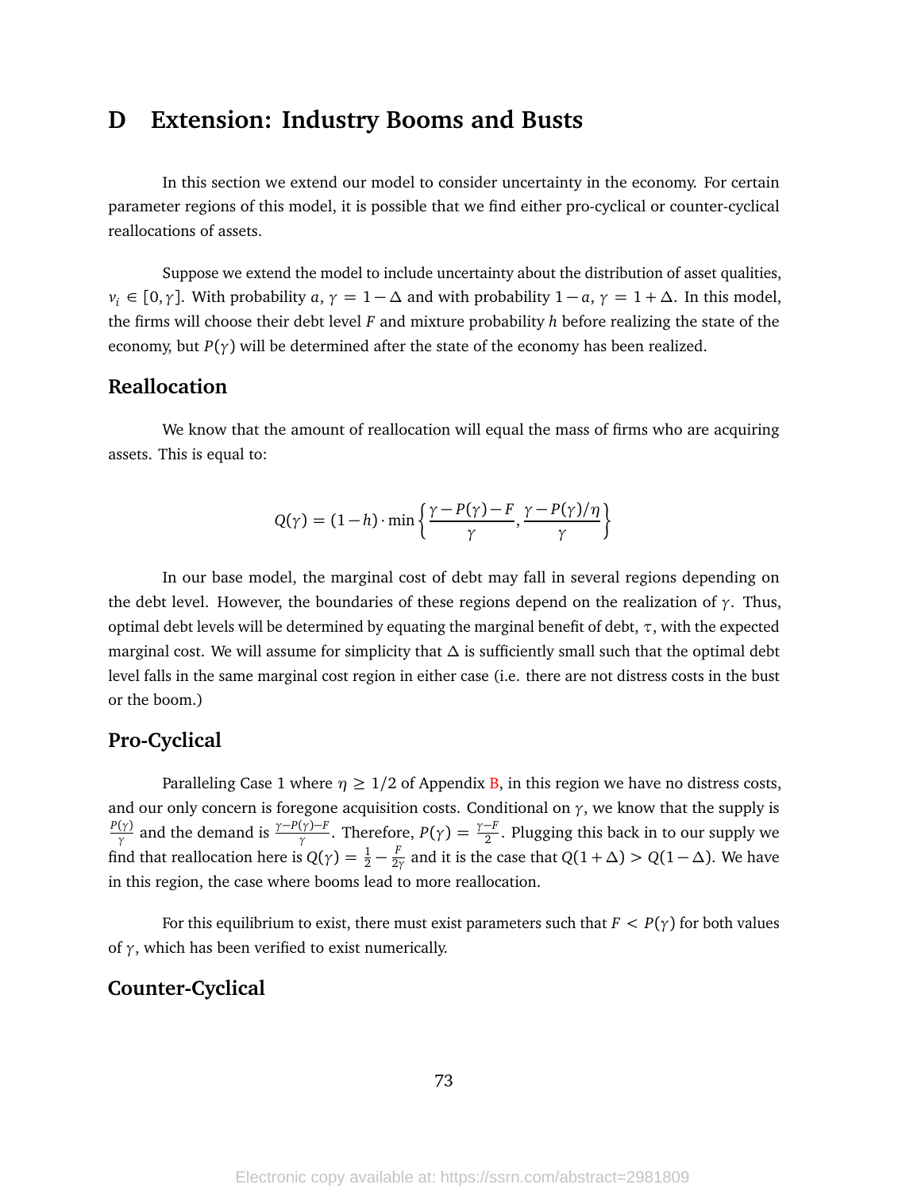# D Extension: Industry Booms and Busts

In this section we extend our model to consider uncertainty in the economy. For certain parameter regions of this model, it is possible that we find either pro-cyclical or counter-cyclical reallocations of assets.

Suppose we extend the model to include uncertainty about the distribution of asset qualities, $v_i \in [0, \gamma]$. With probability $a$, $\gamma = 1 - \Delta$ and with probability $1 - a$, $\gamma = 1 + \Delta$. In this model, the firms will choose their debt level $F$ and mixture probability $h$ before realizing the state of the economy, but $P(\gamma)$ will be determined after the state of the economy has been realized.

## Reallocation

We know that the amount of reallocation will equal the mass of firms who are acquiring assets. This is equal to:

$$Q(\gamma) = (1-h) \cdot \min \left\{ \frac{\gamma - P(\gamma) - F}{\gamma}, \frac{\gamma - P(\gamma)/\eta}{\gamma} \right\}$$

In our base model, the marginal cost of debt may fall in several regions depending on the debt level. However, the boundaries of these regions depend on the realization of $\gamma$. Thus, optimal debt levels will be determined by equating the marginal benefit of debt, $\tau$, with the expected marginal cost. We will assume for simplicity that $\Delta$ is sufficiently small such that the optimal debt level falls in the same marginal cost region in either case (i.e. there are not distress costs in the bust or the boom.)

## Pro-Cyclical

Paralleling Case 1 where $\eta \geq 1/2$ of Appendix B, in this region we have no distress costs, and our only concern is foregone acquisition costs. Conditional on $\gamma$, we know that the supply is $\frac{P(\gamma)}{\gamma}$ and the demand is $\frac{\gamma - P(\gamma) - F}{\gamma}$. Therefore, $P(\gamma) = \frac{\gamma - F}{2}$. Plugging this back in to our supply we find that reallocation here is $Q(\gamma) = \frac{1}{2} - \frac{F}{2\gamma}$ and it is the case that $Q(1+\Delta) > Q(1-\Delta)$. We have in this region, the case where booms lead to more reallocation.

For this equilibrium to exist, there must exist parameters such that $F < P(\gamma)$ for both values of $\gamma$, which has been verified to exist numerically.

## Counter-Cyclical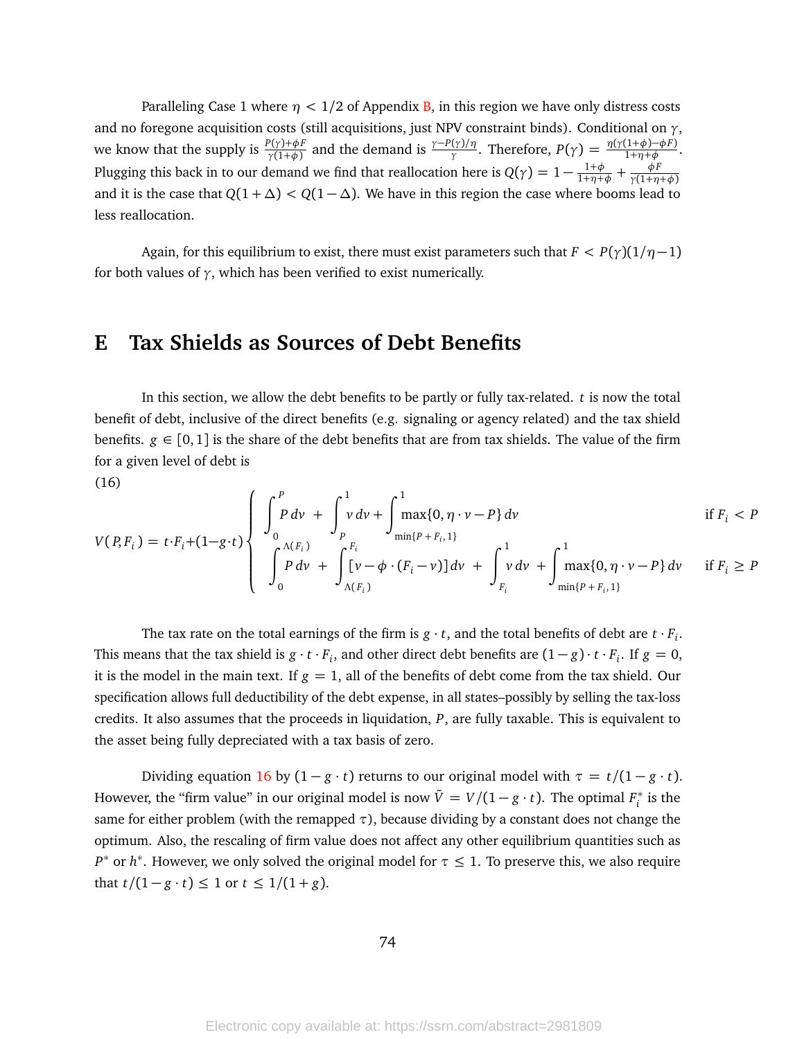Paralleling Case 1 where $\eta < 1/2$ of Appendix B, in this region we have only distress costs and no foregone acquisition costs (still acquisitions, just NPV constraint binds). Conditional on $\gamma$, we know that the supply is $\frac{P(\gamma)+\phi F}{\gamma(1+\phi)}$ and the demand is $\frac{\gamma - P(\gamma)/\eta}{\gamma}$. Therefore, $P(\gamma) = \frac{\eta(\gamma(1+\phi)-\phi F)}{1+\eta+\phi}$. Plugging this back in to our demand we find that reallocation here is $Q(\gamma) = 1 - \frac{1+\phi}{1+\eta+\phi} + \frac{\phi F}{\gamma(1+\eta+\phi)}$ and it is the case that $Q(1+\Delta) < Q(1-\Delta)$. We have in this region the case where booms lead to less reallocation.

Again, for this equilibrium to exist, there must exist parameters such that $F < P(\gamma)(1/\eta - 1)$ for both values of $\gamma$, which has been verified to exist numerically.

# E Tax Shields as Sources of Debt Benefits

In this section, we allow the debt benefits to be partly or fully tax-related. $t$ is now the total benefit of debt, inclusive of the direct benefits (e.g. signaling or agency related) and the tax shield benefits. $g \in [0,1]$ is the share of the debt benefits that are from tax shields. The value of the firm for a given level of debt is

(16)
$$V(P,F_i) = t \cdot F_i + (1 - g \cdot t)\begin{cases} \displaystyle\int_0^P P\,dv \;+\; \int_P^1 v\,dv + \int_{\min\{P+F_i,1\}}^1 \max\{0, \eta\cdot v - P\}\,dv & \text{if } F_i < P \\ \displaystyle\int_0^{\Lambda(F_i)} P\,dv \;+\; \int_{\Lambda(F_i)}^{F_i} [v - \phi\cdot(F_i - v)]\,dv \;+\; \int_{F_i}^1 v\,dv \;+\; \int_{\min\{P+F_i,1\}}^1 \max\{0, \eta\cdot v - P\}\,dv & \text{if } F_i \geq P \end{cases}$$

The tax rate on the total earnings of the firm is $g \cdot t$, and the total benefits of debt are $t \cdot F_i$. This means that the tax shield is $g \cdot t \cdot F_i$, and other direct debt benefits are $(1-g)\cdot t \cdot F_i$. If $g = 0$, it is the model in the main text. If $g = 1$, all of the benefits of debt come from the tax shield. Our specification allows full deductibility of the debt expense, in all states–possibly by selling the tax-loss credits. It also assumes that the proceeds in liquidation, $P$, are fully taxable. This is equivalent to the asset being fully depreciated with a tax basis of zero.

Dividing equation 16 by $(1 - g \cdot t)$ returns to our original model with $\tau = t/(1 - g \cdot t)$. However, the "firm value" in our original model is now $\tilde{V} = V/(1 - g \cdot t)$. The optimal $F_i^*$ is the same for either problem (with the remapped $\tau$), because dividing by a constant does not change the optimum. Also, the rescaling of firm value does not affect any other equilibrium quantities such as $P^*$ or $h^*$. However, we only solved the original model for $\tau \leq 1$. To preserve this, we also require that $t/(1 - g \cdot t) \leq 1$ or $t \leq 1/(1+g)$.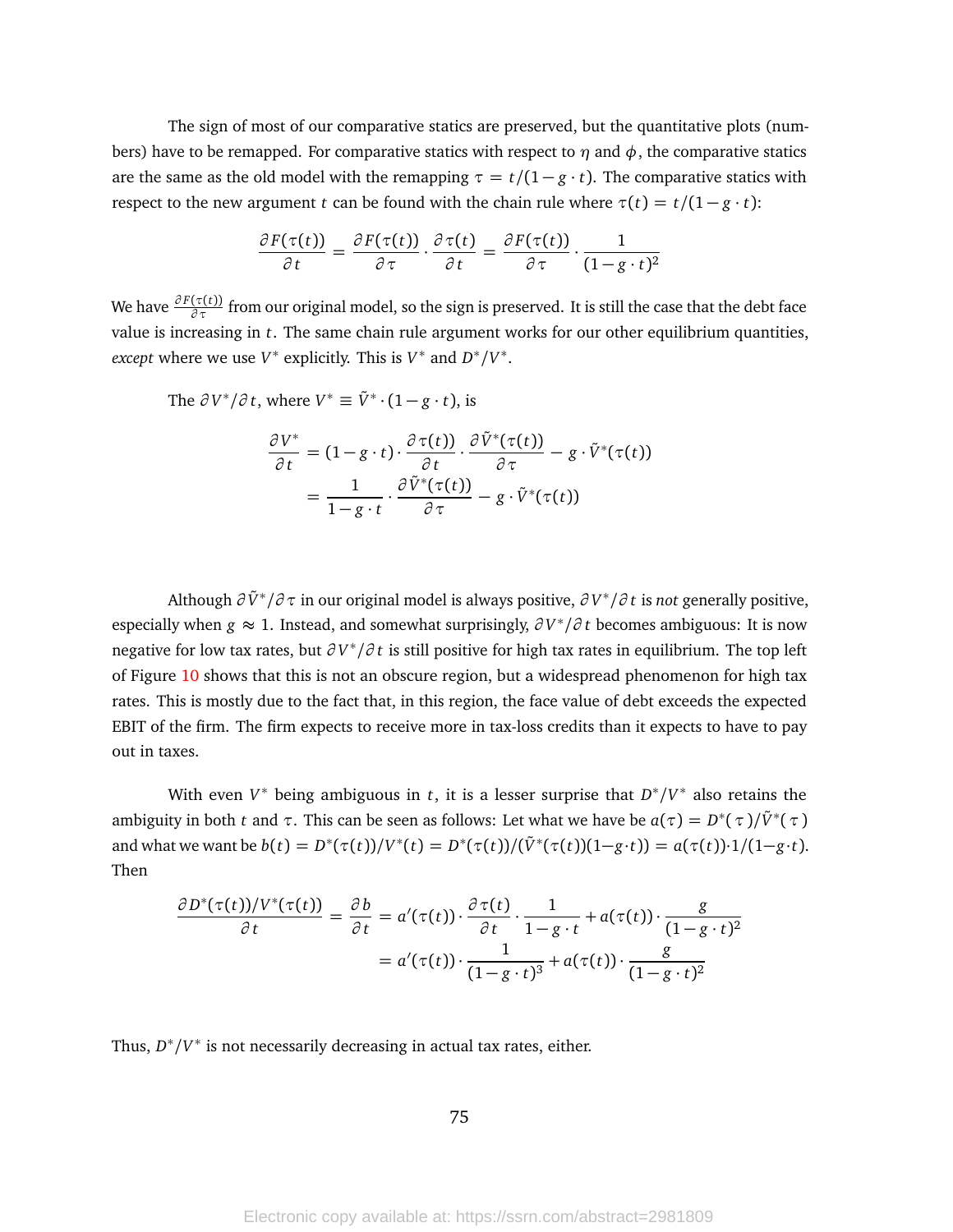The sign of most of our comparative statics are preserved, but the quantitative plots (numbers) have to be remapped. For comparative statics with respect to $\eta$ and $\phi$, the comparative statics are the same as the old model with the remapping $\tau = t/(1-g\cdot t)$. The comparative statics with respect to the new argument $t$ can be found with the chain rule where $\tau(t) = t/(1-g\cdot t)$:

$$\frac{\partial F(\tau(t))}{\partial t} = \frac{\partial F(\tau(t))}{\partial \tau}\cdot\frac{\partial \tau(t)}{\partial t} = \frac{\partial F(\tau(t))}{\partial \tau}\cdot\frac{1}{(1-g\cdot t)^2}$$

We have $\frac{\partial F(\tau(t))}{\partial \tau}$ from our original model, so the sign is preserved. It is still the case that the debt face value is increasing in $t$. The same chain rule argument works for our other equilibrium quantities, *except* where we use $V^*$ explicitly. This is $V^*$ and $D^*/V^*$.

The $\partial V^*/\partial t$, where $V^* \equiv \tilde{V}^*\cdot(1-g\cdot t)$, is

$$\begin{aligned}
\frac{\partial V^*}{\partial t} &= (1-g\cdot t)\cdot\frac{\partial \tau(t))}{\partial t}\cdot\frac{\partial \tilde{V}^*(\tau(t))}{\partial \tau} - g\cdot\tilde{V}^*(\tau(t)) \\
&= \frac{1}{1-g\cdot t}\cdot\frac{\partial \tilde{V}^*(\tau(t))}{\partial \tau} - g\cdot\tilde{V}^*(\tau(t))
\end{aligned}$$

Although $\partial\tilde{V}^*/\partial\tau$ in our original model is always positive, $\partial V^*/\partial t$ is *not* generally positive, especially when $g \approx 1$. Instead, and somewhat surprisingly, $\partial V^*/\partial t$ becomes ambiguous: It is now negative for low tax rates, but $\partial V^*/\partial t$ is still positive for high tax rates in equilibrium. The top left of Figure 10 shows that this is not an obscure region, but a widespread phenomenon for high tax rates. This is mostly due to the fact that, in this region, the face value of debt exceeds the expected EBIT of the firm. The firm expects to receive more in tax-loss credits than it expects to have to pay out in taxes.

With even $V^*$ being ambiguous in $t$, it is a lesser surprise that $D^*/V^*$ also retains the ambiguity in both $t$ and $\tau$. This can be seen as follows: Let what we have be $a(\tau) = D^*(\tau)/\tilde{V}^*(\tau)$ and what we want be $b(t) = D^*(\tau(t))/V^*(t) = D^*(\tau(t))/(\tilde{V}^*(\tau(t))(1-g\cdot t)) = a(\tau(t))\cdot 1/(1-g\cdot t)$. Then

$$\begin{aligned}
\frac{\partial D^*(\tau(t))/V^*(\tau(t))}{\partial t} = \frac{\partial b}{\partial t} &= a'(\tau(t))\cdot\frac{\partial \tau(t)}{\partial t}\cdot\frac{1}{1-g\cdot t} + a(\tau(t))\cdot\frac{g}{(1-g\cdot t)^2} \\
&= a'(\tau(t))\cdot\frac{1}{(1-g\cdot t)^3} + a(\tau(t))\cdot\frac{g}{(1-g\cdot t)^2}
\end{aligned}$$

Thus, $D^*/V^*$ is not necessarily decreasing in actual tax rates, either.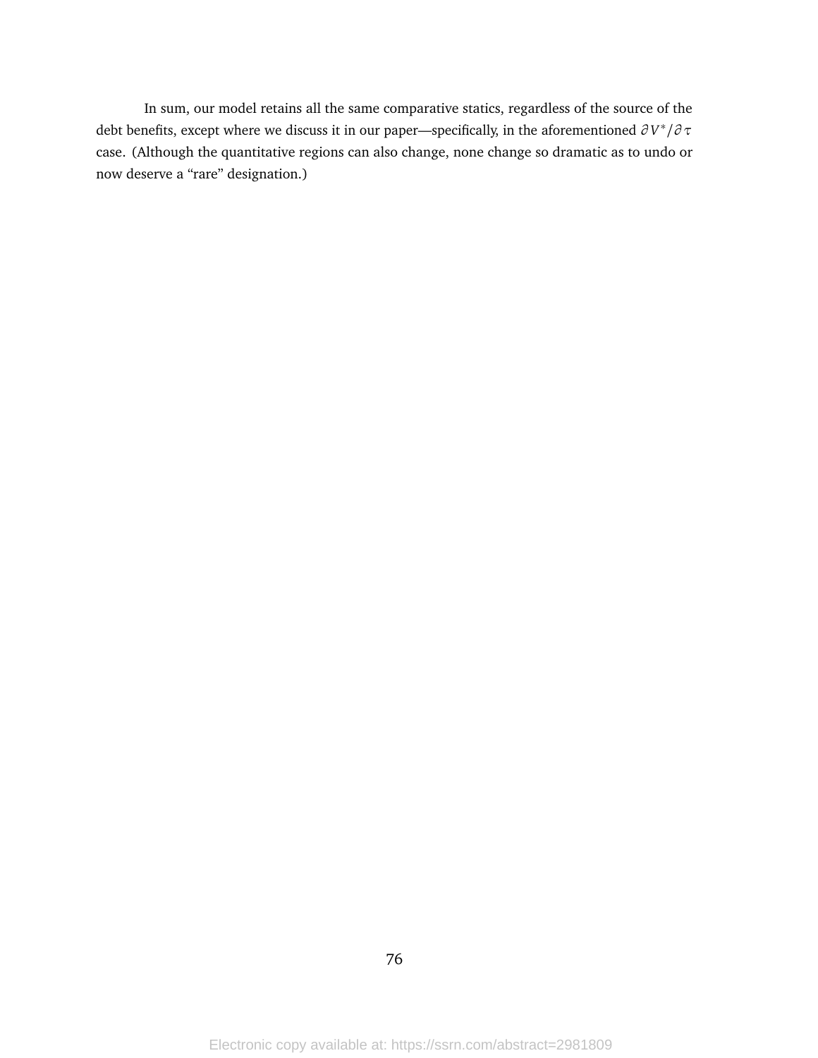In sum, our model retains all the same comparative statics, regardless of the source of the debt benefits, except where we discuss it in our paper—specifically, in the aforementioned $\partial V^*/\partial \tau$ case. (Although the quantitative regions can also change, none change so dramatic as to undo or now deserve a "rare" designation.)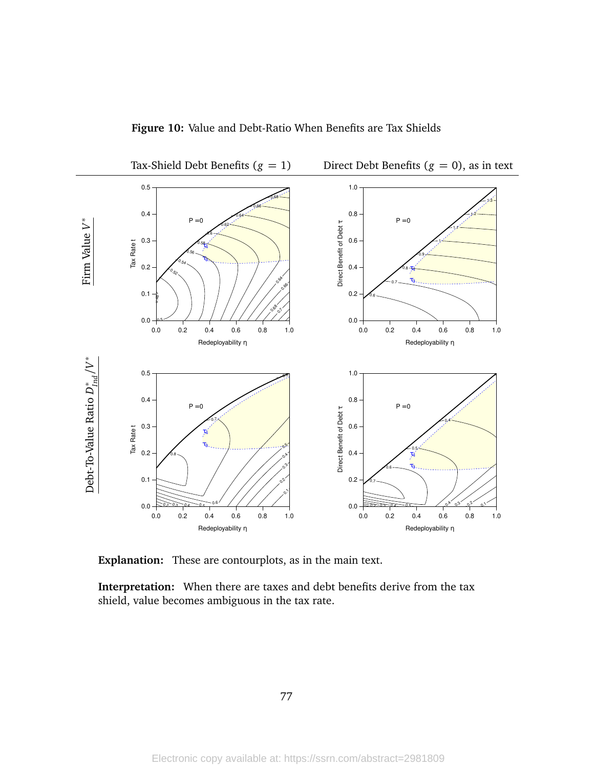**Figure 10:** Value and Debt-Ratio When Benefits are Tax Shields

Tax-Shield Debt Benefits ($g = 1$)

Direct Debt Benefits ($g = 0$), as in text

Firm Value $V^*$

Debt-To-Value Ratio $D^*_{Ind}/V^*$

P =0

Tax Rate t

Direct Benefit of Debt τ

Redeployability η

**Explanation:** These are contourplots, as in the main text.

**Interpretation:** When there are taxes and debt benefits derive from the tax shield, value becomes ambiguous in the tax rate.